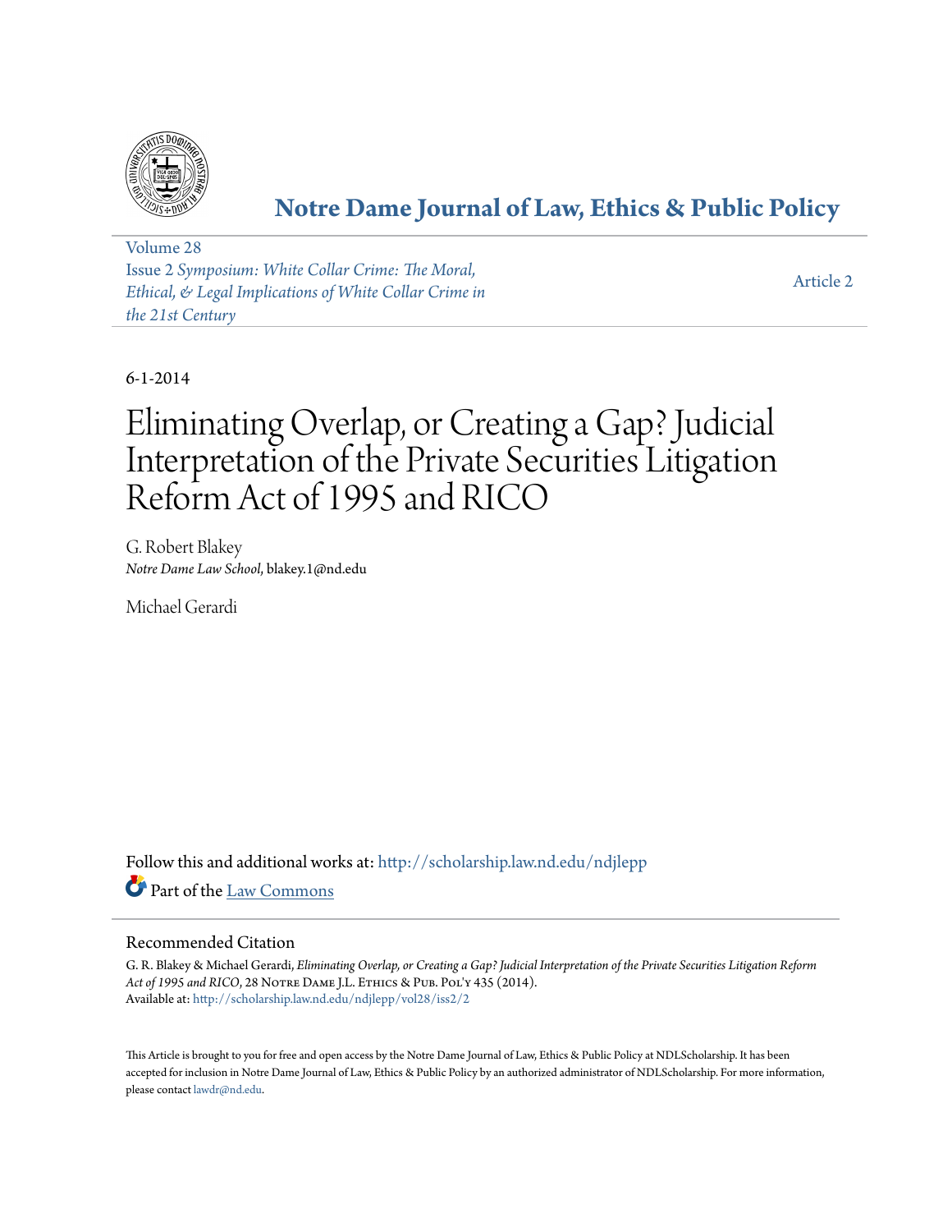# Notre Dame Journal of Law, Ethics & Public Policy

Volume 28
Issue 2 *Symposium: White Collar Crime: The Moral, Ethical, & Legal Implications of White Collar Crime in the 21st Century*

Article 2

6-1-2014

# Eliminating Overlap, or Creating a Gap? Judicial Interpretation of the Private Securities Litigation Reform Act of 1995 and RICO

G. Robert Blakey
*Notre Dame Law School*, blakey.1@nd.edu

Michael Gerardi

Follow this and additional works at: http://scholarship.law.nd.edu/ndjlepp
Part of the Law Commons

## Recommended Citation

G. R. Blakey & Michael Gerardi, *Eliminating Overlap, or Creating a Gap? Judicial Interpretation of the Private Securities Litigation Reform Act of 1995 and RICO*, 28 Notre Dame J.L. Ethics & Pub. Pol'y 435 (2014).
Available at: http://scholarship.law.nd.edu/ndjlepp/vol28/iss2/2

This Article is brought to you for free and open access by the Notre Dame Journal of Law, Ethics & Public Policy at NDLScholarship. It has been accepted for inclusion in Notre Dame Journal of Law, Ethics & Public Policy by an authorized administrator of NDLScholarship. For more information, please contact lawdr@nd.edu.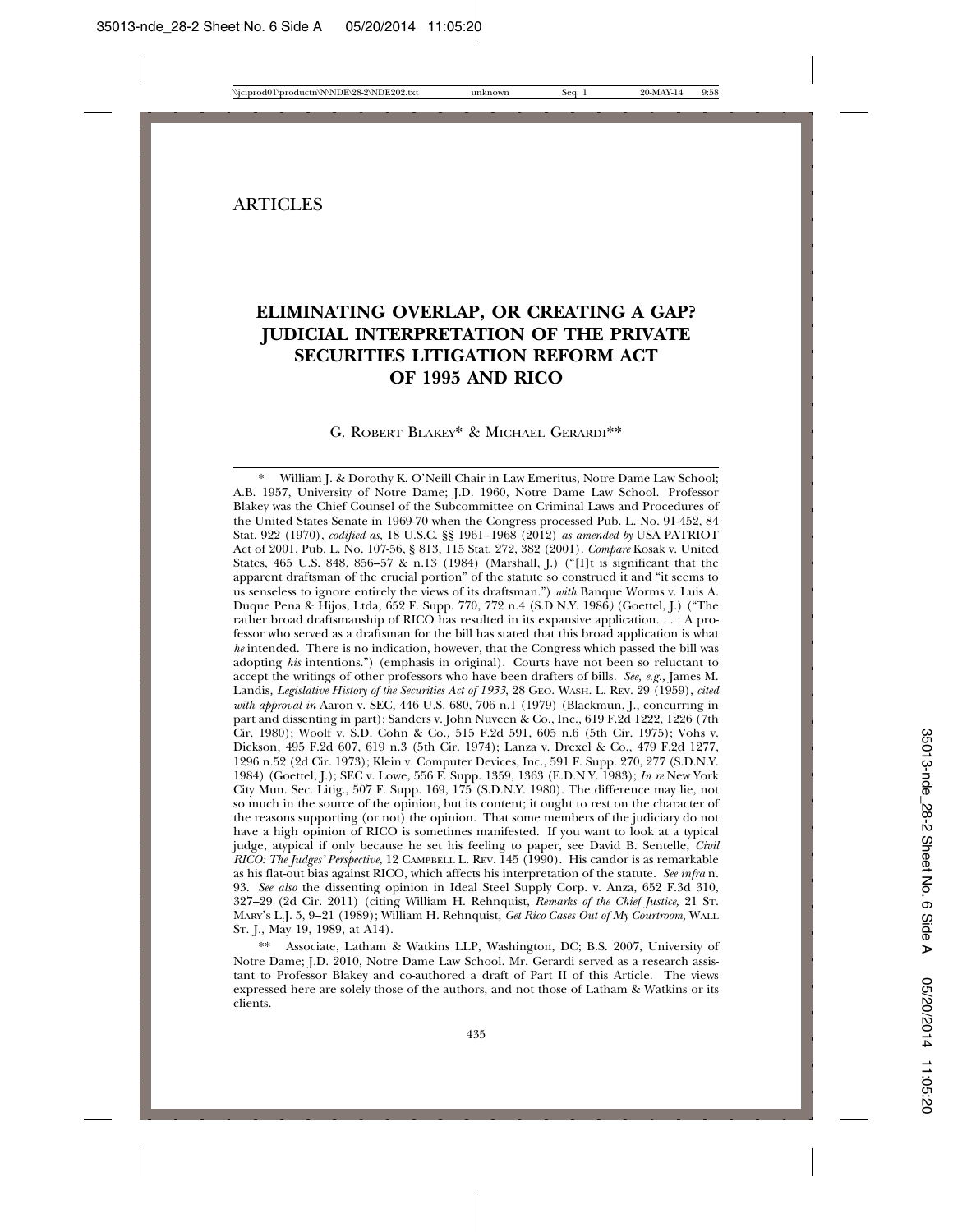# ARTICLES

## ELIMINATING OVERLAP, OR CREATING A GAP? JUDICIAL INTERPRETATION OF THE PRIVATE SECURITIES LITIGATION REFORM ACT OF 1995 AND RICO

G. ROBERT BLAKEY* & MICHAEL GERARDI**

---

\* William J. & Dorothy K. O'Neill Chair in Law Emeritus, Notre Dame Law School; A.B. 1957, University of Notre Dame; J.D. 1960, Notre Dame Law School. Professor Blakey was the Chief Counsel of the Subcommittee on Criminal Laws and Procedures of the United States Senate in 1969-70 when the Congress processed Pub. L. No. 91-452, 84 Stat. 922 (1970), *codified as*, 18 U.S.C. §§ 1961–1968 (2012) *as amended by* USA PATRIOT Act of 2001, Pub. L. No. 107-56, § 813, 115 Stat. 272, 382 (2001). *Compare* Kosak v. United States, 465 U.S. 848, 856–57 & n.13 (1984) (Marshall, J.) ("[I]t is significant that the apparent draftsman of the crucial portion" of the statute so construed it and "it seems to us senseless to ignore entirely the views of its draftsman.") *with* Banque Worms v. Luis A. Duque Pena & Hijos, Ltda, 652 F. Supp. 770, 772 n.4 (S.D.N.Y. 1986) (Goettel, J.) ("The rather broad draftsmanship of RICO has resulted in its expansive application. . . . A professor who served as a draftsman for the bill has stated that this broad application is what *he* intended. There is no indication, however, that the Congress which passed the bill was adopting *his* intentions.") (emphasis in original). Courts have not been so reluctant to accept the writings of other professors who have been drafters of bills. *See, e.g.*, James M. Landis, *Legislative History of the Securities Act of 1933*, 28 GEO. WASH. L. REV. 29 (1959), *cited with approval in* Aaron v. SEC, 446 U.S. 680, 706 n.1 (1979) (Blackmun, J., concurring in part and dissenting in part); Sanders v. John Nuveen & Co., Inc., 619 F.2d 1222, 1226 (7th Cir. 1980); Woolf v. S.D. Cohn & Co., 515 F.2d 591, 605 n.6 (5th Cir. 1975); Vohs v. Dickson, 495 F.2d 607, 619 n.3 (5th Cir. 1974); Lanza v. Drexel & Co., 479 F.2d 1277, 1296 n.52 (2d Cir. 1973); Klein v. Computer Devices, Inc., 591 F. Supp. 270, 277 (S.D.N.Y. 1984) (Goettel, J.); SEC v. Lowe, 556 F. Supp. 1359, 1363 (E.D.N.Y. 1983); *In re* New York City Mun. Sec. Litig., 507 F. Supp. 169, 175 (S.D.N.Y. 1980). The difference may lie, not so much in the source of the opinion, but its content; it ought to rest on the character of the reasons supporting (or not) the opinion. That some members of the judiciary do not have a high opinion of RICO is sometimes manifested. If you want to look at a typical judge, atypical if only because he set his feeling to paper, see David B. Sentelle, *Civil RICO: The Judges' Perspective*, 12 CAMPBELL L. REV. 145 (1990). His candor is as remarkable as his flat-out bias against RICO, which affects his interpretation of the statute. *See infra* n. 93. *See also* the dissenting opinion in Ideal Steel Supply Corp. v. Anza, 652 F.3d 310, 327–29 (2d Cir. 2011) (citing William H. Rehnquist, *Remarks of the Chief Justice*, 21 ST. MARY'S L.J. 5, 9–21 (1989); William H. Rehnquist, *Get Rico Cases Out of My Courtroom*, WALL ST. J., May 19, 1989, at A14).

\** Associate, Latham & Watkins LLP, Washington, DC; B.S. 2007, University of Notre Dame; J.D. 2010, Notre Dame Law School. Mr. Gerardi served as a research assistant to Professor Blakey and co-authored a draft of Part II of this Article. The views expressed here are solely those of the authors, and not those of Latham & Watkins or its clients.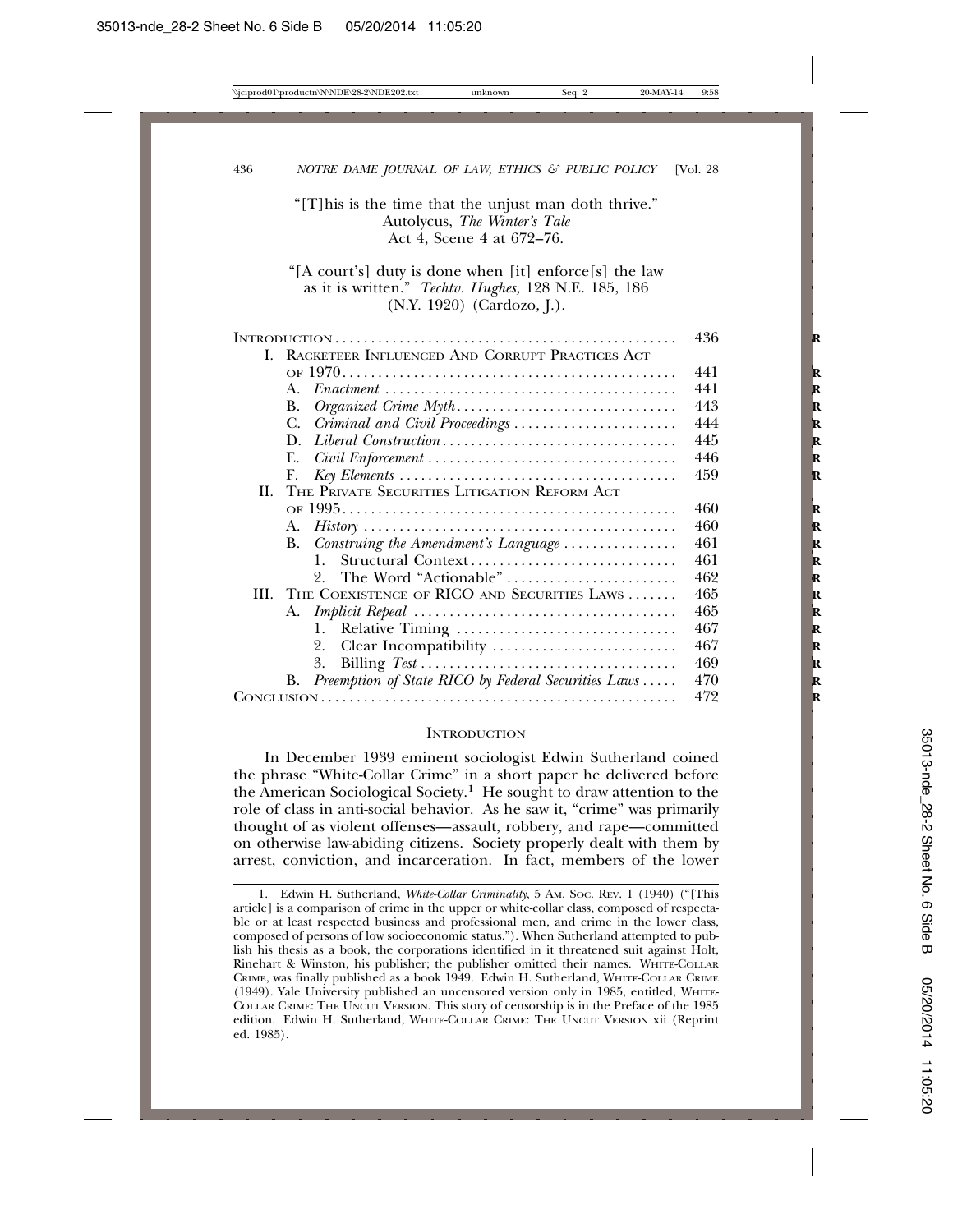"[T]his is the time that the unjust man doth thrive."
Autolycus, *The Winter's Tale*
Act 4, Scene 4 at 672–76.

"[A court's] duty is done when [it] enforce[s] the law as it is written." *Techtv. Hughes*, 128 N.E. 185, 186 (N.Y. 1920) (Cardozo, J.).

| | |
|---|---|
| INTRODUCTION | 436 |
| I. RACKETEER INFLUENCED AND CORRUPT PRACTICES ACT OF 1970 | 441 |
| A. *Enactment* | 441 |
| B. *Organized Crime Myth* | 443 |
| C. *Criminal and Civil Proceedings* | 444 |
| D. *Liberal Construction* | 445 |
| E. *Civil Enforcement* | 446 |
| F. *Key Elements* | 459 |
| II. THE PRIVATE SECURITIES LITIGATION REFORM ACT OF 1995 | 460 |
| A. *History* | 460 |
| B. *Construing the Amendment's Language* | 461 |
| 1. Structural Context | 461 |
| 2. The Word "Actionable" | 462 |
| III. THE COEXISTENCE OF RICO AND SECURITIES LAWS | 465 |
| A. *Implicit Repeal* | 465 |
| 1. Relative Timing | 467 |
| 2. Clear Incompatibility | 467 |
| 3. Billing *Test* | 469 |
| B. *Preemption of State RICO by Federal Securities Laws* | 470 |
| CONCLUSION | 472 |

## INTRODUCTION

In December 1939 eminent sociologist Edwin Sutherland coined the phrase "White-Collar Crime" in a short paper he delivered before the American Sociological Society.[1] He sought to draw attention to the role of class in anti-social behavior. As he saw it, "crime" was primarily thought of as violent offenses—assault, robbery, and rape—committed on otherwise law-abiding citizens. Society properly dealt with them by arrest, conviction, and incarceration. In fact, members of the lower

---

1. Edwin H. Sutherland, *White-Collar Criminality*, 5 AM. SOC. REV. 1 (1940) ("[This article] is a comparison of crime in the upper or white-collar class, composed of respectable or at least respected business and professional men, and crime in the lower class, composed of persons of low socioeconomic status."). When Sutherland attempted to publish his thesis as a book, the corporations identified in it threatened suit against Holt, Rinehart & Winston, his publisher; the publisher omitted their names. WHITE-COLLAR CRIME, was finally published as a book 1949. Edwin H. Sutherland, WHITE-COLLAR CRIME (1949). Yale University published an uncensored version only in 1985, entitled, WHITE-COLLAR CRIME: THE UNCUT VERSION. This story of censorship is in the Preface of the 1985 edition. Edwin H. Sutherland, WHITE-COLLAR CRIME: THE UNCUT VERSION xii (Reprint ed. 1985).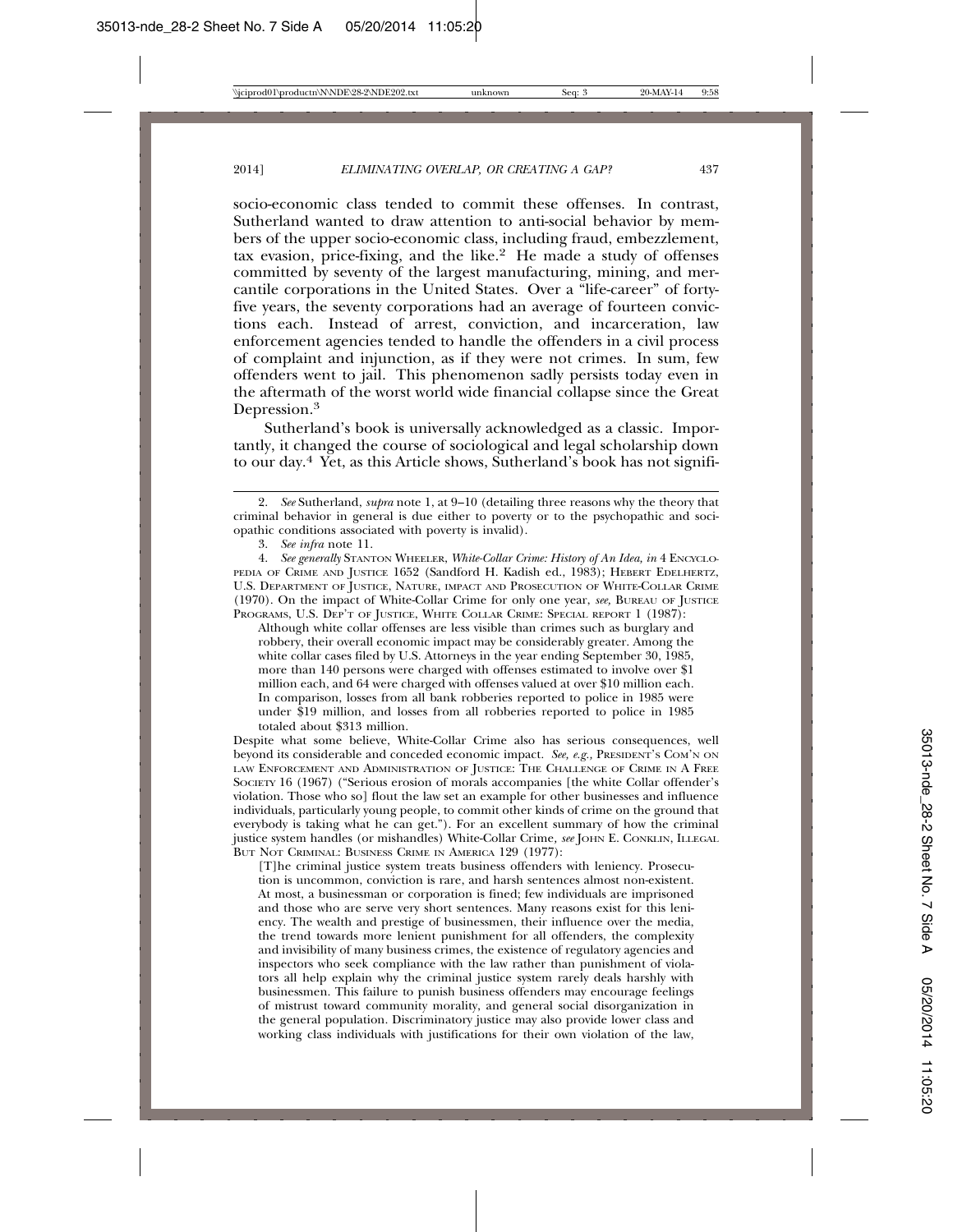socio-economic class tended to commit these offenses. In contrast, Sutherland wanted to draw attention to anti-social behavior by members of the upper socio-economic class, including fraud, embezzlement, tax evasion, price-fixing, and the like.[2] He made a study of offenses committed by seventy of the largest manufacturing, mining, and mercantile corporations in the United States. Over a "life-career" of forty-five years, the seventy corporations had an average of fourteen convictions each. Instead of arrest, conviction, and incarceration, law enforcement agencies tended to handle the offenders in a civil process of complaint and injunction, as if they were not crimes. In sum, few offenders went to jail. This phenomenon sadly persists today even in the aftermath of the worst world wide financial collapse since the Great Depression.[3]

Sutherland's book is universally acknowledged as a classic. Importantly, it changed the course of sociological and legal scholarship down to our day.[4] Yet, as this Article shows, Sutherland's book has not signifi-

---

2. *See* Sutherland, *supra* note 1, at 9–10 (detailing three reasons why the theory that criminal behavior in general is due either to poverty or to the psychopathic and sociopathic conditions associated with poverty is invalid).

3. *See infra* note 11.

4. *See generally* STANTON WHEELER, *White-Collar Crime: History of An Idea, in* 4 ENCYCLOPEDIA OF CRIME AND JUSTICE 1652 (Sandford H. Kadish ed., 1983); HEBERT EDELHERTZ, U.S. DEPARTMENT OF JUSTICE, NATURE, IMPACT AND PROSECUTION OF WHITE-COLLAR CRIME (1970). On the impact of White-Collar Crime for only one year, *see,* BUREAU OF JUSTICE PROGRAMS, U.S. DEP'T OF JUSTICE, WHITE COLLAR CRIME: SPECIAL REPORT 1 (1987):

> Although white collar offenses are less visible than crimes such as burglary and robbery, their overall economic impact may be considerably greater. Among the white collar cases filed by U.S. Attorneys in the year ending September 30, 1985, more than 140 persons were charged with offenses estimated to involve over $1 million each, and 64 were charged with offenses valued at over $10 million each. In comparison, losses from all bank robberies reported to police in 1985 were under $19 million, and losses from all robberies reported to police in 1985 totaled about $313 million.

Despite what some believe, White-Collar Crime also has serious consequences, well beyond its considerable and conceded economic impact. *See, e.g.,* PRESIDENT'S COM'N ON LAW ENFORCEMENT AND ADMINISTRATION OF JUSTICE: THE CHALLENGE OF CRIME IN A FREE SOCIETY 16 (1967) ("Serious erosion of morals accompanies [the white Collar offender's violation. Those who so] flout the law set an example for other businesses and influence individuals, particularly young people, to commit other kinds of crime on the ground that everybody is taking what he can get."). For an excellent summary of how the criminal justice system handles (or mishandles) White-Collar Crime, *see* JOHN E. CONKLIN, ILLEGAL BUT NOT CRIMINAL: BUSINESS CRIME IN AMERICA 129 (1977):

> [T]he criminal justice system treats business offenders with leniency. Prosecution is uncommon, conviction is rare, and harsh sentences almost non-existent. At most, a businessman or corporation is fined; few individuals are imprisoned and those who are serve very short sentences. Many reasons exist for this leniency. The wealth and prestige of businessmen, their influence over the media, the trend towards more lenient punishment for all offenders, the complexity and invisibility of many business crimes, the existence of regulatory agencies and inspectors who seek compliance with the law rather than punishment of violators all help explain why the criminal justice system rarely deals harshly with businessmen. This failure to punish business offenders may encourage feelings of mistrust toward community morality, and general social disorganization in the general population. Discriminatory justice may also provide lower class and working class individuals with justifications for their own violation of the law,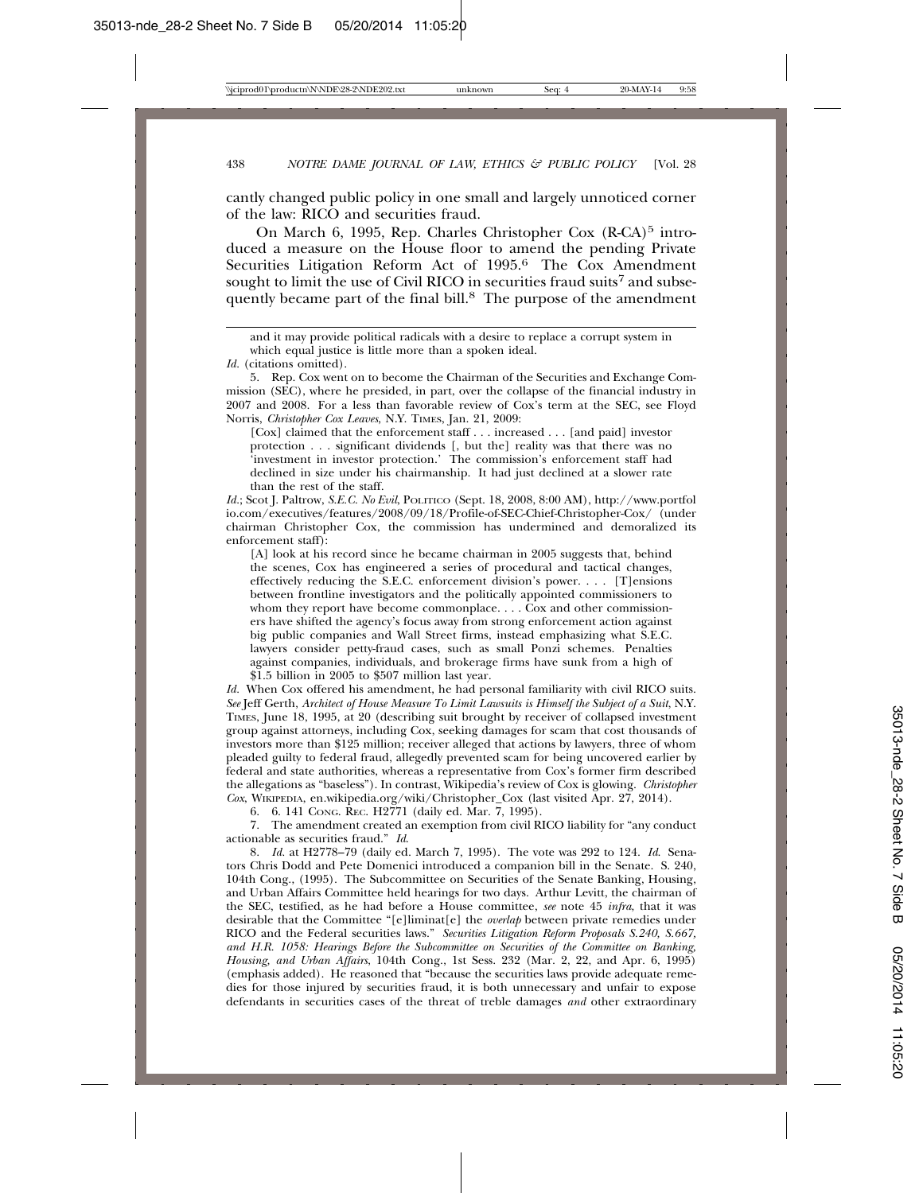cantly changed public policy in one small and largely unnoticed corner of the law: RICO and securities fraud.

On March 6, 1995, Rep. Charles Christopher Cox (R-CA)[5] introduced a measure on the House floor to amend the pending Private Securities Litigation Reform Act of 1995.[6] The Cox Amendment sought to limit the use of Civil RICO in securities fraud suits[7] and subsequently became part of the final bill.[8] The purpose of the amendment

> and it may provide political radicals with a desire to replace a corrupt system in which equal justice is little more than a spoken ideal.

*Id.* (citations omitted).

5. Rep. Cox went on to become the Chairman of the Securities and Exchange Commission (SEC), where he presided, in part, over the collapse of the financial industry in 2007 and 2008. For a less than favorable review of Cox's term at the SEC, see Floyd Norris, *Christopher Cox Leaves*, N.Y. TIMES, Jan. 21, 2009:

> [Cox] claimed that the enforcement staff . . . increased . . . [and paid] investor protection . . . significant dividends [, but the] reality was that there was no 'investment in investor protection.' The commission's enforcement staff had declined in size under his chairmanship. It had just declined at a slower rate than the rest of the staff.

*Id.*; Scot J. Paltrow, *S.E.C. No Evil*, POLITICO (Sept. 18, 2008, 8:00 AM), http://www.portfolio.com/executives/features/2008/09/18/Profile-of-SEC-Chief-Christopher-Cox/ (under chairman Christopher Cox, the commission has undermined and demoralized its enforcement staff):

> [A] look at his record since he became chairman in 2005 suggests that, behind the scenes, Cox has engineered a series of procedural and tactical changes, effectively reducing the S.E.C. enforcement division's power. . . . [T]ensions between frontline investigators and the politically appointed commissioners to whom they report have become commonplace. . . . Cox and other commissioners have shifted the agency's focus away from strong enforcement action against big public companies and Wall Street firms, instead emphasizing what S.E.C. lawyers consider petty-fraud cases, such as small Ponzi schemes. Penalties against companies, individuals, and brokerage firms have sunk from a high of $1.5 billion in 2005 to $507 million last year.

*Id.* When Cox offered his amendment, he had personal familiarity with civil RICO suits. *See* Jeff Gerth, *Architect of House Measure To Limit Lawsuits is Himself the Subject of a Suit*, N.Y. TIMES, June 18, 1995, at 20 (describing suit brought by receiver of collapsed investment group against attorneys, including Cox, seeking damages for scam that cost thousands of investors more than $125 million; receiver alleged that actions by lawyers, three of whom pleaded guilty to federal fraud, allegedly prevented scam for being uncovered earlier by federal and state authorities, whereas a representative from Cox's former firm described the allegations as "baseless"). In contrast, Wikipedia's review of Cox is glowing. *Christopher Cox*, WIKIPEDIA, en.wikipedia.org/wiki/Christopher_Cox (last visited Apr. 27, 2014).

6. 6. 141 CONG. REC. H2771 (daily ed. Mar. 7, 1995).

7. The amendment created an exemption from civil RICO liability for "any conduct actionable as securities fraud." *Id.*

8. *Id.* at H2778–79 (daily ed. March 7, 1995). The vote was 292 to 124. *Id.* Senators Chris Dodd and Pete Domenici introduced a companion bill in the Senate. S. 240, 104th Cong., (1995). The Subcommittee on Securities of the Senate Banking, Housing, and Urban Affairs Committee held hearings for two days. Arthur Levitt, the chairman of the SEC, testified, as he had before a House committee, *see* note 45 *infra*, that it was desirable that the Committee "[e]liminat[e] the *overlap* between private remedies under RICO and the Federal securities laws." *Securities Litigation Reform Proposals S.240, S.667, and H.R. 1058: Hearings Before the Subcommittee on Securities of the Committee on Banking, Housing, and Urban Affairs*, 104th Cong., 1st Sess. 232 (Mar. 2, 22, and Apr. 6, 1995) (emphasis added). He reasoned that "because the securities laws provide adequate remedies for those injured by securities fraud, it is both unnecessary and unfair to expose defendants in securities cases of the threat of treble damages *and* other extraordinary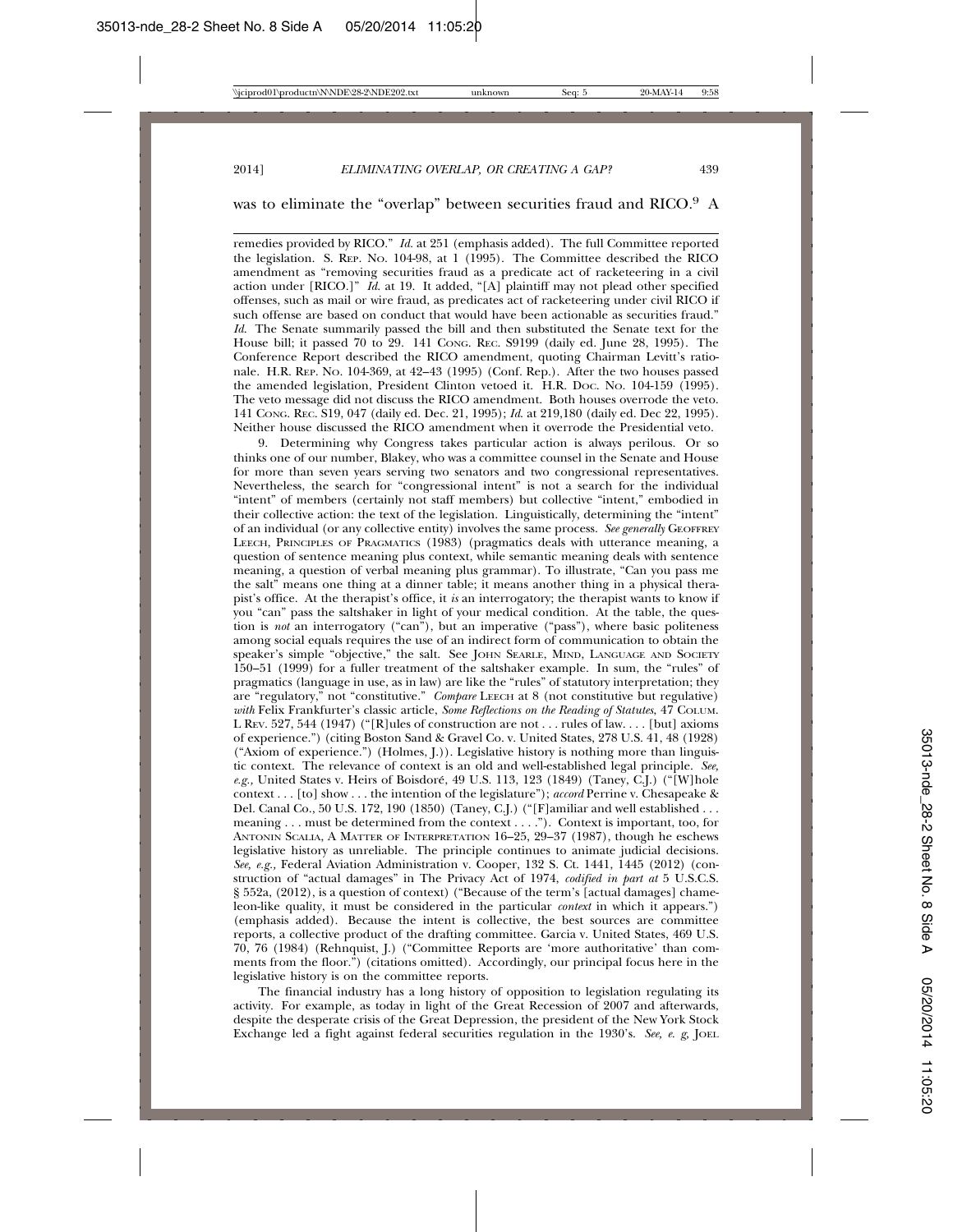was to eliminate the "overlap" between securities fraud and RICO.[9] A

remedies provided by RICO." *Id.* at 251 (emphasis added). The full Committee reported the legislation. S. REP. NO. 104-98, at 1 (1995). The Committee described the RICO amendment as "removing securities fraud as a predicate act of racketeering in a civil action under [RICO.]" *Id.* at 19. It added, "[A] plaintiff may not plead other specified offenses, such as mail or wire fraud, as predicates act of racketeering under civil RICO if such offense are based on conduct that would have been actionable as securities fraud." *Id.* The Senate summarily passed the bill and then substituted the Senate text for the House bill; it passed 70 to 29. 141 CONG. REC. S9199 (daily ed. June 28, 1995). The Conference Report described the RICO amendment, quoting Chairman Levitt's rationale. H.R. REP. NO. 104-369, at 42–43 (1995) (Conf. Rep.). After the two houses passed the amended legislation, President Clinton vetoed it. H.R. DOC. NO. 104-159 (1995). The veto message did not discuss the RICO amendment. Both houses overrode the veto. 141 CONG. REC. S19, 047 (daily ed. Dec. 21, 1995); *Id.* at 219,180 (daily ed. Dec 22, 1995). Neither house discussed the RICO amendment when it overrode the Presidential veto.

9. Determining why Congress takes particular action is always perilous. Or so thinks one of our number, Blakey, who was a committee counsel in the Senate and House for more than seven years serving two senators and two congressional representatives. Nevertheless, the search for "congressional intent" is not a search for the individual "intent" of members (certainly not staff members) but collective "intent," embodied in their collective action: the text of the legislation. Linguistically, determining the "intent" of an individual (or any collective entity) involves the same process. *See generally* GEOFFREY LEECH, PRINCIPLES OF PRAGMATICS (1983) (pragmatics deals with utterance meaning, a question of sentence meaning plus context, while semantic meaning deals with sentence meaning, a question of verbal meaning plus grammar). To illustrate, "Can you pass me the salt" means one thing at a dinner table; it means another thing in a physical therapist's office. At the therapist's office, it *is* an interrogatory; the therapist wants to know if you "can" pass the saltshaker in light of your medical condition. At the table, the question is *not* an interrogatory ("can"), but an imperative ("pass"), where basic politeness among social equals requires the use of an indirect form of communication to obtain the speaker's simple "objective," the salt. See JOHN SEARLE, MIND, LANGUAGE AND SOCIETY 150–51 (1999) for a fuller treatment of the saltshaker example. In sum, the "rules" of pragmatics (language in use, as in law) are like the "rules" of statutory interpretation; they are "regulatory," not "constitutive." *Compare* LEECH at 8 (not constitutive but regulative) *with* Felix Frankfurter's classic article, *Some Reflections on the Reading of Statutes*, 47 COLUM. L REV. 527, 544 (1947) ("[R]ules of construction are not . . . rules of law. . . . [but] axioms of experience.") (citing Boston Sand & Gravel Co. v. United States, 278 U.S. 41, 48 (1928) ("Axiom of experience.") (Holmes, J.)). Legislative history is nothing more than linguistic context. The relevance of context is an old and well-established legal principle. *See, e.g.,* United States v. Heirs of Boisdoré, 49 U.S. 113, 123 (1849) (Taney, C.J.) ("[W]hole context . . . [to] show . . . the intention of the legislature"); *accord* Perrine v. Chesapeake & Del. Canal Co., 50 U.S. 172, 190 (1850) (Taney, C.J.) ("[F]amiliar and well established . . . meaning . . . must be determined from the context . . . ."). Context is important, too, for ANTONIN SCALIA, A MATTER OF INTERPRETATION 16–25, 29–37 (1987), though he eschews legislative history as unreliable. The principle continues to animate judicial decisions. *See, e.g.,* Federal Aviation Administration v. Cooper, 132 S. Ct. 1441, 1445 (2012) (construction of "actual damages" in The Privacy Act of 1974, *codified in part at* 5 U.S.C.S. § 552a, (2012), is a question of context) ("Because of the term's [actual damages] chameleon-like quality, it must be considered in the particular *context* in which it appears.") (emphasis added). Because the intent is collective, the best sources are committee reports, a collective product of the drafting committee. Garcia v. United States, 469 U.S. 70, 76 (1984) (Rehnquist, J.) ("Committee Reports are 'more authoritative' than comments from the floor.") (citations omitted). Accordingly, our principal focus here in the legislative history is on the committee reports.

The financial industry has a long history of opposition to legislation regulating its activity. For example, as today in light of the Great Recession of 2007 and afterwards, despite the desperate crisis of the Great Depression, the president of the New York Stock Exchange led a fight against federal securities regulation in the 1930's. *See, e. g,* JOEL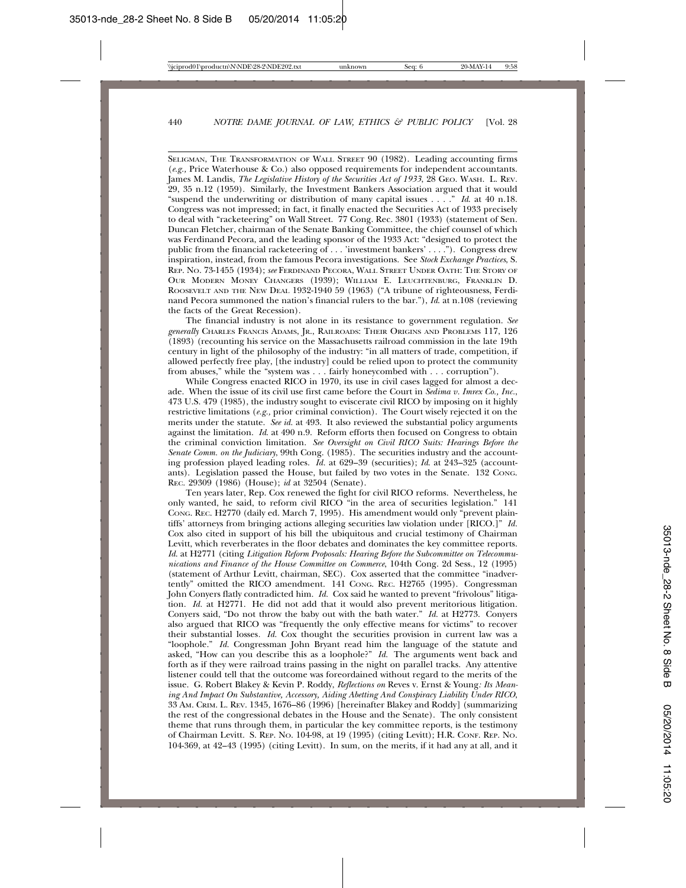SELIGMAN, THE TRANSFORMATION OF WALL STREET 90 (1982). Leading accounting firms (*e.g.*, Price Waterhouse & Co.) also opposed requirements for independent accountants. James M. Landis, *The Legislative History of the Securities Act of 1933*, 28 GEO. WASH. L. REV. 29, 35 n.12 (1959). Similarly, the Investment Bankers Association argued that it would "suspend the underwriting or distribution of many capital issues . . . ." *Id.* at 40 n.18. Congress was not impressed; in fact, it finally enacted the Securities Act of 1933 precisely to deal with "racketeering" on Wall Street. 77 Cong. Rec. 3801 (1933) (statement of Sen. Duncan Fletcher, chairman of the Senate Banking Committee, the chief counsel of which was Ferdinand Pecora, and the leading sponsor of the 1933 Act: "designed to protect the public from the financial racketeering of . . . 'investment bankers' . . . ."). Congress drew inspiration, instead, from the famous Pecora investigations. See *Stock Exchange Practices*, S. REP. NO. 73-1455 (1934); *see* FERDINAND PECORA, WALL STREET UNDER OATH: THE STORY OF OUR MODERN MONEY CHANGERS (1939); WILLIAM E. LEUCHTENBURG, FRANKLIN D. ROOSEVELT AND THE NEW DEAL 1932-1940 59 (1963) ("A tribune of righteousness, Ferdinand Pecora summoned the nation's financial rulers to the bar."), *Id.* at n.108 (reviewing the facts of the Great Recession).

The financial industry is not alone in its resistance to government regulation. *See generally* CHARLES FRANCIS ADAMS, JR., RAILROADS: THEIR ORIGINS AND PROBLEMS 117, 126 (1893) (recounting his service on the Massachusetts railroad commission in the late 19th century in light of the philosophy of the industry: "in all matters of trade, competition, if allowed perfectly free play, [the industry] could be relied upon to protect the community from abuses," while the "system was . . . fairly honeycombed with . . . corruption").

While Congress enacted RICO in 1970, its use in civil cases lagged for almost a decade. When the issue of its civil use first came before the Court in *Sedima v. Imrex Co., Inc.*, 473 U.S. 479 (1985), the industry sought to eviscerate civil RICO by imposing on it highly restrictive limitations (*e.g.*, prior criminal conviction). The Court wisely rejected it on the merits under the statute. *See id.* at 493. It also reviewed the substantial policy arguments against the limitation. *Id.* at 490 n.9. Reform efforts then focused on Congress to obtain the criminal conviction limitation. *See Oversight on Civil RICO Suits: Hearings Before the Senate Comm. on the Judiciary*, 99th Cong. (1985). The securities industry and the accounting profession played leading roles. *Id.* at 629–39 (securities); *Id.* at 243–325 (accountants). Legislation passed the House, but failed by two votes in the Senate. 132 CONG. REC. 29309 (1986) (House); *id* at 32504 (Senate).

Ten years later, Rep. Cox renewed the fight for civil RICO reforms. Nevertheless, he only wanted, he said, to reform civil RICO "in the area of securities legislation." 141 CONG. REC. H2770 (daily ed. March 7, 1995). His amendment would only "prevent plaintiffs' attorneys from bringing actions alleging securities law violation under [RICO.]" *Id.* Cox also cited in support of his bill the ubiquitous and crucial testimony of Chairman Levitt, which reverberates in the floor debates and dominates the key committee reports. *Id.* at H2771 (citing *Litigation Reform Proposals: Hearing Before the Subcommittee on Telecommunications and Finance of the House Committee on Commerce*, 104th Cong. 2d Sess., 12 (1995) (statement of Arthur Levitt, chairman, SEC). Cox asserted that the committee "inadvertently" omitted the RICO amendment. 141 CONG. REC. H2765 (1995). Congressman John Conyers flatly contradicted him. *Id.* Cox said he wanted to prevent "frivolous" litigation. *Id.* at H2771. He did not add that it would also prevent meritorious litigation. Conyers said, "Do not throw the baby out with the bath water." *Id.* at H2773. Conyers also argued that RICO was "frequently the only effective means for victims" to recover their substantial losses. *Id.* Cox thought the securities provision in current law was a "loophole." *Id.* Congressman John Bryant read him the language of the statute and asked, "How can you describe this as a loophole?" *Id.* The arguments went back and forth as if they were railroad trains passing in the night on parallel tracks. Any attentive listener could tell that the outcome was foreordained without regard to the merits of the issue. G. Robert Blakey & Kevin P. Roddy, *Reflections on* Reves v. Ernst & Young*: Its Meaning And Impact On Substantive, Accessory, Aiding Abetting And Conspiracy Liability Under RICO*, 33 AM. CRIM. L. REV. 1345, 1676–86 (1996) [hereinafter Blakey and Roddy] (summarizing the rest of the congressional debates in the House and the Senate). The only consistent theme that runs through them, in particular the key committee reports, is the testimony of Chairman Levitt. S. REP. NO. 104-98, at 19 (1995) (citing Levitt); H.R. CONF. REP. NO. 104-369, at 42–43 (1995) (citing Levitt). In sum, on the merits, if it had any at all, and it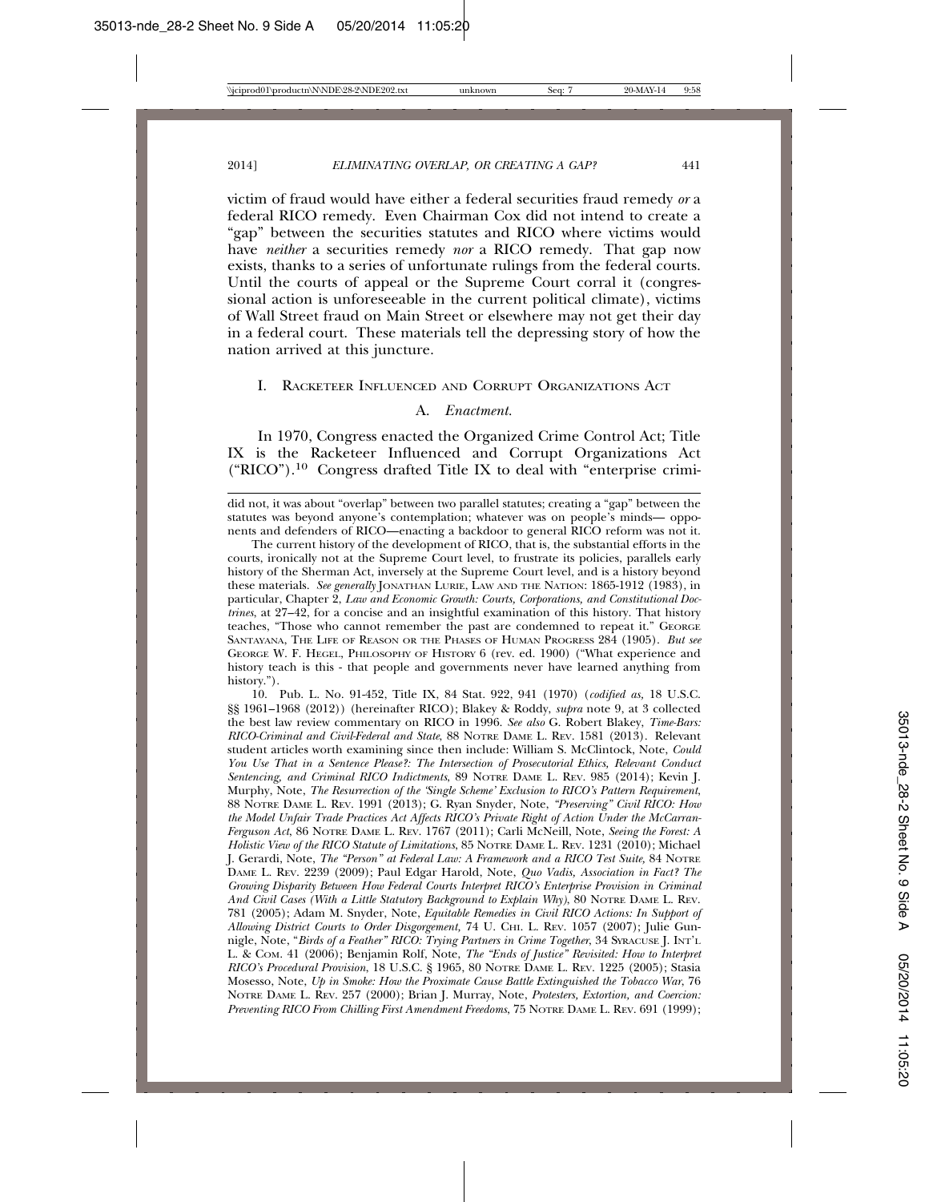victim of fraud would have either a federal securities fraud remedy *or* a federal RICO remedy. Even Chairman Cox did not intend to create a "gap" between the securities statutes and RICO where victims would have *neither* a securities remedy *nor* a RICO remedy. That gap now exists, thanks to a series of unfortunate rulings from the federal courts. Until the courts of appeal or the Supreme Court corral it (congressional action is unforeseeable in the current political climate), victims of Wall Street fraud on Main Street or elsewhere may not get their day in a federal court. These materials tell the depressing story of how the nation arrived at this juncture.

## I. Racketeer Influenced and Corrupt Organizations Act

### A. *Enactment.*

In 1970, Congress enacted the Organized Crime Control Act; Title IX is the Racketeer Influenced and Corrupt Organizations Act ("RICO").[10] Congress drafted Title IX to deal with "enterprise crimi-

---

did not, it was about "overlap" between two parallel statutes; creating a "gap" between the statutes was beyond anyone's contemplation; whatever was on people's minds— opponents and defenders of RICO—enacting a backdoor to general RICO reform was not it.

The current history of the development of RICO, that is, the substantial efforts in the courts, ironically not at the Supreme Court level, to frustrate its policies, parallels early history of the Sherman Act, inversely at the Supreme Court level, and is a history beyond these materials. *See generally* Jonathan Lurie, Law and the Nation: 1865-1912 (1983), in particular, Chapter 2, *Law and Economic Growth: Courts, Corporations, and Constitutional Doctrines*, at 27–42, for a concise and an insightful examination of this history. That history teaches, "Those who cannot remember the past are condemned to repeat it." George Santayana, The Life of Reason or the Phases of Human Progress 284 (1905). *But see* George W. F. Hegel, Philosophy of History 6 (rev. ed. 1900) ("What experience and history teach is this - that people and governments never have learned anything from history.").

10. Pub. L. No. 91-452, Title IX, 84 Stat. 922, 941 (1970) (*codified as,* 18 U.S.C. §§ 1961–1968 (2012)) (hereinafter RICO); Blakey & Roddy, *supra* note 9, at 3 collected the best law review commentary on RICO in 1996. *See also* G. Robert Blakey, *Time-Bars: RICO-Criminal and Civil-Federal and State*, 88 Notre Dame L. Rev. 1581 (2013). Relevant student articles worth examining since then include: William S. McClintock, Note, *Could You Use That in a Sentence Please?: The Intersection of Prosecutorial Ethics, Relevant Conduct Sentencing, and Criminal RICO Indictments*, 89 Notre Dame L. Rev. 985 (2014); Kevin J. Murphy, Note, *The Resurrection of the 'Single Scheme' Exclusion to RICO's Pattern Requirement*, 88 Notre Dame L. Rev. 1991 (2013); G. Ryan Snyder, Note, *"Preserving" Civil RICO: How the Model Unfair Trade Practices Act Affects RICO's Private Right of Action Under the McCarran-Ferguson Act*, 86 Notre Dame L. Rev. 1767 (2011); Carli McNeill, Note, *Seeing the Forest: A Holistic View of the RICO Statute of Limitations*, 85 Notre Dame L. Rev. 1231 (2010); Michael J. Gerardi, Note, *The "Person" at Federal Law: A Framework and a RICO Test Suite*, 84 Notre Dame L. Rev. 2239 (2009); Paul Edgar Harold, Note, *Quo Vadis, Association in Fact? The Growing Disparity Between How Federal Courts Interpret RICO's Enterprise Provision in Criminal And Civil Cases (With a Little Statutory Background to Explain Why)*, 80 Notre Dame L. Rev. 781 (2005); Adam M. Snyder, Note, *Equitable Remedies in Civil RICO Actions: In Support of Allowing District Courts to Order Disgorgement*, 74 U. Chi. L. Rev. 1057 (2007); Julie Gunnigle, Note, "*Birds of a Feather" RICO: Trying Partners in Crime Together*, 34 Syracuse J. Int'l L. & Com. 41 (2006); Benjamin Rolf, Note, *The "Ends of Justice" Revisited: How to Interpret RICO's Procedural Provision*, 18 U.S.C. § 1965, 80 Notre Dame L. Rev. 1225 (2005); Stasia Mosesso, Note, *Up in Smoke: How the Proximate Cause Battle Extinguished the Tobacco War*, 76 Notre Dame L. Rev. 257 (2000); Brian J. Murray, Note, *Protesters, Extortion, and Coercion: Preventing RICO From Chilling First Amendment Freedoms*, 75 Notre Dame L. Rev. 691 (1999);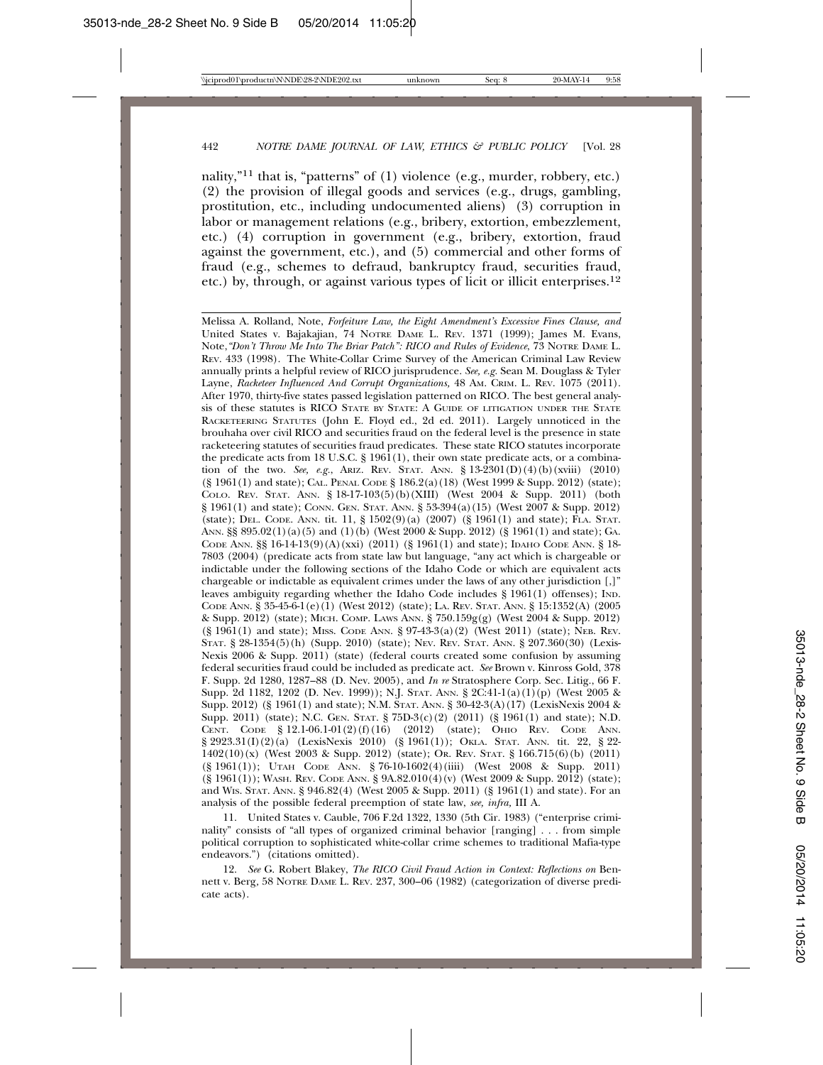nality,"[11] that is, "patterns" of (1) violence (e.g., murder, robbery, etc.) (2) the provision of illegal goods and services (e.g., drugs, gambling, prostitution, etc., including undocumented aliens) (3) corruption in labor or management relations (e.g., bribery, extortion, embezzlement, etc.) (4) corruption in government (e.g., bribery, extortion, fraud against the government, etc.), and (5) commercial and other forms of fraud (e.g., schemes to defraud, bankruptcy fraud, securities fraud, etc.) by, through, or against various types of licit or illicit enterprises.[12]

---

Melissa A. Rolland, Note, *Forfeiture Law, the Eight Amendment's Excessive Fines Clause, and* United States v. Bajakajian, 74 NOTRE DAME L. REV. 1371 (1999); James M. Evans, Note,*"Don't Throw Me Into The Briar Patch": RICO and Rules of Evidence*, 73 NOTRE DAME L. REV. 433 (1998). The White-Collar Crime Survey of the American Criminal Law Review annually prints a helpful review of RICO jurisprudence. *See, e.g.* Sean M. Douglass & Tyler Layne, *Racketeer Influenced And Corrupt Organizations,* 48 AM. CRIM. L. REV. 1075 (2011). After 1970, thirty-five states passed legislation patterned on RICO. The best general analysis of these statutes is RICO STATE BY STATE: A GUIDE OF LITIGATION UNDER THE STATE RACKETEERING STATUTES (John E. Floyd ed., 2d ed. 2011). Largely unnoticed in the brouhaha over civil RICO and securities fraud on the federal level is the presence in state racketeering statutes of securities fraud predicates. These state RICO statutes incorporate the predicate acts from 18 U.S.C. § 1961(1), their own state predicate acts, or a combination of the two. *See, e.g.*, ARIZ. REV. STAT. ANN. § 13-2301(D)(4)(b)(xviii) (2010) (§ 1961(1) and state); CAL. PENAL CODE § 186.2(a)(18) (West 1999 & Supp. 2012) (state); COLO. REV. STAT. ANN. § 18-17-103(5)(b)(XIII) (West 2004 & Supp. 2011) (both § 1961(1) and state); CONN. GEN. STAT. ANN. § 53-394(a)(15) (West 2007 & Supp. 2012) (state); DEL. CODE. ANN. tit. 11, § 1502(9)(a) (2007) (§ 1961(1) and state); FLA. STAT. ANN. §§ 895.02(1)(a)(5) and (1)(b) (West 2000 & Supp. 2012) (§ 1961(1) and state); GA. CODE ANN. §§ 16-14-13(9)(A)(xxi) (2011) (§ 1961(1) and state); IDAHO CODE ANN. § 18-7803 (2004) (predicate acts from state law but language, "any act which is chargeable or indictable under the following sections of the Idaho Code or which are equivalent acts chargeable or indictable as equivalent crimes under the laws of any other jurisdiction [,]" leaves ambiguity regarding whether the Idaho Code includes § 1961(1) offenses); IND. CODE ANN. § 35-45-6-1(e)(1) (West 2012) (state); LA. REV. STAT. ANN. § 15:1352(A) (2005 & Supp. 2012) (state); MICH. COMP. LAWS ANN. § 750.159g(g) (West 2004 & Supp. 2012) (§ 1961(1) and state); MISS. CODE ANN. § 97-43-3(a)(2) (West 2011) (state); NEB. REV. STAT. § 28-1354(5)(h) (Supp. 2010) (state); NEV. REV. STAT. ANN. § 207.360(30) (Lexis-Nexis 2006 & Supp. 2011) (state) (federal courts created some confusion by assuming federal securities fraud could be included as predicate act. *See* Brown v. Kinross Gold, 378 F. Supp. 2d 1280, 1287–88 (D. Nev. 2005), and *In re* Stratosphere Corp. Sec. Litig., 66 F. Supp. 2d 1182, 1202 (D. Nev. 1999)); N.J. STAT. ANN. § 2C:41-1(a)(1)(p) (West 2005 & Supp. 2012) (§ 1961(1) and state); N.M. STAT. ANN. § 30-42-3(A)(17) (LexisNexis 2004 & Supp. 2011) (state); N.C. GEN. STAT. § 75D-3(c)(2) (2011) (§ 1961(1) and state); N.D. CENT. CODE § 12.1-06.1-01(2)(f)(16) (2012) (state); OHIO REV. CODE ANN. § 2923.31(I)(2)(a) (LexisNexis 2010) (§ 1961(1)); OKLA. STAT. ANN. tit. 22, § 22-1402(10)(x) (West 2003 & Supp. 2012) (state); OR. REV. STAT. § 166.715(6)(b) (2011) (§ 1961(1)); UTAH CODE ANN. § 76-10-1602(4)(iiii) (West 2008 & Supp. 2011) (§ 1961(1)); WASH. REV. CODE ANN. § 9A.82.010(4)(v) (West 2009 & Supp. 2012) (state); and WIS. STAT. ANN. § 946.82(4) (West 2005 & Supp. 2011) (§ 1961(1) and state). For an analysis of the possible federal preemption of state law, *see, infra,* III A.

11. United States v. Cauble, 706 F.2d 1322, 1330 (5th Cir. 1983) ("enterprise criminality" consists of "all types of organized criminal behavior [ranging] . . . from simple political corruption to sophisticated white-collar crime schemes to traditional Mafia-type endeavors.") (citations omitted).

12. *See* G. Robert Blakey, *The RICO Civil Fraud Action in Context: Reflections on* Bennett v. Berg, 58 NOTRE DAME L. REV. 237, 300–06 (1982) (categorization of diverse predicate acts).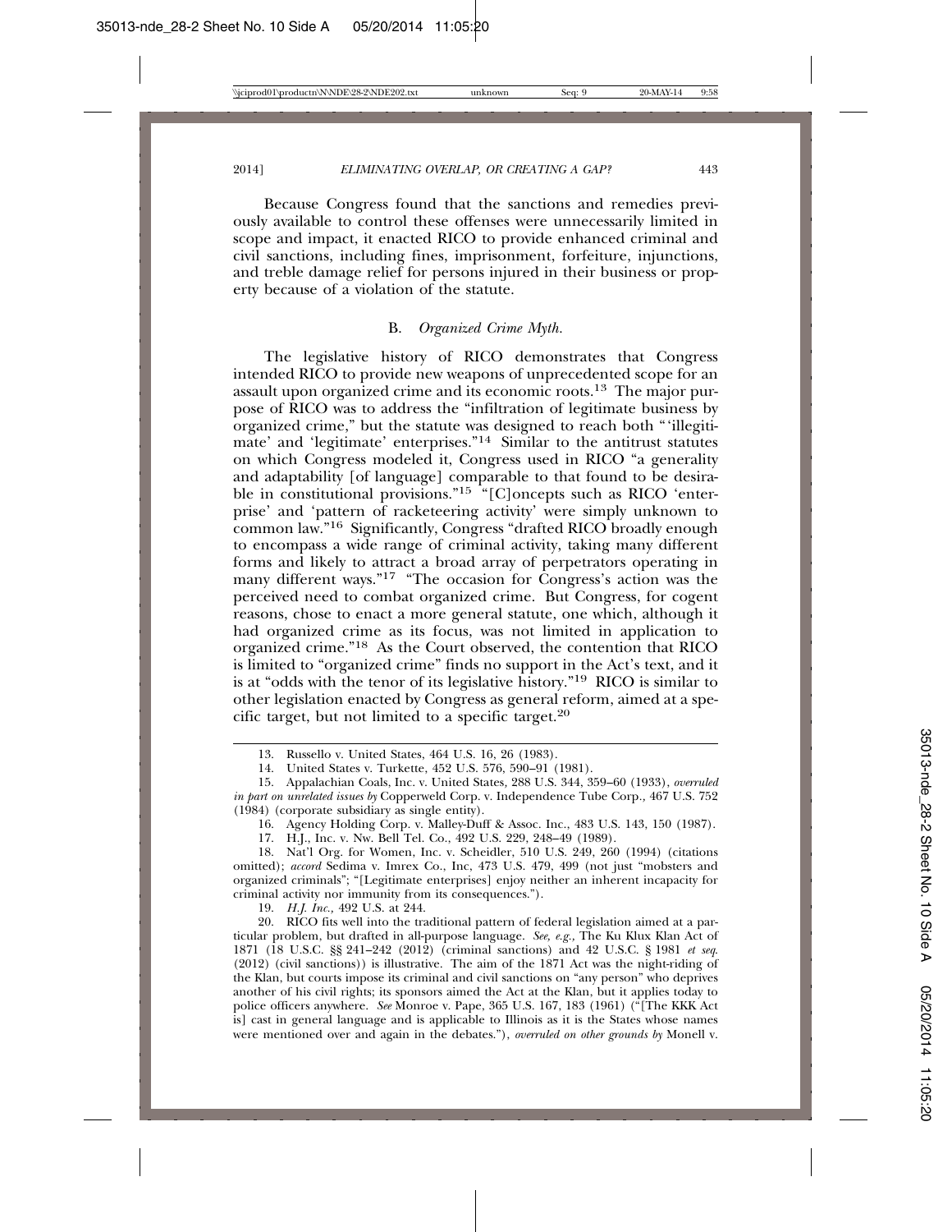Because Congress found that the sanctions and remedies previously available to control these offenses were unnecessarily limited in scope and impact, it enacted RICO to provide enhanced criminal and civil sanctions, including fines, imprisonment, forfeiture, injunctions, and treble damage relief for persons injured in their business or property because of a violation of the statute.

### B. *Organized Crime Myth.*

The legislative history of RICO demonstrates that Congress intended RICO to provide new weapons of unprecedented scope for an assault upon organized crime and its economic roots.[13] The major purpose of RICO was to address the "infiltration of legitimate business by organized crime," but the statute was designed to reach both "'illegitimate' and 'legitimate' enterprises."[14] Similar to the antitrust statutes on which Congress modeled it, Congress used in RICO "a generality and adaptability [of language] comparable to that found to be desirable in constitutional provisions."[15] "[C]oncepts such as RICO 'enterprise' and 'pattern of racketeering activity' were simply unknown to common law."[16] Significantly, Congress "drafted RICO broadly enough to encompass a wide range of criminal activity, taking many different forms and likely to attract a broad array of perpetrators operating in many different ways."[17] "The occasion for Congress's action was the perceived need to combat organized crime. But Congress, for cogent reasons, chose to enact a more general statute, one which, although it had organized crime as its focus, was not limited in application to organized crime."[18] As the Court observed, the contention that RICO is limited to "organized crime" finds no support in the Act's text, and it is at "odds with the tenor of its legislative history."[19] RICO is similar to other legislation enacted by Congress as general reform, aimed at a specific target, but not limited to a specific target.[20]

---

13. Russello v. United States, 464 U.S. 16, 26 (1983).

14. United States v. Turkette, 452 U.S. 576, 590–91 (1981).

15. Appalachian Coals, Inc. v. United States, 288 U.S. 344, 359–60 (1933), *overruled in part on unrelated issues by* Copperweld Corp. v. Independence Tube Corp., 467 U.S. 752 (1984) (corporate subsidiary as single entity).

16. Agency Holding Corp. v. Malley-Duff & Assoc. Inc., 483 U.S. 143, 150 (1987).

17. H.J., Inc. v. Nw. Bell Tel. Co., 492 U.S. 229, 248–49 (1989).

18. Nat'l Org. for Women, Inc. v. Scheidler, 510 U.S. 249, 260 (1994) (citations omitted); *accord* Sedima v. Imrex Co., Inc, 473 U.S. 479, 499 (not just "mobsters and organized criminals"; "[Legitimate enterprises] enjoy neither an inherent incapacity for criminal activity nor immunity from its consequences.").

19. *H.J. Inc.*, 492 U.S. at 244.

20. RICO fits well into the traditional pattern of federal legislation aimed at a particular problem, but drafted in all-purpose language. *See, e.g.*, The Ku Klux Klan Act of 1871 (18 U.S.C. §§ 241–242 (2012) (criminal sanctions) and 42 U.S.C. § 1981 *et seq.* (2012) (civil sanctions)) is illustrative. The aim of the 1871 Act was the night-riding of the Klan, but courts impose its criminal and civil sanctions on "any person" who deprives another of his civil rights; its sponsors aimed the Act at the Klan, but it applies today to police officers anywhere. *See* Monroe v. Pape, 365 U.S. 167, 183 (1961) ("[The KKK Act is] cast in general language and is applicable to Illinois as it is the States whose names were mentioned over and again in the debates."), *overruled on other grounds by* Monell v.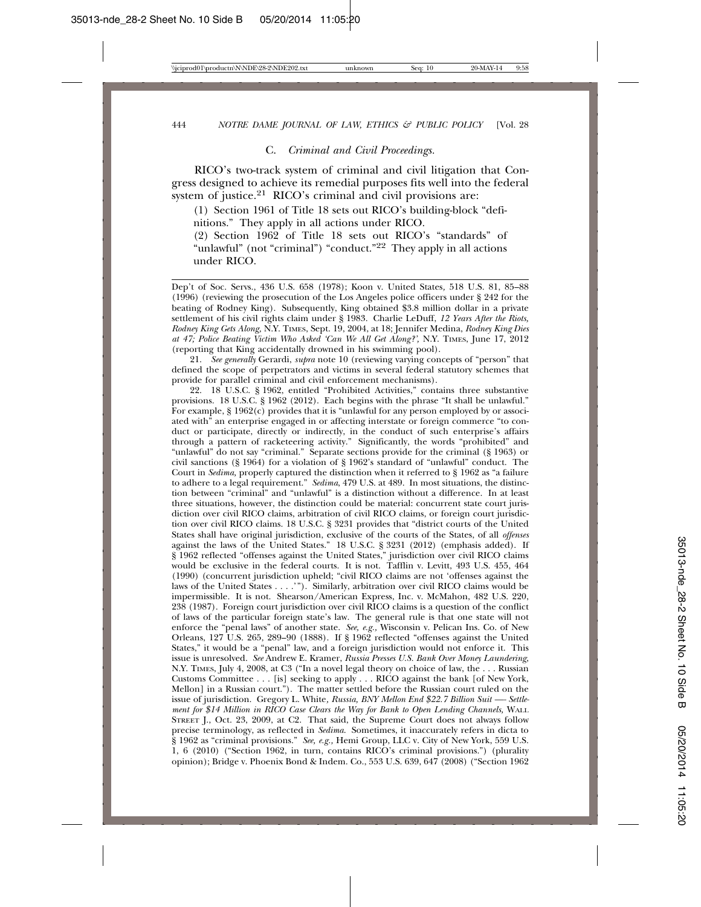### C. *Criminal and Civil Proceedings.*

RICO's two-track system of criminal and civil litigation that Congress designed to achieve its remedial purposes fits well into the federal system of justice.[21] RICO's criminal and civil provisions are:

(1) Section 1961 of Title 18 sets out RICO's building-block "definitions." They apply in all actions under RICO.

(2) Section 1962 of Title 18 sets out RICO's "standards" of "unlawful" (not "criminal") "conduct."[22] They apply in all actions under RICO.

---

Dep't of Soc. Servs., 436 U.S. 658 (1978); Koon v. United States, 518 U.S. 81, 85–88 (1996) (reviewing the prosecution of the Los Angeles police officers under § 242 for the beating of Rodney King). Subsequently, King obtained $3.8 million dollar in a private settlement of his civil rights claim under § 1983. Charlie LeDuff, *12 Years After the Riots, Rodney King Gets Along*, N.Y. TIMES, Sept. 19, 2004, at 18; Jennifer Medina, *Rodney King Dies at 47; Police Beating Victim Who Asked 'Can We All Get Along?'*, N.Y. TIMES, June 17, 2012 (reporting that King accidentally drowned in his swimming pool).

21. *See generally* Gerardi, *supra* note 10 (reviewing varying concepts of "person" that defined the scope of perpetrators and victims in several federal statutory schemes that provide for parallel criminal and civil enforcement mechanisms).

22. 18 U.S.C. § 1962, entitled "Prohibited Activities," contains three substantive provisions. 18 U.S.C. § 1962 (2012). Each begins with the phrase "It shall be unlawful." For example, § 1962(c) provides that it is "unlawful for any person employed by or associated with" an enterprise engaged in or affecting interstate or foreign commerce "to conduct or participate, directly or indirectly, in the conduct of such enterprise's affairs through a pattern of racketeering activity." Significantly, the words "prohibited" and "unlawful" do not say "criminal." Separate sections provide for the criminal (§ 1963) or civil sanctions (§ 1964) for a violation of § 1962's standard of "unlawful" conduct. The Court in *Sedima*, properly captured the distinction when it referred to § 1962 as "a failure to adhere to a legal requirement." *Sedima*, 479 U.S. at 489. In most situations, the distinction between "criminal" and "unlawful" is a distinction without a difference. In at least three situations, however, the distinction could be material: concurrent state court jurisdiction over civil RICO claims, arbitration of civil RICO claims, or foreign court jurisdiction over civil RICO claims. 18 U.S.C. § 3231 provides that "district courts of the United States shall have original jurisdiction, exclusive of the courts of the States, of all *offenses* against the laws of the United States." 18 U.S.C. § 3231 (2012) (emphasis added). If § 1962 reflected "offenses against the United States," jurisdiction over civil RICO claims would be exclusive in the federal courts. It is not. Tafflin v. Levitt, 493 U.S. 455, 464 (1990) (concurrent jurisdiction upheld; "civil RICO claims are not 'offenses against the laws of the United States . . . .'"). Similarly, arbitration over civil RICO claims would be impermissible. It is not. Shearson/American Express, Inc. v. McMahon, 482 U.S. 220, 238 (1987). Foreign court jurisdiction over civil RICO claims is a question of the conflict of laws of the particular foreign state's law. The general rule is that one state will not enforce the "penal laws" of another state. *See, e.g.,* Wisconsin v. Pelican Ins. Co. of New Orleans, 127 U.S. 265, 289–90 (1888). If § 1962 reflected "offenses against the United States," it would be a "penal" law, and a foreign jurisdiction would not enforce it. This issue is unresolved. *See* Andrew E. Kramer, *Russia Presses U.S. Bank Over Money Laundering*, N.Y. TIMES, July 4, 2008, at C3 ("In a novel legal theory on choice of law, the . . . Russian Customs Committee . . . [is] seeking to apply . . . RICO against the bank [of New York, Mellon] in a Russian court."). The matter settled before the Russian court ruled on the issue of jurisdiction. Gregory L. White, *Russia, BNY Mellon End $22.7 Billion Suit — Settlement for $14 Million in RICO Case Clears the Way for Bank to Open Lending Channels*, WALL STREET J., Oct. 23, 2009, at C2. That said, the Supreme Court does not always follow precise terminology, as reflected in *Sedima*. Sometimes, it inaccurately refers in dicta to § 1962 as "criminal provisions." *See, e.g.,* Hemi Group, LLC v. City of New York, 559 U.S. 1, 6 (2010) ("Section 1962, in turn, contains RICO's criminal provisions.") (plurality opinion); Bridge v. Phoenix Bond & Indem. Co., 553 U.S. 639, 647 (2008) ("Section 1962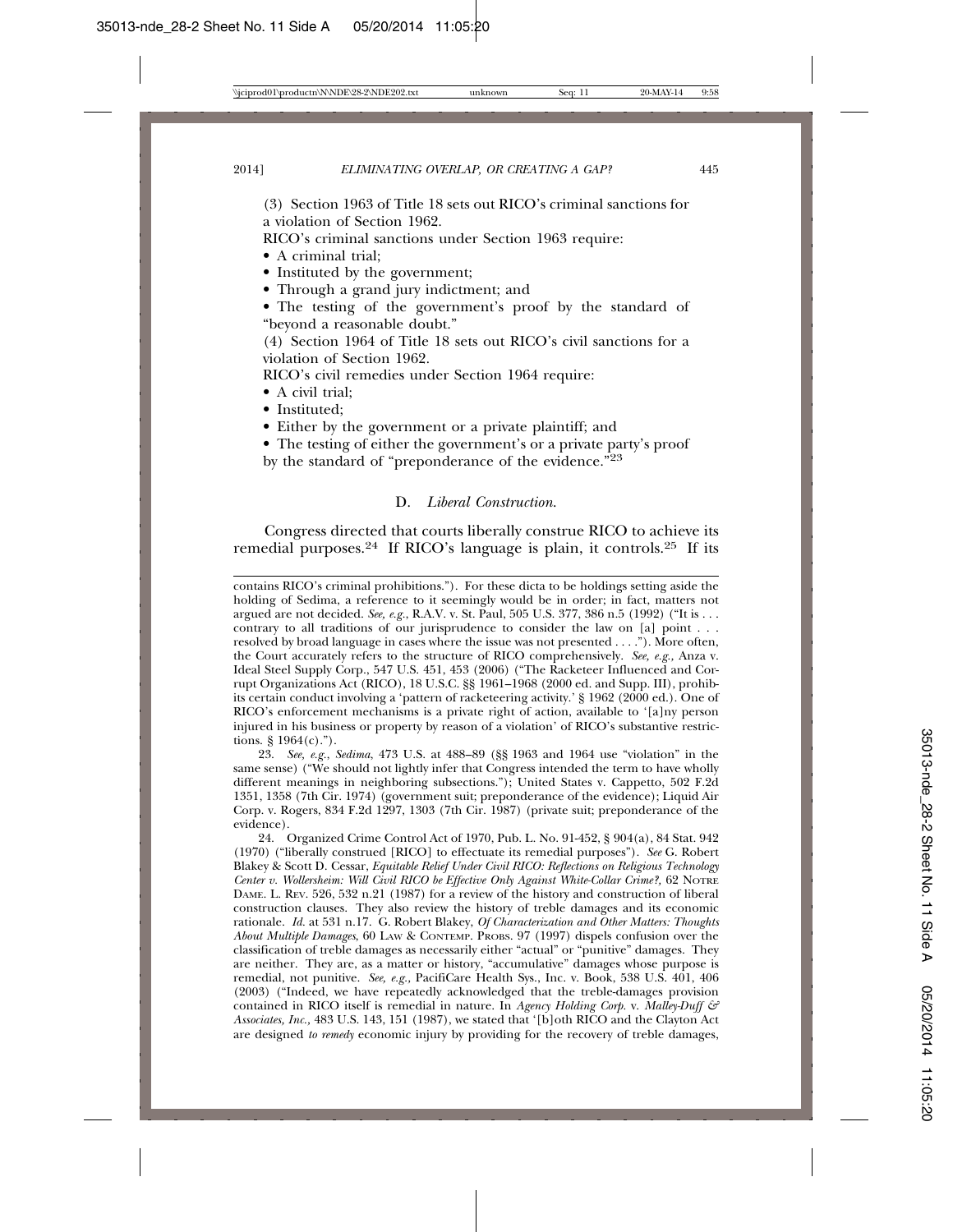(3) Section 1963 of Title 18 sets out RICO's criminal sanctions for a violation of Section 1962.

RICO's criminal sanctions under Section 1963 require:

- A criminal trial;
- Instituted by the government;
- Through a grand jury indictment; and
- The testing of the government's proof by the standard of "beyond a reasonable doubt."

(4) Section 1964 of Title 18 sets out RICO's civil sanctions for a violation of Section 1962.

RICO's civil remedies under Section 1964 require:

- A civil trial;
- Instituted;
- Either by the government or a private plaintiff; and
- The testing of either the government's or a private party's proof by the standard of "preponderance of the evidence."[23]

### D. *Liberal Construction.*

Congress directed that courts liberally construe RICO to achieve its remedial purposes.[24] If RICO's language is plain, it controls.[25] If its

---

contains RICO's criminal prohibitions."). For these dicta to be holdings setting aside the holding of Sedima, a reference to it seemingly would be in order; in fact, matters not argued are not decided. *See, e.g.*, R.A.V. v. St. Paul, 505 U.S. 377, 386 n.5 (1992) ("It is . . . contrary to all traditions of our jurisprudence to consider the law on [a] point . . . resolved by broad language in cases where the issue was not presented . . . ."). More often, the Court accurately refers to the structure of RICO comprehensively. *See, e.g.,* Anza v. Ideal Steel Supply Corp., 547 U.S. 451, 453 (2006) ("The Racketeer Influenced and Corrupt Organizations Act (RICO), 18 U.S.C. §§ 1961–1968 (2000 ed. and Supp. III), prohibits certain conduct involving a 'pattern of racketeering activity.' § 1962 (2000 ed.). One of RICO's enforcement mechanisms is a private right of action, available to '[a]ny person injured in his business or property by reason of a violation' of RICO's substantive restrictions. § 1964(c).").

23. *See, e.g.*, *Sedima*, 473 U.S. at 488–89 (§§ 1963 and 1964 use "violation" in the same sense) ("We should not lightly infer that Congress intended the term to have wholly different meanings in neighboring subsections."); United States v. Cappetto, 502 F.2d 1351, 1358 (7th Cir. 1974) (government suit; preponderance of the evidence); Liquid Air Corp. v. Rogers, 834 F.2d 1297, 1303 (7th Cir. 1987) (private suit; preponderance of the evidence).

24. Organized Crime Control Act of 1970, Pub. L. No. 91-452, § 904(a), 84 Stat. 942 (1970) ("liberally construed [RICO] to effectuate its remedial purposes"). *See* G. Robert Blakey & Scott D. Cessar, *Equitable Relief Under Civil RICO: Reflections on Religious Technology Center v. Wollersheim: Will Civil RICO be Effective Only Against White-Collar Crime?*, 62 NOTRE DAME. L. REV. 526, 532 n.21 (1987) for a review of the history and construction of liberal construction clauses. They also review the history of treble damages and its economic rationale. *Id.* at 531 n.17. G. Robert Blakey, *Of Characterization and Other Matters: Thoughts About Multiple Damages*, 60 LAW & CONTEMP. PROBS. 97 (1997) dispels confusion over the classification of treble damages as necessarily either "actual" or "punitive" damages. They are neither. They are, as a matter or history, "accumulative" damages whose purpose is remedial, not punitive. *See, e.g.,* PacifiCare Health Sys., Inc. v. Book, 538 U.S. 401, 406 (2003) ("Indeed, we have repeatedly acknowledged that the treble-damages provision contained in RICO itself is remedial in nature. In *Agency Holding Corp.* v. *Malley-Duff & Associates, Inc.*, 483 U.S. 143, 151 (1987), we stated that '[b]oth RICO and the Clayton Act are designed *to remedy* economic injury by providing for the recovery of treble damages,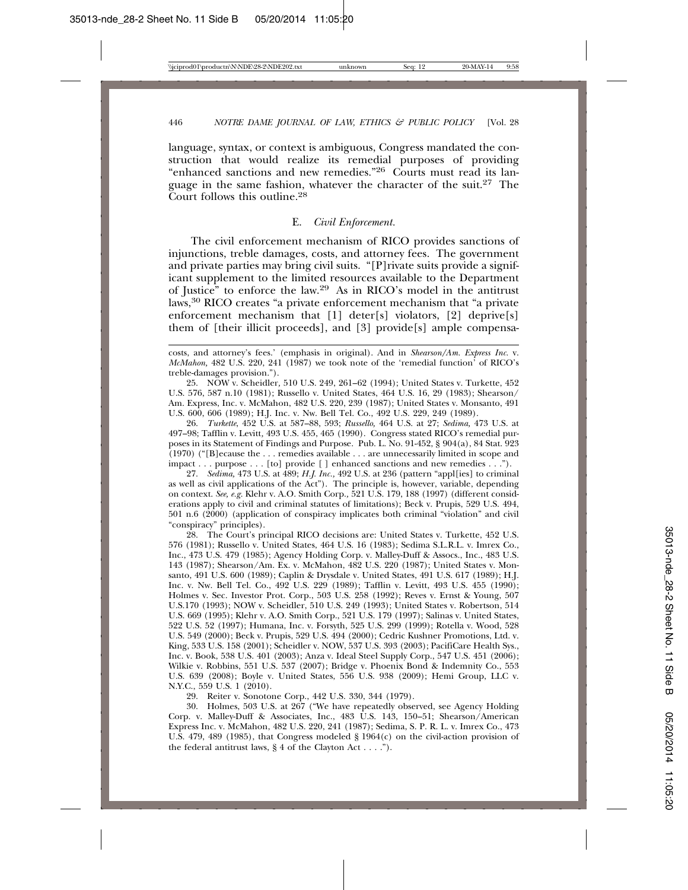language, syntax, or context is ambiguous, Congress mandated the construction that would realize its remedial purposes of providing "enhanced sanctions and new remedies."[26] Courts must read its language in the same fashion, whatever the character of the suit.[27] The Court follows this outline.[28]

### E. *Civil Enforcement.*

The civil enforcement mechanism of RICO provides sanctions of injunctions, treble damages, costs, and attorney fees. The government and private parties may bring civil suits. "[P]rivate suits provide a significant supplement to the limited resources available to the Department of Justice" to enforce the law.[29] As in RICO's model in the antitrust laws,[30] RICO creates "a private enforcement mechanism that "a private enforcement mechanism that [1] deter[s] violators, [2] deprive[s] them of [their illicit proceeds], and [3] provide[s] ample compensa-

---

costs, and attorney's fees.' (emphasis in original). And in *Shearson/Am. Express Inc.* v. *McMahon*, 482 U.S. 220, 241 (1987) we took note of the 'remedial function' of RICO's treble-damages provision.").

25. NOW v. Scheidler, 510 U.S. 249, 261–62 (1994); United States v. Turkette, 452 U.S. 576, 587 n.10 (1981); Russello v. United States, 464 U.S. 16, 29 (1983); Shearson/Am. Express, Inc. v. McMahon, 482 U.S. 220, 239 (1987); United States v. Monsanto, 491 U.S. 600, 606 (1989); H.J. Inc. v. Nw. Bell Tel. Co., 492 U.S. 229, 249 (1989).

26. *Turkette*, 452 U.S. at 587–88, 593; *Russello*, 464 U.S. at 27; *Sedima*, 473 U.S. at 497–98; Tafflin v. Levitt, 493 U.S. 455, 465 (1990). Congress stated RICO's remedial purposes in its Statement of Findings and Purpose. Pub. L. No. 91-452, § 904(a), 84 Stat. 923 (1970) ("[B]ecause the . . . remedies available . . . are unnecessarily limited in scope and impact . . . purpose . . . [to] provide [ ] enhanced sanctions and new remedies . . .").

27. *Sedima*, 473 U.S. at 489; *H.J. Inc.*, 492 U.S. at 236 (pattern "appl[ies] to criminal as well as civil applications of the Act"). The principle is, however, variable, depending on context. *See, e.g.* Klehr v. A.O. Smith Corp., 521 U.S. 179, 188 (1997) (different considerations apply to civil and criminal statutes of limitations); Beck v. Prupis, 529 U.S. 494, 501 n.6 (2000) (application of conspiracy implicates both criminal "violation" and civil "conspiracy" principles).

28. The Court's principal RICO decisions are: United States v. Turkette, 452 U.S. 576 (1981); Russello v. United States, 464 U.S. 16 (1983); Sedima S.L.R.L. v. Imrex Co., Inc., 473 U.S. 479 (1985); Agency Holding Corp. v. Malley-Duff & Assocs., Inc., 483 U.S. 143 (1987); Shearson/Am. Ex. v. McMahon, 482 U.S. 220 (1987); United States v. Monsanto, 491 U.S. 600 (1989); Caplin & Drysdale v. United States, 491 U.S. 617 (1989); H.J. Inc. v. Nw. Bell Tel. Co., 492 U.S. 229 (1989); Tafflin v. Levitt, 493 U.S. 455 (1990); Holmes v. Sec. Investor Prot. Corp., 503 U.S. 258 (1992); Reves v. Ernst & Young, 507 U.S.170 (1993); NOW v. Scheidler, 510 U.S. 249 (1993); United States v. Robertson, 514 U.S. 669 (1995); Klehr v. A.O. Smith Corp., 521 U.S. 179 (1997); Salinas v. United States, 522 U.S. 52 (1997); Humana, Inc. v. Forsyth, 525 U.S. 299 (1999); Rotella v. Wood, 528 U.S. 549 (2000); Beck v. Prupis, 529 U.S. 494 (2000); Cedric Kushner Promotions, Ltd. v. King, 533 U.S. 158 (2001); Scheidler v. NOW, 537 U.S. 393 (2003); PacifiCare Health Sys., Inc. v. Book, 538 U.S. 401 (2003); Anza v. Ideal Steel Supply Corp., 547 U.S. 451 (2006); Wilkie v. Robbins, 551 U.S. 537 (2007); Bridge v. Phoenix Bond & Indemnity Co., 553 U.S. 639 (2008); Boyle v. United States, 556 U.S. 938 (2009); Hemi Group, LLC v. N.Y.C., 559 U.S. 1 (2010).

29. Reiter v. Sonotone Corp., 442 U.S. 330, 344 (1979).

30. Holmes, 503 U.S. at 267 ("We have repeatedly observed, see Agency Holding Corp. v. Malley-Duff & Associates, Inc., 483 U.S. 143, 150–51; Shearson/American Express Inc. v. McMahon, 482 U.S. 220, 241 (1987); Sedima, S. P. R. L. v. Imrex Co., 473 U.S. 479, 489 (1985), that Congress modeled § 1964(c) on the civil-action provision of the federal antitrust laws, § 4 of the Clayton Act . . . .").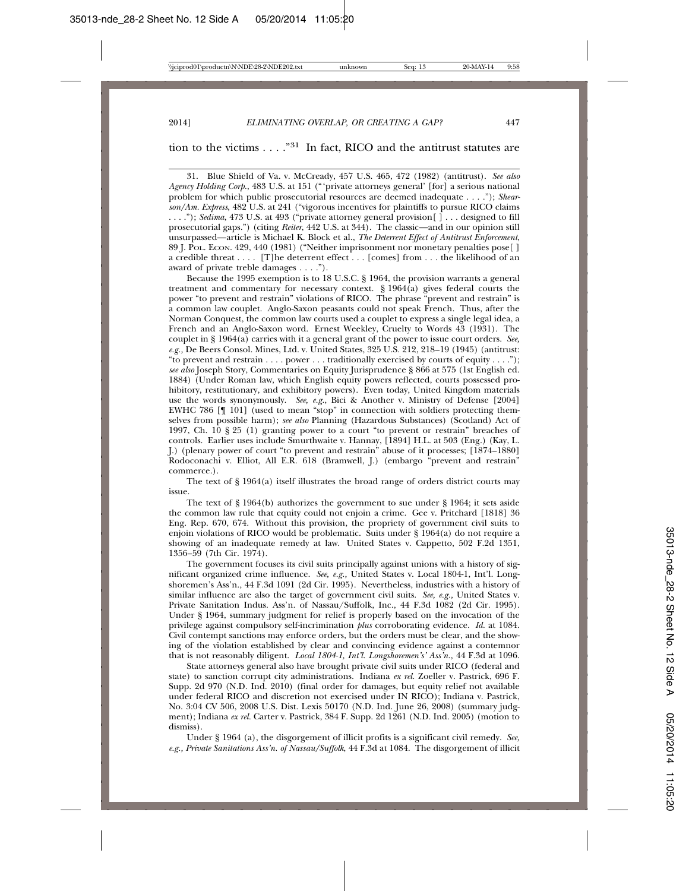tion to the victims . . . ."[31] In fact, RICO and the antitrust statutes are

31. Blue Shield of Va. v. McCready, 457 U.S. 465, 472 (1982) (antitrust). *See also Agency Holding Corp.*, 483 U.S. at 151 ("'private attorneys general' [for] a serious national problem for which public prosecutorial resources are deemed inadequate . . . ."); *Shearson/Am. Express*, 482 U.S. at 241 ("vigorous incentives for plaintiffs to pursue RICO claims . . . ."); *Sedima*, 473 U.S. at 493 ("private attorney general provision[ ] . . . designed to fill prosecutorial gaps.") (citing *Reiter*, 442 U.S. at 344). The classic—and in our opinion still unsurpassed—article is Michael K. Block et al., *The Deterrent Effect of Antitrust Enforcement*, 89 J. POL. ECON. 429, 440 (1981) ("Neither imprisonment nor monetary penalties pose[ ] a credible threat . . . . [T]he deterrent effect . . . [comes] from . . . the likelihood of an award of private treble damages . . . .").

Because the 1995 exemption is to 18 U.S.C. § 1964, the provision warrants a general treatment and commentary for necessary context. § 1964(a) gives federal courts the power "to prevent and restrain" violations of RICO. The phrase "prevent and restrain" is a common law couplet. Anglo-Saxon peasants could not speak French. Thus, after the Norman Conquest, the common law courts used a couplet to express a single legal idea, a French and an Anglo-Saxon word. Ernest Weekley, Cruelty to Words 43 (1931). The couplet in § 1964(a) carries with it a general grant of the power to issue court orders. *See, e.g.,* De Beers Consol. Mines, Ltd. v. United States, 325 U.S. 212, 218–19 (1945) (antitrust: "to prevent and restrain . . . . power . . . traditionally exercised by courts of equity . . . ."); *see also* Joseph Story, Commentaries on Equity Jurisprudence § 866 at 575 (1st English ed. 1884) (Under Roman law, which English equity powers reflected, courts possessed prohibitory, restitutionary, and exhibitory powers). Even today, United Kingdom materials use the words synonymously. *See, e.g.*, Bici & Another v. Ministry of Defense [2004] EWHC 786 [¶ 101] (used to mean "stop" in connection with soldiers protecting themselves from possible harm); *see also* Planning (Hazardous Substances) (Scotland) Act of 1997, Ch. 10 § 25 (1) granting power to a court "to prevent or restrain" breaches of controls. Earlier uses include Smurthwaite v. Hannay, [1894] H.L. at 503 (Eng.) (Kay, L. J.) (plenary power of court "to prevent and restrain" abuse of it processes; [1874–1880] Rodoconachi v. Elliot, All E.R. 618 (Bramwell, J.) (embargo "prevent and restrain" commerce.).

The text of § 1964(a) itself illustrates the broad range of orders district courts may issue.

The text of § 1964(b) authorizes the government to sue under § 1964; it sets aside the common law rule that equity could not enjoin a crime. Gee v. Pritchard [1818] 36 Eng. Rep. 670, 674. Without this provision, the propriety of government civil suits to enjoin violations of RICO would be problematic. Suits under § 1964(a) do not require a showing of an inadequate remedy at law. United States v. Cappetto, 502 F.2d 1351, 1356–59 (7th Cir. 1974).

The government focuses its civil suits principally against unions with a history of significant organized crime influence. *See, e.g.,* United States v. Local 1804-1, Int'l. Longshoremen's Ass'n., 44 F.3d 1091 (2d Cir. 1995). Nevertheless, industries with a history of similar influence are also the target of government civil suits. *See, e.g.,* United States v. Private Sanitation Indus. Ass'n. of Nassau/Suffolk, Inc., 44 F.3d 1082 (2d Cir. 1995). Under § 1964, summary judgment for relief is properly based on the invocation of the privilege against compulsory self-incrimination *plus* corroborating evidence. *Id.* at 1084. Civil contempt sanctions may enforce orders, but the orders must be clear, and the showing of the violation established by clear and convincing evidence against a contemnor that is not reasonably diligent. *Local 1804-1, Int'l. Longshoremen's' Ass'n.,* 44 F.3d at 1096.

State attorneys general also have brought private civil suits under RICO (federal and state) to sanction corrupt city administrations. Indiana *ex rel.* Zoeller v. Pastrick, 696 F. Supp. 2d 970 (N.D. Ind. 2010) (final order for damages, but equity relief not available under federal RICO and discretion not exercised under IN RICO); Indiana v. Pastrick, No. 3:04 CV 506, 2008 U.S. Dist. Lexis 50170 (N.D. Ind. June 26, 2008) (summary judgment); Indiana *ex rel.* Carter v. Pastrick, 384 F. Supp. 2d 1261 (N.D. Ind. 2005) (motion to dismiss).

Under § 1964 (a), the disgorgement of illicit profits is a significant civil remedy. *See, e.g., Private Sanitations Ass'n. of Nassau/Suffolk*, 44 F.3d at 1084. The disgorgement of illicit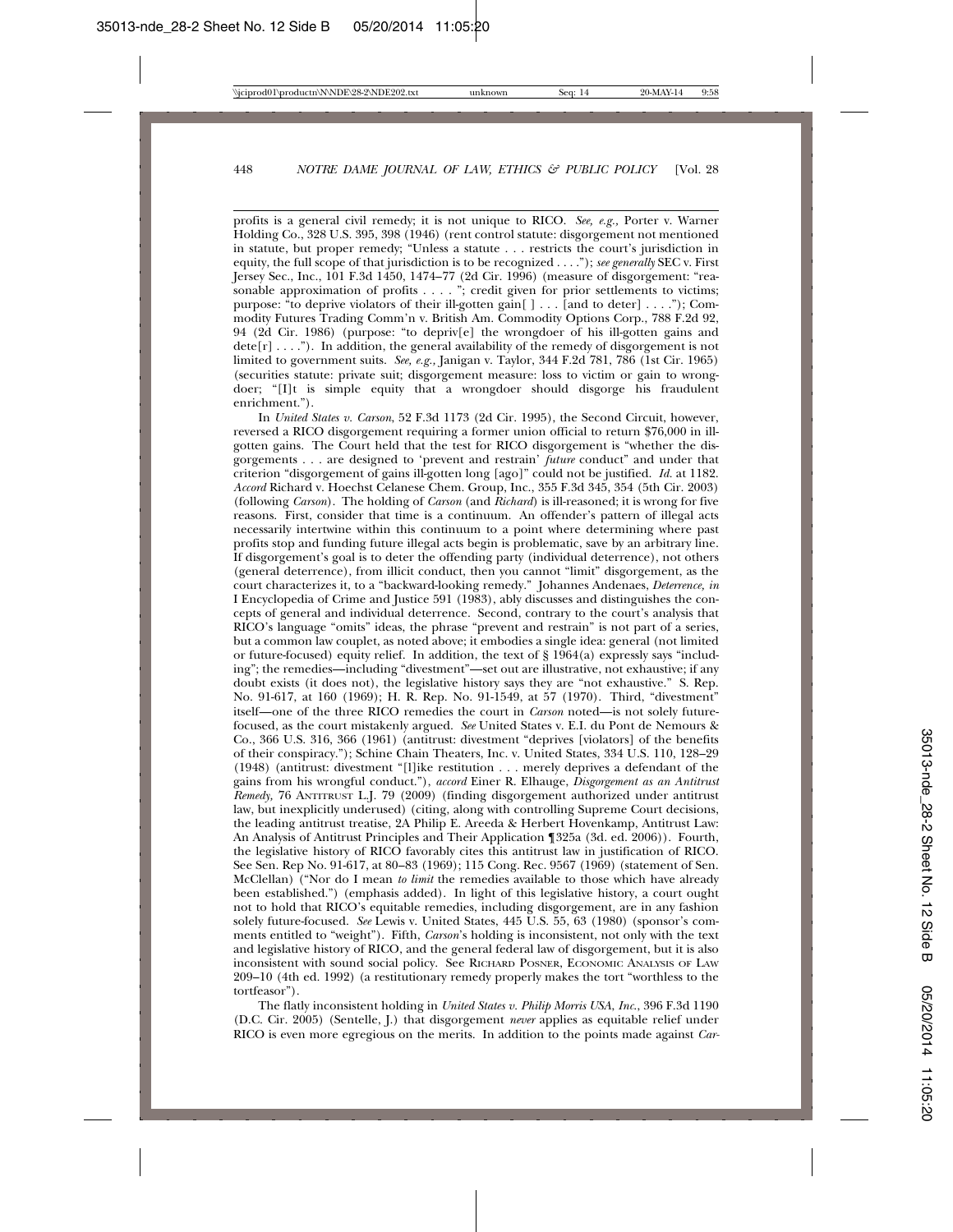profits is a general civil remedy; it is not unique to RICO. *See, e.g.,* Porter v. Warner Holding Co., 328 U.S. 395, 398 (1946) (rent control statute: disgorgement not mentioned in statute, but proper remedy; "Unless a statute . . . restricts the court's jurisdiction in equity, the full scope of that jurisdiction is to be recognized . . . ."); *see generally* SEC v. First Jersey Sec., Inc., 101 F.3d 1450, 1474–77 (2d Cir. 1996) (measure of disgorgement: "reasonable approximation of profits . . . . "; credit given for prior settlements to victims; purpose: "to deprive violators of their ill-gotten gain[ ] . . . [and to deter] . . . ."); Commodity Futures Trading Comm'n v. British Am. Commodity Options Corp., 788 F.2d 92, 94 (2d Cir. 1986) (purpose: "to depriv[e] the wrongdoer of his ill-gotten gains and dete[r] . . . ."). In addition, the general availability of the remedy of disgorgement is not limited to government suits. *See, e.g.,* Janigan v. Taylor, 344 F.2d 781, 786 (1st Cir. 1965) (securities statute: private suit; disgorgement measure: loss to victim or gain to wrongdoer; "[I]t is simple equity that a wrongdoer should disgorge his fraudulent enrichment.").

In *United States v. Carson*, 52 F.3d 1173 (2d Cir. 1995), the Second Circuit, however, reversed a RICO disgorgement requiring a former union official to return $76,000 in ill-gotten gains. The Court held that the test for RICO disgorgement is "whether the disgorgements . . . are designed to 'prevent and restrain' *future* conduct" and under that criterion "disgorgement of gains ill-gotten long [ago]" could not be justified. *Id.* at 1182. *Accord* Richard v. Hoechst Celanese Chem. Group, Inc., 355 F.3d 345, 354 (5th Cir. 2003) (following *Carson*). The holding of *Carson* (and *Richard*) is ill-reasoned; it is wrong for five reasons. First, consider that time is a continuum. An offender's pattern of illegal acts necessarily intertwine within this continuum to a point where determining where past profits stop and funding future illegal acts begin is problematic, save by an arbitrary line. If disgorgement's goal is to deter the offending party (individual deterrence), not others (general deterrence), from illicit conduct, then you cannot "limit" disgorgement, as the court characterizes it, to a "backward-looking remedy." Johannes Andenaes, *Deterrence, in* I Encyclopedia of Crime and Justice 591 (1983), ably discusses and distinguishes the concepts of general and individual deterrence. Second, contrary to the court's analysis that RICO's language "omits" ideas, the phrase "prevent and restrain" is not part of a series, but a common law couplet, as noted above; it embodies a single idea: general (not limited or future-focused) equity relief. In addition, the text of § 1964(a) expressly says "including"; the remedies—including "divestment"—set out are illustrative, not exhaustive; if any doubt exists (it does not), the legislative history says they are "not exhaustive." S. Rep. No. 91-617, at 160 (1969); H. R. Rep. No. 91-1549, at 57 (1970). Third, "divestment" itself—one of the three RICO remedies the court in *Carson* noted—is not solely future-focused, as the court mistakenly argued. *See* United States v. E.I. du Pont de Nemours & Co., 366 U.S. 316, 366 (1961) (antitrust: divestment "deprives [violators] of the benefits of their conspiracy."); Schine Chain Theaters, Inc. v. United States, 334 U.S. 110, 128–29 (1948) (antitrust: divestment "[l]ike restitution . . . merely deprives a defendant of the gains from his wrongful conduct."), *accord* Einer R. Elhauge, *Disgorgement as an Antitrust Remedy,* 76 ANTITRUST L.J. 79 (2009) (finding disgorgement authorized under antitrust law, but inexplicitly underused) (citing, along with controlling Supreme Court decisions, the leading antitrust treatise, 2A Philip E. Areeda & Herbert Hovenkamp, Antitrust Law: An Analysis of Antitrust Principles and Their Application ¶325a (3d. ed. 2006)). Fourth, the legislative history of RICO favorably cites this antitrust law in justification of RICO. See Sen. Rep No. 91-617, at 80–83 (1969); 115 Cong. Rec. 9567 (1969) (statement of Sen. McClellan) ("Nor do I mean *to limit* the remedies available to those which have already been established.") (emphasis added). In light of this legislative history, a court ought not to hold that RICO's equitable remedies, including disgorgement, are in any fashion solely future-focused. *See* Lewis v. United States, 445 U.S. 55, 63 (1980) (sponsor's comments entitled to "weight"). Fifth, *Carson*'s holding is inconsistent, not only with the text and legislative history of RICO, and the general federal law of disgorgement, but it is also inconsistent with sound social policy. See RICHARD POSNER, ECONOMIC ANALYSIS OF LAW 209–10 (4th ed. 1992) (a restitutionary remedy properly makes the tort "worthless to the tortfeasor").

The flatly inconsistent holding in *United States v. Philip Morris USA, Inc.*, 396 F.3d 1190 (D.C. Cir. 2005) (Sentelle, J.) that disgorgement *never* applies as equitable relief under RICO is even more egregious on the merits. In addition to the points made against *Car-*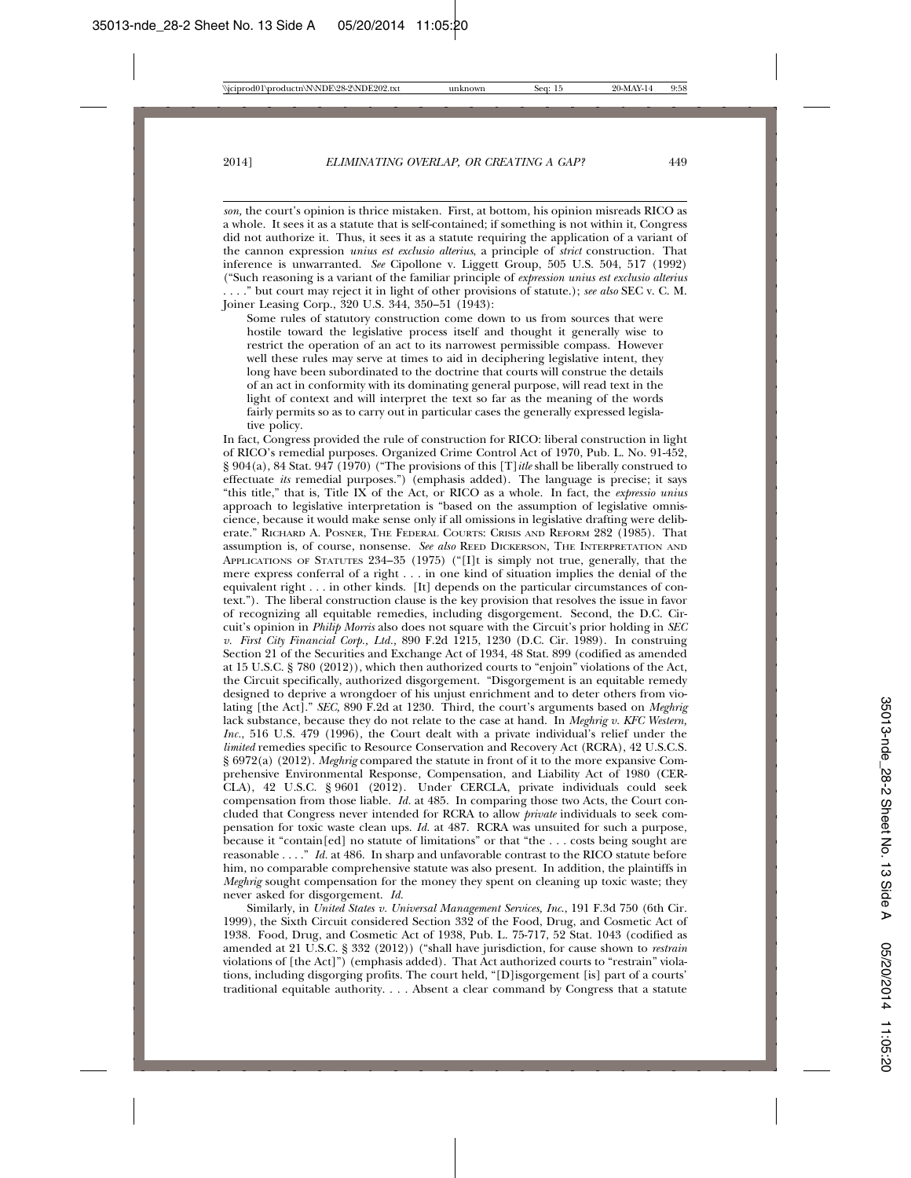*son*, the court's opinion is thrice mistaken. First, at bottom, his opinion misreads RICO as a whole. It sees it as a statute that is self-contained; if something is not within it, Congress did not authorize it. Thus, it sees it as a statute requiring the application of a variant of the cannon expression *unius est exclusio alterius*, a principle of *strict* construction. That inference is unwarranted. *See* Cipollone v. Liggett Group, 505 U.S. 504, 517 (1992) ("Such reasoning is a variant of the familiar principle of *expression unius est exclusio alterius* . . . ." but court may reject it in light of other provisions of statute.); *see also* SEC v. C. M. Joiner Leasing Corp., 320 U.S. 344, 350–51 (1943):

> Some rules of statutory construction come down to us from sources that were hostile toward the legislative process itself and thought it generally wise to restrict the operation of an act to its narrowest permissible compass. However well these rules may serve at times to aid in deciphering legislative intent, they long have been subordinated to the doctrine that courts will construe the details of an act in conformity with its dominating general purpose, will read text in the light of context and will interpret the text so far as the meaning of the words fairly permits so as to carry out in particular cases the generally expressed legislative policy.

In fact, Congress provided the rule of construction for RICO: liberal construction in light of RICO's remedial purposes. Organized Crime Control Act of 1970, Pub. L. No. 91-452, § 904(a), 84 Stat. 947 (1970) ("The provisions of this [T]*itle* shall be liberally construed to effectuate *its* remedial purposes.") (emphasis added). The language is precise; it says "this title," that is, Title IX of the Act, or RICO as a whole. In fact, the *expressio unius* approach to legislative interpretation is "based on the assumption of legislative omniscience, because it would make sense only if all omissions in legislative drafting were deliberate." RICHARD A. POSNER, THE FEDERAL COURTS: CRISIS AND REFORM 282 (1985). That assumption is, of course, nonsense. *See also* REED DICKERSON, THE INTERPRETATION AND APPLICATIONS OF STATUTES 234–35 (1975) ("[I]t is simply not true, generally, that the mere express conferral of a right . . . in one kind of situation implies the denial of the equivalent right . . . in other kinds. [It] depends on the particular circumstances of context."). The liberal construction clause is the key provision that resolves the issue in favor of recognizing all equitable remedies, including disgorgement. Second, the D.C. Circuit's opinion in *Philip Morris* also does not square with the Circuit's prior holding in *SEC v. First City Financial Corp., Ltd.*, 890 F.2d 1215, 1230 (D.C. Cir. 1989). In construing Section 21 of the Securities and Exchange Act of 1934, 48 Stat. 899 (codified as amended at 15 U.S.C. § 78o (2012)), which then authorized courts to "enjoin" violations of the Act, the Circuit specifically, authorized disgorgement. "Disgorgement is an equitable remedy designed to deprive a wrongdoer of his unjust enrichment and to deter others from violating [the Act]." *SEC*, 890 F.2d at 1230. Third, the court's arguments based on *Meghrig* lack substance, because they do not relate to the case at hand. In *Meghrig v. KFC Western, Inc.*, 516 U.S. 479 (1996), the Court dealt with a private individual's relief under the *limited* remedies specific to Resource Conservation and Recovery Act (RCRA), 42 U.S.C.S. § 6972(a) (2012). *Meghrig* compared the statute in front of it to the more expansive Comprehensive Environmental Response, Compensation, and Liability Act of 1980 (CERCLA), 42 U.S.C. § 9601 (2012). Under CERCLA, private individuals could seek compensation from those liable. *Id.* at 485. In comparing those two Acts, the Court concluded that Congress never intended for RCRA to allow *private* individuals to seek compensation for toxic waste clean ups. *Id.* at 487. RCRA was unsuited for such a purpose, because it "contain[ed] no statute of limitations" or that "the . . . costs being sought are reasonable . . . ." *Id.* at 486. In sharp and unfavorable contrast to the RICO statute before him, no comparable comprehensive statute was also present. In addition, the plaintiffs in *Meghrig* sought compensation for the money they spent on cleaning up toxic waste; they never asked for disgorgement. *Id.*

Similarly, in *United States v. Universal Management Services, Inc.*, 191 F.3d 750 (6th Cir. 1999), the Sixth Circuit considered Section 332 of the Food, Drug, and Cosmetic Act of 1938. Food, Drug, and Cosmetic Act of 1938, Pub. L. 75-717, 52 Stat. 1043 (codified as amended at 21 U.S.C. § 332 (2012)) ("shall have jurisdiction, for cause shown to *restrain* violations of [the Act]") (emphasis added). That Act authorized courts to "restrain" violations, including disgorging profits. The court held, "[D]isgorgement [is] part of a courts' traditional equitable authority. . . . Absent a clear command by Congress that a statute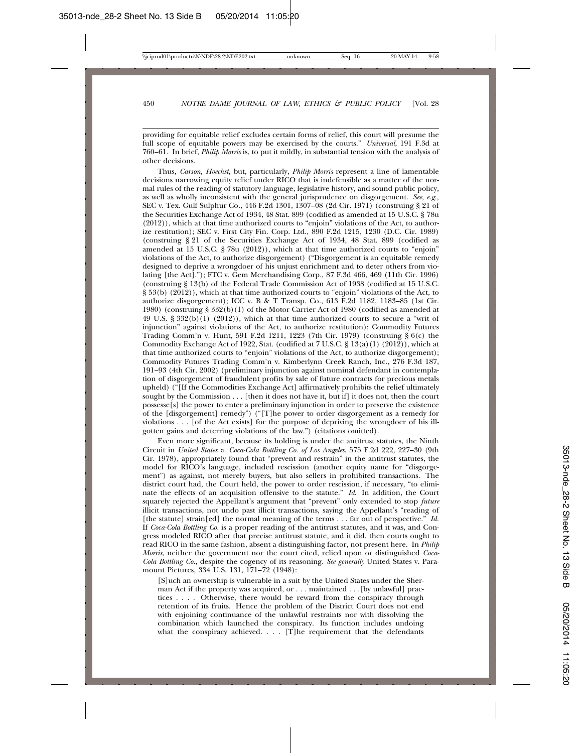providing for equitable relief excludes certain forms of relief, this court will presume the full scope of equitable powers may be exercised by the courts." *Universal*, 191 F.3d at 760–61. In brief, *Philip Morris* is, to put it mildly, in substantial tension with the analysis of other decisions.

Thus, *Carson, Hoechst,* but, particularly, *Philip Morris* represent a line of lamentable decisions narrowing equity relief under RICO that is indefensible as a matter of the normal rules of the reading of statutory language, legislative history, and sound public policy, as well as wholly inconsistent with the general jurisprudence on disgorgement. *See, e.g.,* SEC v. Tex. Gulf Sulphur Co., 446 F.2d 1301, 1307–08 (2d Cir. 1971) (construing § 21 of the Securities Exchange Act of 1934, 48 Stat. 899 (codified as amended at 15 U.S.C. § 78u (2012)), which at that time authorized courts to "enjoin" violations of the Act, to authorize restitution); SEC v. First City Fin. Corp. Ltd., 890 F.2d 1215, 1230 (D.C. Cir. 1989) (construing § 21 of the Securities Exchange Act of 1934, 48 Stat. 899 (codified as amended at 15 U.S.C. § 78u (2012)), which at that time authorized courts to "enjoin" violations of the Act, to authorize disgorgement) ("Disgorgement is an equitable remedy designed to deprive a wrongdoer of his unjust enrichment and to deter others from violating [the Act]."); FTC v. Gem Merchandising Corp., 87 F.3d 466, 469 (11th Cir. 1996) (construing § 13(b) of the Federal Trade Commission Act of 1938 (codified at 15 U.S.C. § 53(b) (2012)), which at that time authorized courts to "enjoin" violations of the Act, to authorize disgorgement); ICC v. B & T Transp. Co., 613 F.2d 1182, 1183–85 (1st Cir. 1980) (construing § 332(b)(1) of the Motor Carrier Act of 1980 (codified as amended at 49 U.S. § 332(b)(1) (2012)), which at that time authorized courts to secure a "writ of injunction" against violations of the Act, to authorize restitution); Commodity Futures Trading Comm'n v. Hunt, 591 F.2d 1211, 1223 (7th Cir. 1979) (construing § 6(c) the Commodity Exchange Act of 1922, Stat. (codified at 7 U.S.C. § 13(a)(1) (2012)), which at that time authorized courts to "enjoin" violations of the Act, to authorize disgorgement); Commodity Futures Trading Comm'n v. Kimberlynn Creek Ranch, Inc., 276 F.3d 187, 191–93 (4th Cir. 2002) (preliminary injunction against nominal defendant in contemplation of disgorgement of fraudulent profits by sale of future contracts for precious metals upheld) ("[If the Commodities Exchange Act] affirmatively prohibits the relief ultimately sought by the Commission . . . [then it does not have it, but if] it does not, then the court possesse[s] the power to enter a preliminary injunction in order to preserve the existence of the [disgorgement] remedy") ("[T]he power to order disgorgement as a remedy for violations . . . [of the Act exists] for the purpose of depriving the wrongdoer of his ill-gotten gains and deterring violations of the law.") (citations omitted).

Even more significant, because its holding is under the antitrust statutes, the Ninth Circuit in *United States v. Coca-Cola Bottling Co. of Los Angeles*, 575 F.2d 222, 227–30 (9th Cir. 1978), appropriately found that "prevent and restrain" in the antitrust statutes, the model for RICO's language, included rescission (another equity name for "disgorgement") as against, not merely buyers, but also sellers in prohibited transactions. The district court had, the Court held, the power to order rescission, if necessary, "to eliminate the effects of an acquisition offensive to the statute." *Id.* In addition, the Court squarely rejected the Appellant's argument that "prevent" only extended to stop *future* illicit transactions, not undo past illicit transactions, saying the Appellant's "reading of [the statute] strain[ed] the normal meaning of the terms . . . far out of perspective." *Id.* If *Coca-Cola Bottling Co.* is a proper reading of the antitrust statutes, and it was, and Congress modeled RICO after that precise antitrust statute, and it did, then courts ought to read RICO in the same fashion, absent a distinguishing factor, not present here. In *Philip Morris*, neither the government nor the court cited, relied upon or distinguished *Coca-Cola Bottling Co.*, despite the cogency of its reasoning. *See generally* United States v. Paramount Pictures, 334 U.S. 131, 171–72 (1948):

> [S]uch an ownership is vulnerable in a suit by the United States under the Sherman Act if the property was acquired, or . . . maintained . . .[by unlawful] practices . . . . Otherwise, there would be reward from the conspiracy through retention of its fruits. Hence the problem of the District Court does not end with enjoining continuance of the unlawful restraints nor with dissolving the combination which launched the conspiracy. Its function includes undoing what the conspiracy achieved. . . . [T]he requirement that the defendants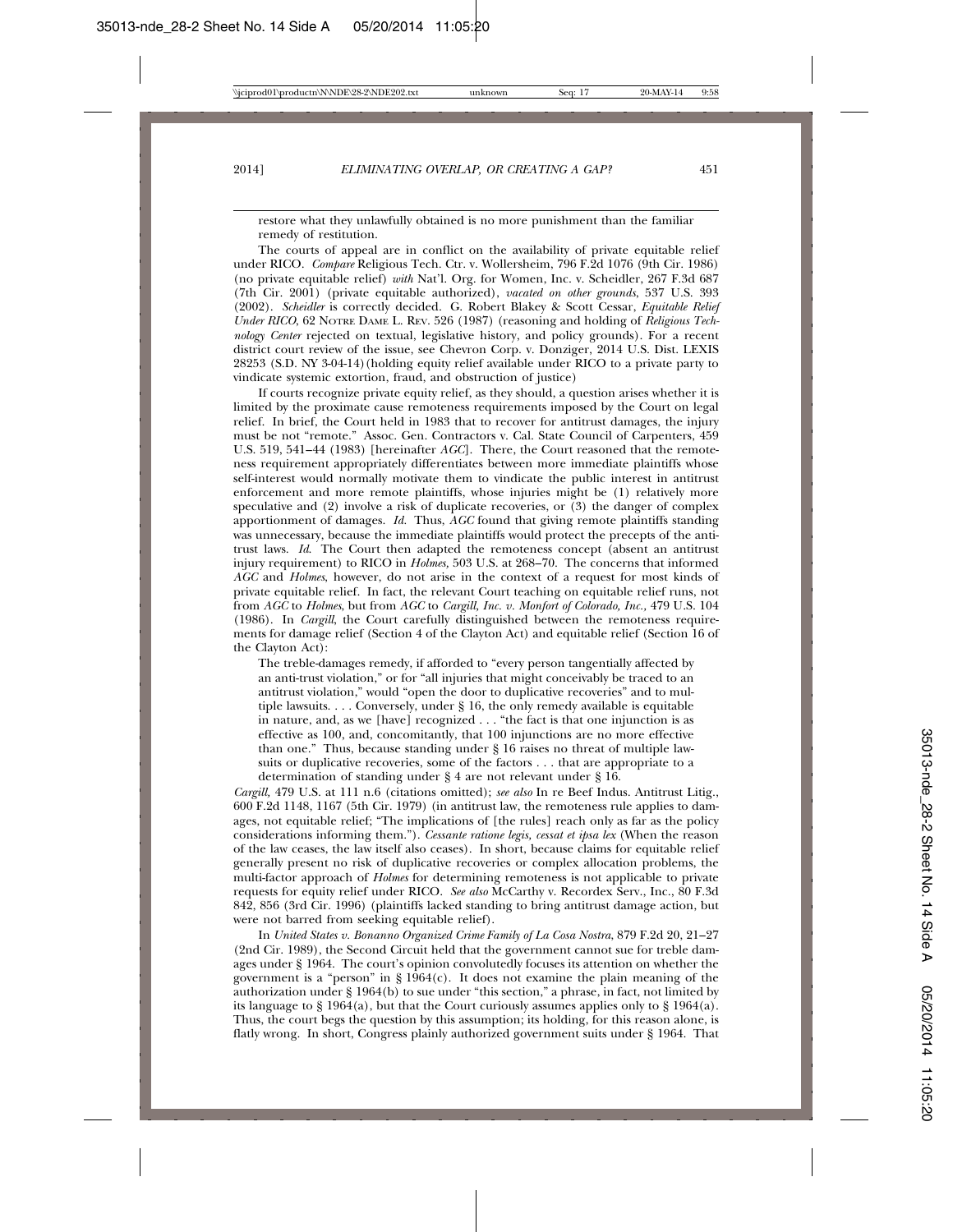restore what they unlawfully obtained is no more punishment than the familiar remedy of restitution.

The courts of appeal are in conflict on the availability of private equitable relief under RICO. *Compare* Religious Tech. Ctr. v. Wollersheim, 796 F.2d 1076 (9th Cir. 1986) (no private equitable relief) *with* Nat'l. Org. for Women, Inc. v. Scheidler, 267 F.3d 687 (7th Cir. 2001) (private equitable authorized), *vacated on other grounds*, 537 U.S. 393 (2002). *Scheidler* is correctly decided. G. Robert Blakey & Scott Cessar, *Equitable Relief Under RICO*, 62 NOTRE DAME L. REV. 526 (1987) (reasoning and holding of *Religious Technology Center* rejected on textual, legislative history, and policy grounds). For a recent district court review of the issue, see Chevron Corp. v. Donziger, 2014 U.S. Dist. LEXIS 28253 (S.D. NY 3-04-14)(holding equity relief available under RICO to a private party to vindicate systemic extortion, fraud, and obstruction of justice)

If courts recognize private equity relief, as they should, a question arises whether it is limited by the proximate cause remoteness requirements imposed by the Court on legal relief. In brief, the Court held in 1983 that to recover for antitrust damages, the injury must be not "remote." Assoc. Gen. Contractors v. Cal. State Council of Carpenters, 459 U.S. 519, 541–44 (1983) [hereinafter *AGC*]. There, the Court reasoned that the remoteness requirement appropriately differentiates between more immediate plaintiffs whose self-interest would normally motivate them to vindicate the public interest in antitrust enforcement and more remote plaintiffs, whose injuries might be (1) relatively more speculative and (2) involve a risk of duplicate recoveries, or (3) the danger of complex apportionment of damages. *Id.* Thus, *AGC* found that giving remote plaintiffs standing was unnecessary, because the immediate plaintiffs would protect the precepts of the antitrust laws. *Id.* The Court then adapted the remoteness concept (absent an antitrust injury requirement) to RICO in *Holmes*, 503 U.S. at 268–70. The concerns that informed *AGC* and *Holmes*, however, do not arise in the context of a request for most kinds of private equitable relief. In fact, the relevant Court teaching on equitable relief runs, not from *AGC* to *Holmes*, but from *AGC* to *Cargill, Inc. v. Monfort of Colorado, Inc.*, 479 U.S. 104 (1986). In *Cargill*, the Court carefully distinguished between the remoteness requirements for damage relief (Section 4 of the Clayton Act) and equitable relief (Section 16 of the Clayton Act):

> The treble-damages remedy, if afforded to "every person tangentially affected by an anti-trust violation," or for "all injuries that might conceivably be traced to an antitrust violation," would "open the door to duplicative recoveries" and to multiple lawsuits. . . . Conversely, under § 16, the only remedy available is equitable in nature, and, as we [have] recognized . . . "the fact is that one injunction is as effective as 100, and, concomitantly, that 100 injunctions are no more effective than one." Thus, because standing under § 16 raises no threat of multiple lawsuits or duplicative recoveries, some of the factors . . . that are appropriate to a determination of standing under § 4 are not relevant under § 16.

*Cargill,* 479 U.S. at 111 n.6 (citations omitted); *see also* In re Beef Indus. Antitrust Litig., 600 F.2d 1148, 1167 (5th Cir. 1979) (in antitrust law, the remoteness rule applies to damages, not equitable relief; "The implications of [the rules] reach only as far as the policy considerations informing them."). *Cessante ratione legis, cessat et ipsa lex* (When the reason of the law ceases, the law itself also ceases). In short, because claims for equitable relief generally present no risk of duplicative recoveries or complex allocation problems, the multi-factor approach of *Holmes* for determining remoteness is not applicable to private requests for equity relief under RICO. *See also* McCarthy v. Recordex Serv., Inc., 80 F.3d 842, 856 (3rd Cir. 1996) (plaintiffs lacked standing to bring antitrust damage action, but were not barred from seeking equitable relief).

In *United States v. Bonanno Organized Crime Family of La Cosa Nostra*, 879 F.2d 20, 21–27 (2nd Cir. 1989), the Second Circuit held that the government cannot sue for treble damages under § 1964. The court's opinion convolutedly focuses its attention on whether the government is a "person" in § 1964(c). It does not examine the plain meaning of the authorization under § 1964(b) to sue under "this section," a phrase, in fact, not limited by its language to § 1964(a), but that the Court curiously assumes applies only to § 1964(a). Thus, the court begs the question by this assumption; its holding, for this reason alone, is flatly wrong. In short, Congress plainly authorized government suits under § 1964. That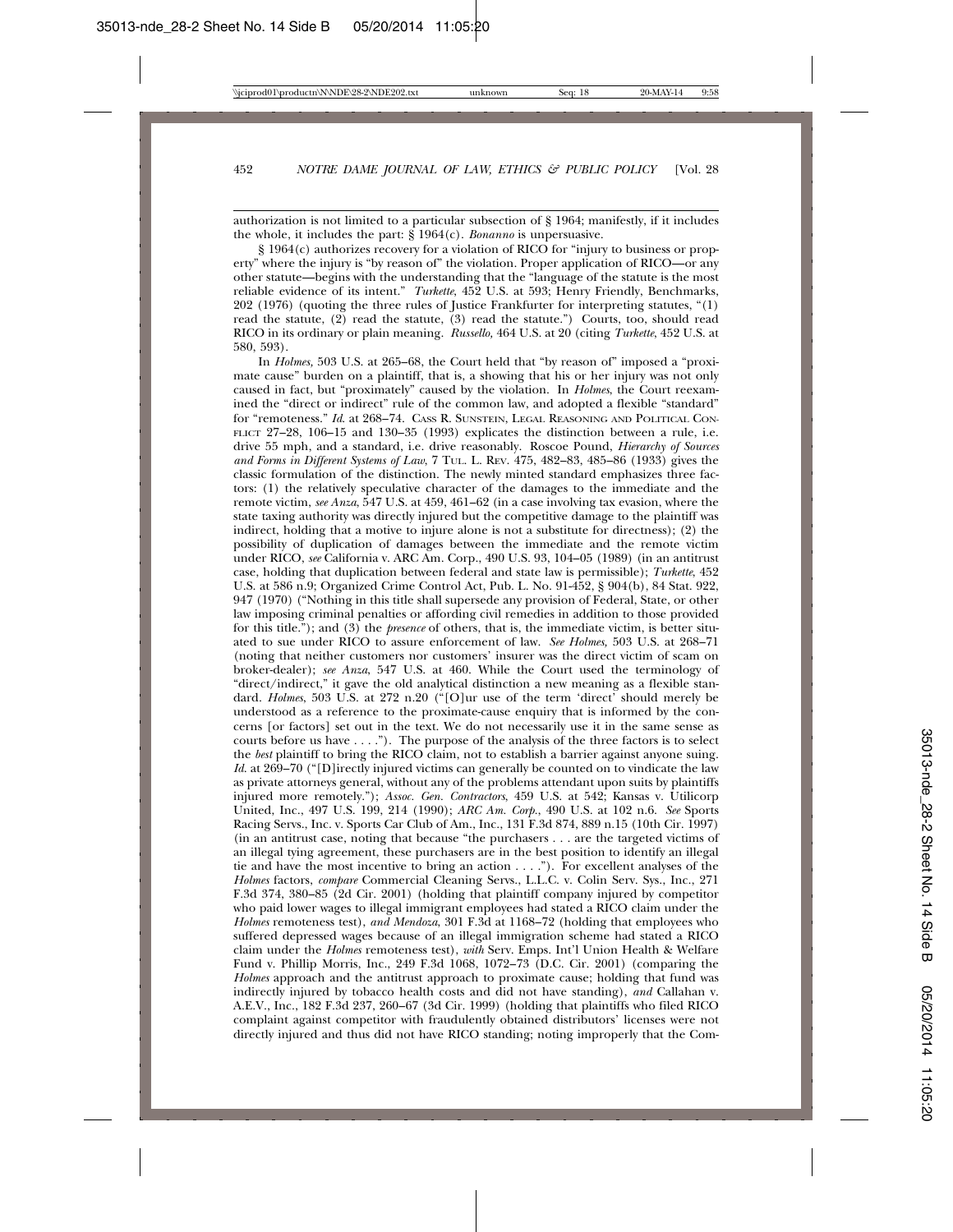authorization is not limited to a particular subsection of § 1964; manifestly, if it includes the whole, it includes the part: § 1964(c). *Bonanno* is unpersuasive.

§ 1964(c) authorizes recovery for a violation of RICO for "injury to business or property" where the injury is "by reason of" the violation. Proper application of RICO—or any other statute—begins with the understanding that the "language of the statute is the most reliable evidence of its intent." *Turkette*, 452 U.S. at 593; Henry Friendly, Benchmarks, 202 (1976) (quoting the three rules of Justice Frankfurter for interpreting statutes, "(1) read the statute, (2) read the statute, (3) read the statute.") Courts, too, should read RICO in its ordinary or plain meaning. *Russello,* 464 U.S. at 20 (citing *Turkette*, 452 U.S. at 580, 593).

In *Holmes,* 503 U.S. at 265–68, the Court held that "by reason of" imposed a "proximate cause" burden on a plaintiff, that is, a showing that his or her injury was not only caused in fact, but "proximately" caused by the violation. In *Holmes*, the Court reexamined the "direct or indirect" rule of the common law, and adopted a flexible "standard" for "remoteness." *Id.* at 268–74. Cass R. Sunstein, Legal Reasoning and Political Conflict 27–28, 106–15 and 130–35 (1993) explicates the distinction between a rule, i.e. drive 55 mph, and a standard, i.e. drive reasonably. Roscoe Pound, *Hierarchy of Sources and Forms in Different Systems of Law,* 7 Tul. L. Rev. 475, 482–83, 485–86 (1933) gives the classic formulation of the distinction. The newly minted standard emphasizes three factors: (1) the relatively speculative character of the damages to the immediate and the remote victim, *see Anza,* 547 U.S. at 459, 461–62 (in a case involving tax evasion, where the state taxing authority was directly injured but the competitive damage to the plaintiff was indirect, holding that a motive to injure alone is not a substitute for directness); (2) the possibility of duplication of damages between the immediate and the remote victim under RICO, *see* California v. ARC Am. Corp., 490 U.S. 93, 104–05 (1989) (in an antitrust case, holding that duplication between federal and state law is permissible); *Turkette*, 452 U.S. at 586 n.9; Organized Crime Control Act, Pub. L. No. 91-452, § 904(b), 84 Stat. 922, 947 (1970) ("Nothing in this title shall supersede any provision of Federal, State, or other law imposing criminal penalties or affording civil remedies in addition to those provided for this title."); and (3) the *presence* of others, that is, the immediate victim, is better situated to sue under RICO to assure enforcement of law. *See Holmes,* 503 U.S. at 268–71 (noting that neither customers nor customers' insurer was the direct victim of scam on broker-dealer); *see Anza*, 547 U.S. at 460. While the Court used the terminology of "direct/indirect," it gave the old analytical distinction a new meaning as a flexible standard. *Holmes*, 503 U.S. at 272 n.20 ("[O]ur use of the term 'direct' should merely be understood as a reference to the proximate-cause enquiry that is informed by the concerns [or factors] set out in the text. We do not necessarily use it in the same sense as courts before us have . . . ."). The purpose of the analysis of the three factors is to select the *best* plaintiff to bring the RICO claim, not to establish a barrier against anyone suing. *Id.* at 269–70 ("[D]irectly injured victims can generally be counted on to vindicate the law as private attorneys general, without any of the problems attendant upon suits by plaintiffs injured more remotely."); *Assoc. Gen. Contractors*, 459 U.S. at 542; Kansas v. Utilicorp United, Inc., 497 U.S. 199, 214 (1990); *ARC Am. Corp.*, 490 U.S. at 102 n.6. *See* Sports Racing Servs., Inc. v. Sports Car Club of Am., Inc., 131 F.3d 874, 889 n.15 (10th Cir. 1997) (in an antitrust case, noting that because "the purchasers . . . are the targeted victims of an illegal tying agreement, these purchasers are in the best position to identify an illegal tie and have the most incentive to bring an action . . . ."). For excellent analyses of the *Holmes* factors, *compare* Commercial Cleaning Servs., L.L.C. v. Colin Serv. Sys., Inc., 271 F.3d 374, 380–85 (2d Cir. 2001) (holding that plaintiff company injured by competitor who paid lower wages to illegal immigrant employees had stated a RICO claim under the *Holmes* remoteness test), *and Mendoza*, 301 F.3d at 1168–72 (holding that employees who suffered depressed wages because of an illegal immigration scheme had stated a RICO claim under the *Holmes* remoteness test), *with* Serv. Emps. Int'l Union Health & Welfare Fund v. Phillip Morris, Inc., 249 F.3d 1068, 1072–73 (D.C. Cir. 2001) (comparing the *Holmes* approach and the antitrust approach to proximate cause; holding that fund was indirectly injured by tobacco health costs and did not have standing), *and* Callahan v. A.E.V., Inc., 182 F.3d 237, 260–67 (3d Cir. 1999) (holding that plaintiffs who filed RICO complaint against competitor with fraudulently obtained distributors' licenses were not directly injured and thus did not have RICO standing; noting improperly that the Com-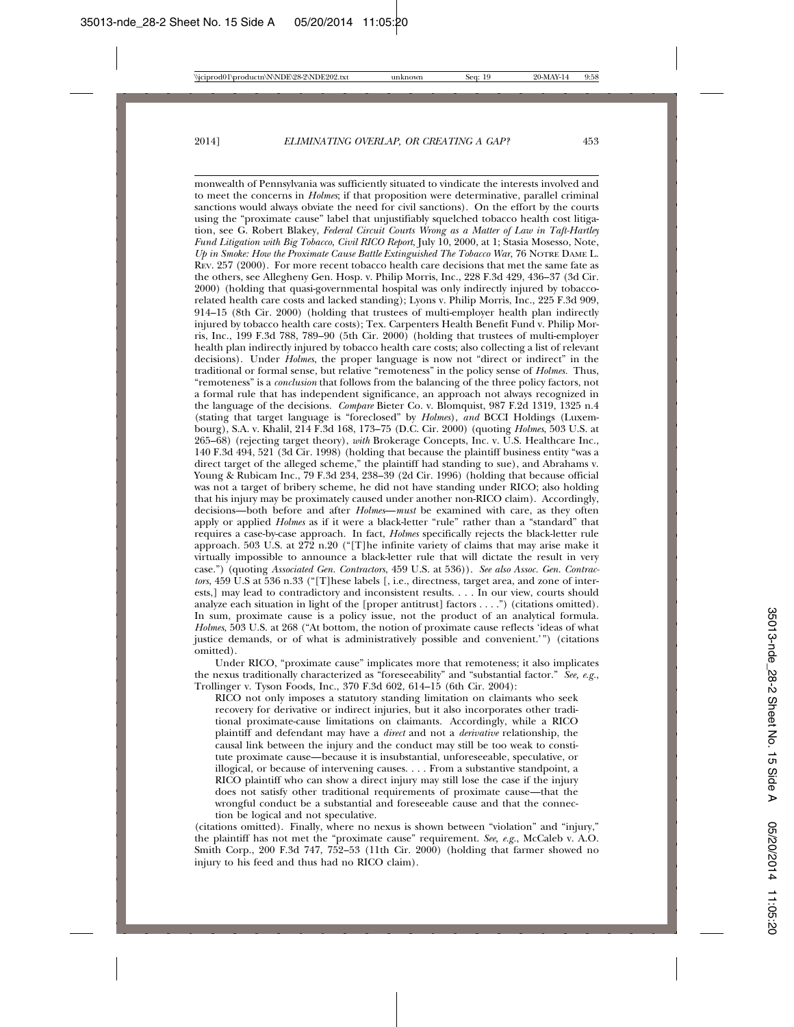monwealth of Pennsylvania was sufficiently situated to vindicate the interests involved and to meet the concerns in *Holmes*; if that proposition were determinative, parallel criminal sanctions would always obviate the need for civil sanctions). On the effort by the courts using the "proximate cause" label that unjustifiably squelched tobacco health cost litigation, see G. Robert Blakey, *Federal Circuit Courts Wrong as a Matter of Law in Taft-Hartley Fund Litigation with Big Tobacco*, *Civil RICO Report*, July 10, 2000, at 1; Stasia Mosesso, Note, *Up in Smoke: How the Proximate Cause Battle Extinguished The Tobacco War*, 76 NOTRE DAME L. REV. 257 (2000). For more recent tobacco health care decisions that met the same fate as the others, see Allegheny Gen. Hosp. v. Philip Morris, Inc., 228 F.3d 429, 436–37 (3d Cir. 2000) (holding that quasi-governmental hospital was only indirectly injured by tobacco-related health care costs and lacked standing); Lyons v. Philip Morris, Inc., 225 F.3d 909, 914–15 (8th Cir. 2000) (holding that trustees of multi-employer health plan indirectly injured by tobacco health care costs); Tex. Carpenters Health Benefit Fund v. Philip Morris, Inc., 199 F.3d 788, 789–90 (5th Cir. 2000) (holding that trustees of multi-employer health plan indirectly injured by tobacco health care costs; also collecting a list of relevant decisions). Under *Holmes*, the proper language is now not "direct or indirect" in the traditional or formal sense, but relative "remoteness" in the policy sense of *Holmes*. Thus, "remoteness" is a *conclusion* that follows from the balancing of the three policy factors, not a formal rule that has independent significance, an approach not always recognized in the language of the decisions. *Compare* Bieter Co. v. Blomquist, 987 F.2d 1319, 1325 n.4 (stating that target language is "foreclosed" by *Holmes*), *and* BCCI Holdings (Luxembourg), S.A. v. Khalil, 214 F.3d 168, 173–75 (D.C. Cir. 2000) (quoting *Holmes*, 503 U.S. at 265–68) (rejecting target theory), *with* Brokerage Concepts, Inc. v. U.S. Healthcare Inc., 140 F.3d 494, 521 (3d Cir. 1998) (holding that because the plaintiff business entity "was a direct target of the alleged scheme," the plaintiff had standing to sue), and Abrahams v. Young & Rubicam Inc., 79 F.3d 234, 238–39 (2d Cir. 1996) (holding that because official was not a target of bribery scheme, he did not have standing under RICO; also holding that his injury may be proximately caused under another non-RICO claim). Accordingly, decisions—both before and after *Holmes*—*must* be examined with care, as they often apply or applied *Holmes* as if it were a black-letter "rule" rather than a "standard" that requires a case-by-case approach. In fact, *Holmes* specifically rejects the black-letter rule approach. 503 U.S. at 272 n.20 ("[T]he infinite variety of claims that may arise make it virtually impossible to announce a black-letter rule that will dictate the result in very case.") (quoting *Associated Gen. Contractors*, 459 U.S. at 536)). *See also Assoc. Gen. Contractors*, 459 U.S at 536 n.33 ("[T]hese labels [, i.e., directness, target area, and zone of interests,] may lead to contradictory and inconsistent results. . . . In our view, courts should analyze each situation in light of the [proper antitrust] factors . . . .") (citations omitted). In sum, proximate cause is a policy issue, not the product of an analytical formula. *Holmes*, 503 U.S. at 268 ("At bottom, the notion of proximate cause reflects 'ideas of what justice demands, or of what is administratively possible and convenient.'") (citations omitted).

Under RICO, "proximate cause" implicates more that remoteness; it also implicates the nexus traditionally characterized as "foreseeability" and "substantial factor." *See, e.g.*, Trollinger v. Tyson Foods, Inc., 370 F.3d 602, 614–15 (6th Cir. 2004):

> RICO not only imposes a statutory standing limitation on claimants who seek recovery for derivative or indirect injuries, but it also incorporates other traditional proximate-cause limitations on claimants. Accordingly, while a RICO plaintiff and defendant may have a *direct* and not a *derivative* relationship, the causal link between the injury and the conduct may still be too weak to constitute proximate cause—because it is insubstantial, unforeseeable, speculative, or illogical, or because of intervening causes. . . . From a substantive standpoint, a RICO plaintiff who can show a direct injury may still lose the case if the injury does not satisfy other traditional requirements of proximate cause—that the wrongful conduct be a substantial and foreseeable cause and that the connection be logical and not speculative.

(citations omitted). Finally, where no nexus is shown between "violation" and "injury," the plaintiff has not met the "proximate cause" requirement. *See, e.g.*, McCaleb v. A.O. Smith Corp., 200 F.3d 747, 752–53 (11th Cir. 2000) (holding that farmer showed no injury to his feed and thus had no RICO claim).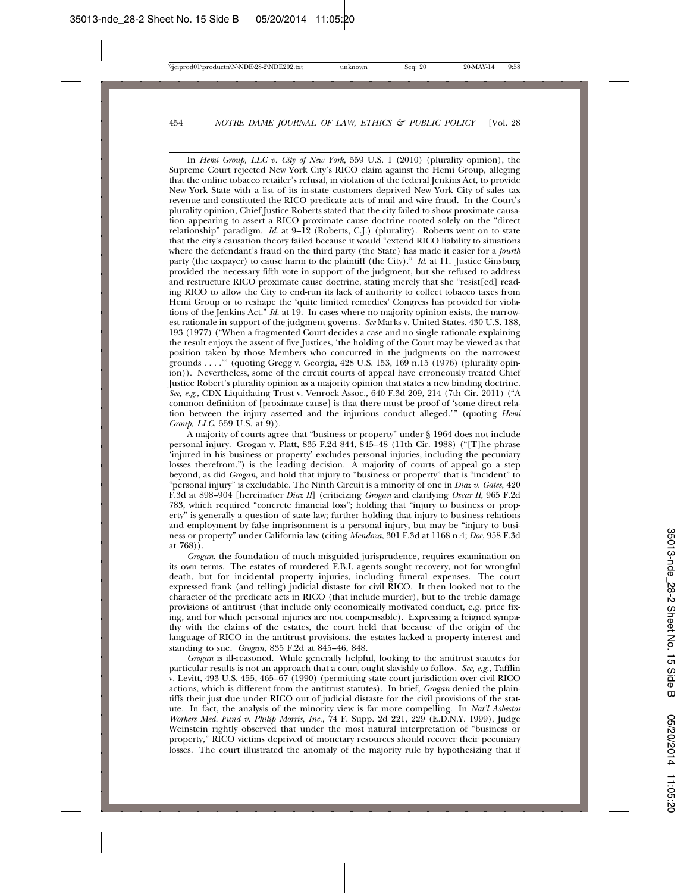In *Hemi Group, LLC v. City of New York*, 559 U.S. 1 (2010) (plurality opinion), the Supreme Court rejected New York City's RICO claim against the Hemi Group, alleging that the online tobacco retailer's refusal, in violation of the federal Jenkins Act, to provide New York State with a list of its in-state customers deprived New York City of sales tax revenue and constituted the RICO predicate acts of mail and wire fraud. In the Court's plurality opinion, Chief Justice Roberts stated that the city failed to show proximate causation appearing to assert a RICO proximate cause doctrine rooted solely on the "direct relationship" paradigm. *Id.* at 9–12 (Roberts, C.J.) (plurality). Roberts went on to state that the city's causation theory failed because it would "extend RICO liability to situations where the defendant's fraud on the third party (the State) has made it easier for a *fourth* party (the taxpayer) to cause harm to the plaintiff (the City)." *Id.* at 11. Justice Ginsburg provided the necessary fifth vote in support of the judgment, but she refused to address and restructure RICO proximate cause doctrine, stating merely that she "resist[ed] reading RICO to allow the City to end-run its lack of authority to collect tobacco taxes from Hemi Group or to reshape the 'quite limited remedies' Congress has provided for violations of the Jenkins Act." *Id.* at 19. In cases where no majority opinion exists, the narrowest rationale in support of the judgment governs. *See* Marks v. United States, 430 U.S. 188, 193 (1977) ("When a fragmented Court decides a case and no single rationale explaining the result enjoys the assent of five Justices, 'the holding of the Court may be viewed as that position taken by those Members who concurred in the judgments on the narrowest grounds . . . .'" (quoting Gregg v. Georgia, 428 U.S. 153, 169 n.15 (1976) (plurality opinion)). Nevertheless, some of the circuit courts of appeal have erroneously treated Chief Justice Robert's plurality opinion as a majority opinion that states a new binding doctrine. *See, e.g.*, CDX Liquidating Trust v. Venrock Assoc., 640 F.3d 209, 214 (7th Cir. 2011) ("A common definition of [proximate cause] is that there must be proof of 'some direct relation between the injury asserted and the injurious conduct alleged.'" (quoting *Hemi Group, LLC*, 559 U.S. at 9)).

A majority of courts agree that "business or property" under § 1964 does not include personal injury. Grogan v. Platt, 835 F.2d 844, 845–48 (11th Cir. 1988) ("[T]he phrase 'injured in his business or property' excludes personal injuries, including the pecuniary losses therefrom.") is the leading decision. A majority of courts of appeal go a step beyond, as did *Grogan,* and hold that injury to "business or property" that is "incident" to "personal injury" is excludable. The Ninth Circuit is a minority of one in *Diaz v. Gates*, 420 F.3d at 898–904 [hereinafter *Diaz II*] (criticizing *Grogan* and clarifying *Oscar II*, 965 F.2d 783, which required "concrete financial loss"; holding that "injury to business or property" is generally a question of state law; further holding that injury to business relations and employment by false imprisonment is a personal injury, but may be "injury to business or property" under California law (citing *Mendoza*, 301 F.3d at 1168 n.4; *Doe*, 958 F.3d at 768)).

*Grogan*, the foundation of much misguided jurisprudence, requires examination on its own terms. The estates of murdered F.B.I. agents sought recovery, not for wrongful death, but for incidental property injuries, including funeral expenses. The court expressed frank (and telling) judicial distaste for civil RICO. It then looked not to the character of the predicate acts in RICO (that include murder), but to the treble damage provisions of antitrust (that include only economically motivated conduct, e.g. price fixing, and for which personal injuries are not compensable). Expressing a feigned sympathy with the claims of the estates, the court held that because of the origin of the language of RICO in the antitrust provisions, the estates lacked a property interest and standing to sue. *Grogan,* 835 F.2d at 845–46, 848.

*Grogan* is ill-reasoned. While generally helpful, looking to the antitrust statutes for particular results is not an approach that a court ought slavishly to follow. *See, e.g.*, Tafflin v. Levitt, 493 U.S. 455, 465–67 (1990) (permitting state court jurisdiction over civil RICO actions, which is different from the antitrust statutes). In brief, *Grogan* denied the plaintiffs their just due under RICO out of judicial distaste for the civil provisions of the statute. In fact, the analysis of the minority view is far more compelling. In *Nat'l Asbestos Workers Med. Fund v. Philip Morris, Inc.*, 74 F. Supp. 2d 221, 229 (E.D.N.Y. 1999), Judge Weinstein rightly observed that under the most natural interpretation of "business or property," RICO victims deprived of monetary resources should recover their pecuniary losses. The court illustrated the anomaly of the majority rule by hypothesizing that if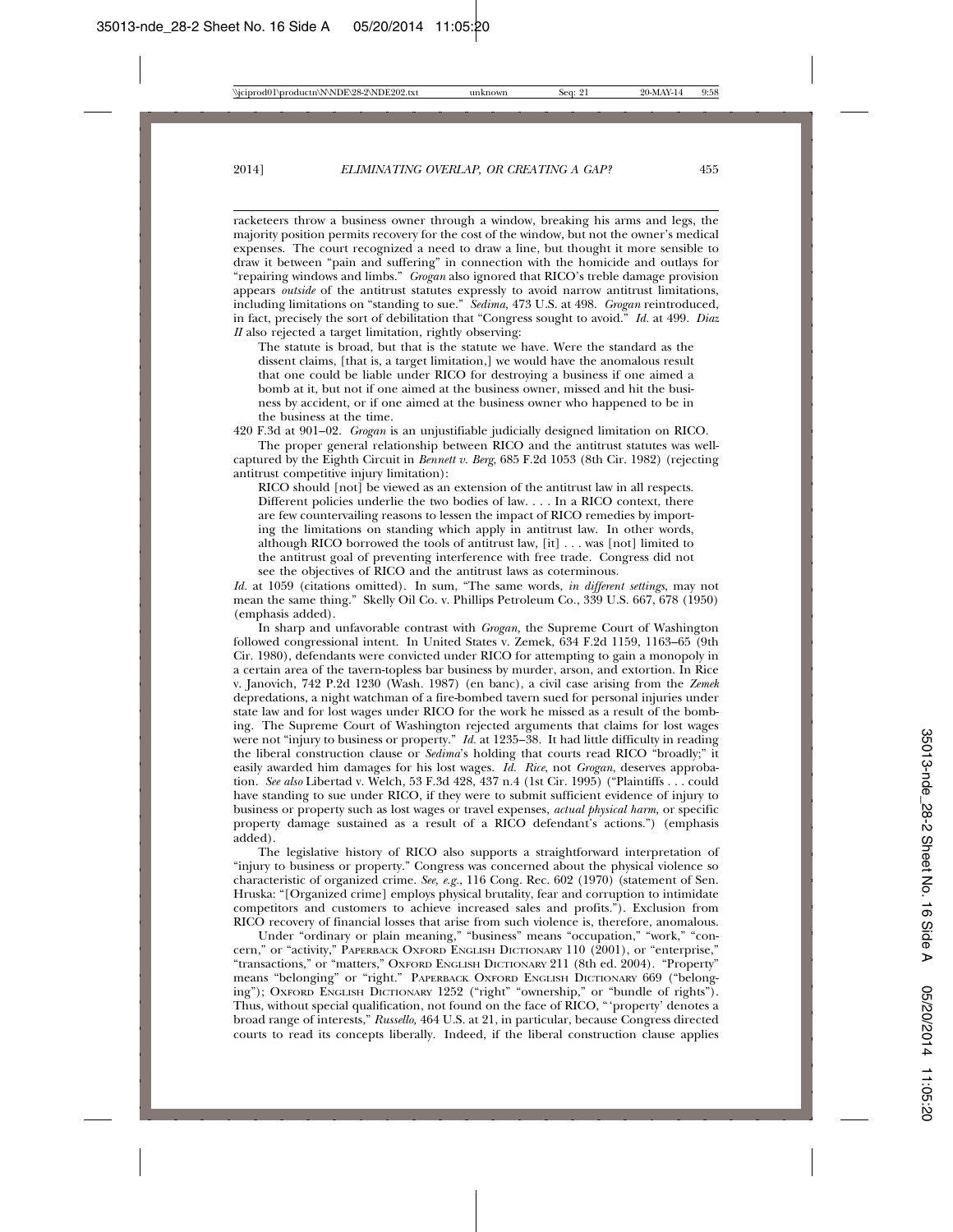racketeers throw a business owner through a window, breaking his arms and legs, the majority position permits recovery for the cost of the window, but not the owner's medical expenses. The court recognized a need to draw a line, but thought it more sensible to draw it between "pain and suffering" in connection with the homicide and outlays for "repairing windows and limbs." *Grogan* also ignored that RICO's treble damage provision appears *outside* of the antitrust statutes expressly to avoid narrow antitrust limitations, including limitations on "standing to sue." *Sedima*, 473 U.S. at 498. *Grogan* reintroduced, in fact, precisely the sort of debilitation that "Congress sought to avoid." *Id.* at 499. *Diaz II* also rejected a target limitation, rightly observing:

> The statute is broad, but that is the statute we have. Were the standard as the dissent claims, [that is, a target limitation,] we would have the anomalous result that one could be liable under RICO for destroying a business if one aimed a bomb at it, but not if one aimed at the business owner, missed and hit the business by accident, or if one aimed at the business owner who happened to be in the business at the time.

420 F.3d at 901–02. *Grogan* is an unjustifiable judicially designed limitation on RICO.

The proper general relationship between RICO and the antitrust statutes was well-captured by the Eighth Circuit in *Bennett v. Berg*, 685 F.2d 1053 (8th Cir. 1982) (rejecting antitrust competitive injury limitation):

> RICO should [not] be viewed as an extension of the antitrust law in all respects. Different policies underlie the two bodies of law. . . . In a RICO context, there are few countervailing reasons to lessen the impact of RICO remedies by importing the limitations on standing which apply in antitrust law. In other words, although RICO borrowed the tools of antitrust law, [it] . . . was [not] limited to the antitrust goal of preventing interference with free trade. Congress did not see the objectives of RICO and the antitrust laws as coterminous.

*Id.* at 1059 (citations omitted). In sum, "The same words, *in different settings*, may not mean the same thing." Skelly Oil Co. v. Phillips Petroleum Co., 339 U.S. 667, 678 (1950) (emphasis added).

In sharp and unfavorable contrast with *Grogan*, the Supreme Court of Washington followed congressional intent. In United States v. Zemek, 634 F.2d 1159, 1163–65 (9th Cir. 1980), defendants were convicted under RICO for attempting to gain a monopoly in a certain area of the tavern-topless bar business by murder, arson, and extortion. In Rice v. Janovich, 742 P.2d 1230 (Wash. 1987) (en banc), a civil case arising from the *Zemek* depredations, a night watchman of a fire-bombed tavern sued for personal injuries under state law and for lost wages under RICO for the work he missed as a result of the bombing. The Supreme Court of Washington rejected arguments that claims for lost wages were not "injury to business or property." *Id.* at 1235–38. It had little difficulty in reading the liberal construction clause or *Sedima*'s holding that courts read RICO "broadly;" it easily awarded him damages for his lost wages. *Id. Rice*, not *Grogan*, deserves approbation. *See also* Libertad v. Welch, 53 F.3d 428, 437 n.4 (1st Cir. 1995) ("Plaintiffs . . . could have standing to sue under RICO, if they were to submit sufficient evidence of injury to business or property such as lost wages or travel expenses, *actual physical harm*, or specific property damage sustained as a result of a RICO defendant's actions.") (emphasis added).

The legislative history of RICO also supports a straightforward interpretation of "injury to business or property." Congress was concerned about the physical violence so characteristic of organized crime. *See, e.g.*, 116 Cong. Rec. 602 (1970) (statement of Sen. Hruska: "[Organized crime] employs physical brutality, fear and corruption to intimidate competitors and customers to achieve increased sales and profits."). Exclusion from RICO recovery of financial losses that arise from such violence is, therefore, anomalous.

Under "ordinary or plain meaning," "business" means "occupation," "work," "concern," or "activity," Paperback Oxford English Dictionary 110 (2001), or "enterprise," "transactions," or "matters," Oxford English Dictionary 211 (8th ed. 2004). "Property" means "belonging" or "right." Paperback Oxford English Dictionary 669 ("belonging"); Oxford English Dictionary 1252 ("right" "ownership," or "bundle of rights"). Thus, without special qualification, not found on the face of RICO, "'property' denotes a broad range of interests," *Russello*, 464 U.S. at 21, in particular, because Congress directed courts to read its concepts liberally. Indeed, if the liberal construction clause applies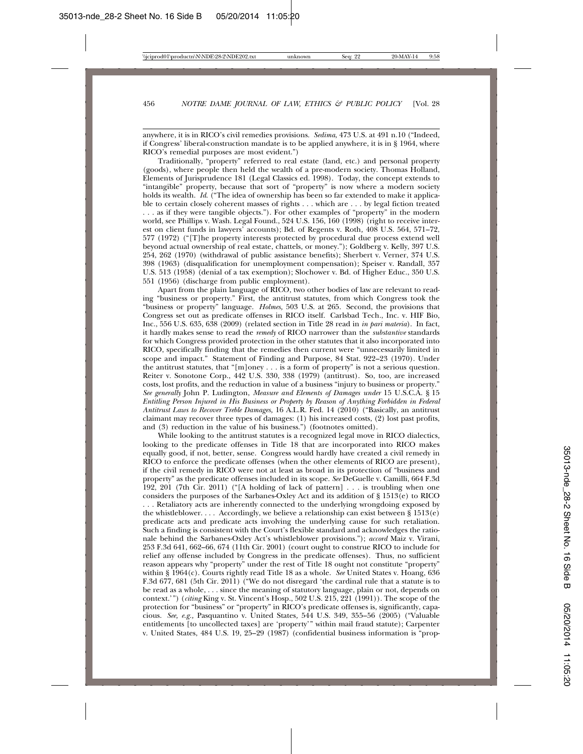anywhere, it is in RICO's civil remedies provisions. *Sedima*, 473 U.S. at 491 n.10 ("Indeed, if Congress' liberal-construction mandate is to be applied anywhere, it is in § 1964, where RICO's remedial purposes are most evident.")

Traditionally, "property" referred to real estate (land, etc.) and personal property (goods), where people then held the wealth of a pre-modern society. Thomas Holland, Elements of Jurisprudence 181 (Legal Classics ed. 1998). Today, the concept extends to "intangible" property, because that sort of "property" is now where a modern society holds its wealth. *Id.* ("The idea of ownership has been so far extended to make it applicable to certain closely coherent masses of rights . . . which are . . . by legal fiction treated . . . as if they were tangible objects."). For other examples of "property" in the modern world, see Phillips v. Wash. Legal Found., 524 U.S. 156, 160 (1998) (right to receive interest on client funds in lawyers' accounts); Bd. of Regents v. Roth, 408 U.S. 564, 571–72, 577 (1972) ("[T]he property interests protected by procedural due process extend well beyond actual ownership of real estate, chattels, or money."); Goldberg v. Kelly, 397 U.S. 254, 262 (1970) (withdrawal of public assistance benefits); Sherbert v. Verner, 374 U.S. 398 (1963) (disqualification for unemployment compensation); Speiser v. Randall, 357 U.S. 513 (1958) (denial of a tax exemption); Slochower v. Bd. of Higher Educ., 350 U.S. 551 (1956) (discharge from public employment).

Apart from the plain language of RICO, two other bodies of law are relevant to reading "business or property." First, the antitrust statutes, from which Congress took the "business or property" language. *Holmes*, 503 U.S. at 265. Second, the provisions that Congress set out as predicate offenses in RICO itself. Carlsbad Tech., Inc. v. HIF Bio, Inc., 556 U.S. 635, 638 (2009) (related section in Title 28 read in *in pari materia*). In fact, it hardly makes sense to read the *remedy* of RICO narrower than the *substantive* standards for which Congress provided protection in the other statutes that it also incorporated into RICO, specifically finding that the remedies then current were "unnecessarily limited in scope and impact." Statement of Finding and Purpose, 84 Stat. 922–23 (1970). Under the antitrust statutes, that "[m]oney . . . is a form of property" is not a serious question. Reiter v. Sonotone Corp., 442 U.S. 330, 338 (1979) (antitrust). So, too, are increased costs, lost profits, and the reduction in value of a business "injury to business or property." *See generally* John P. Ludington, *Measure and Elements of Damages under* 15 U.S.C.A. § 15 *Entitling Person Injured in His Business or Property by Reason of Anything Forbidden in Federal Antitrust Laws to Recover Treble Damages,* 16 A.L.R. Fed. 14 (2010) ("Basically, an antitrust claimant may recover three types of damages: (1) his increased costs, (2) lost past profits, and (3) reduction in the value of his business.") (footnotes omitted).

While looking to the antitrust statutes is a recognized legal move in RICO dialectics, looking to the predicate offenses in Title 18 that are incorporated into RICO makes equally good, if not, better, sense. Congress would hardly have created a civil remedy in RICO to enforce the predicate offenses (when the other elements of RICO are present), if the civil remedy in RICO were not at least as broad in its protection of "business and property" as the predicate offenses included in its scope. *See* DeGuelle v. Camilli, 664 F.3d 192, 201 (7th Cir. 2011) ("[A holding of lack of pattern] . . . is troubling when one considers the purposes of the Sarbanes-Oxley Act and its addition of § 1513(e) to RICO . . . Retaliatory acts are inherently connected to the underlying wrongdoing exposed by the whistleblower. . . . Accordingly, we believe a relationship can exist between § 1513(e) predicate acts and predicate acts involving the underlying cause for such retaliation. Such a finding is consistent with the Court's flexible standard and acknowledges the rationale behind the Sarbanes-Oxley Act's whistleblower provisions."); *accord* Maiz v. Virani, 253 F.3d 641, 662–66, 674 (11th Cir. 2001) (court ought to construe RICO to include for relief any offense included by Congress in the predicate offenses). Thus, no sufficient reason appears why "property" under the rest of Title 18 ought not constitute "property" within § 1964(c). Courts rightly read Title 18 as a whole. *See* United States v. Hoang, 636 F.3d 677, 681 (5th Cir. 2011) ("We do not disregard 'the cardinal rule that a statute is to be read as a whole, . . . since the meaning of statutory language, plain or not, depends on context.'") (*citing* King v. St. Vincent's Hosp., 502 U.S. 215, 221 (1991)). The scope of the protection for "business" or "property" in RICO's predicate offenses is, significantly, capacious. *See, e.g.,* Pasquantino v. United States, 544 U.S. 349, 355–56 (2005) ("Valuable entitlements [to uncollected taxes] are 'property'" within mail fraud statute); Carpenter v. United States, 484 U.S. 19, 25–29 (1987) (confidential business information is "prop-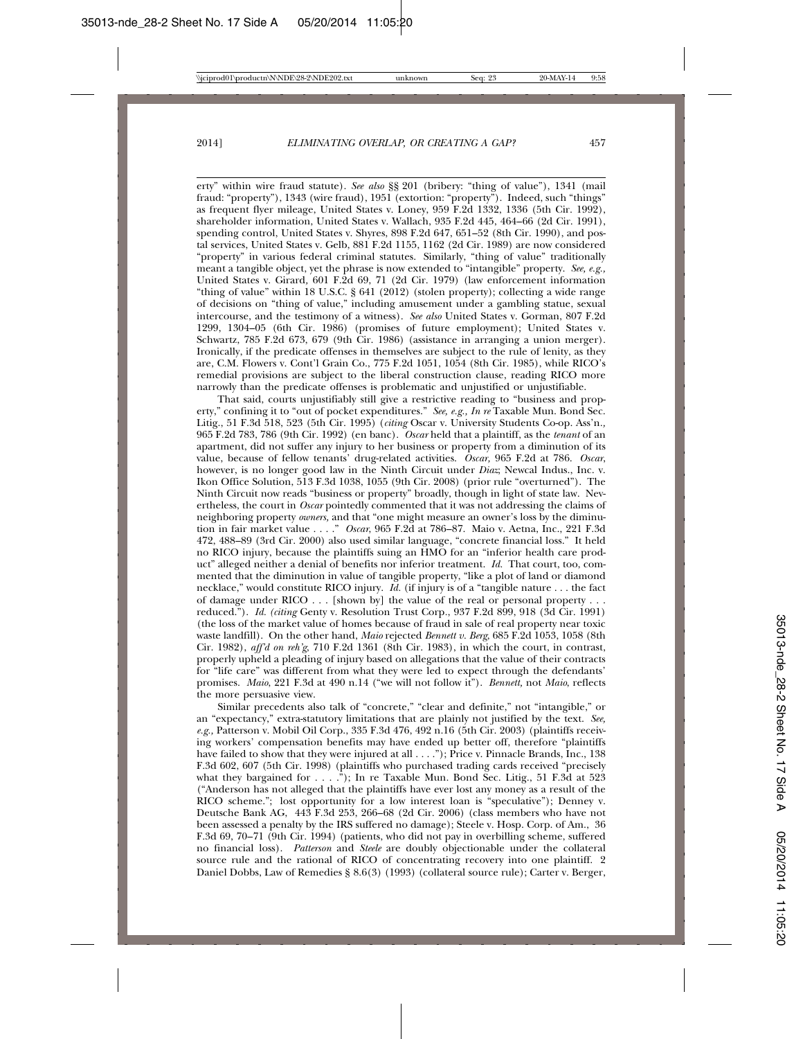erty" within wire fraud statute). *See also* §§ 201 (bribery: "thing of value"), 1341 (mail fraud: "property"), 1343 (wire fraud), 1951 (extortion: "property"). Indeed, such "things" as frequent flyer mileage, United States v. Loney, 959 F.2d 1332, 1336 (5th Cir. 1992), shareholder information, United States v. Wallach, 935 F.2d 445, 464–66 (2d Cir. 1991), spending control, United States v. Shyres, 898 F.2d 647, 651–52 (8th Cir. 1990), and postal services, United States v. Gelb, 881 F.2d 1155, 1162 (2d Cir. 1989) are now considered "property" in various federal criminal statutes. Similarly, "thing of value" traditionally meant a tangible object, yet the phrase is now extended to "intangible" property. *See, e.g.,* United States v. Girard, 601 F.2d 69, 71 (2d Cir. 1979) (law enforcement information "thing of value" within 18 U.S.C. § 641 (2012) (stolen property); collecting a wide range of decisions on "thing of value," including amusement under a gambling statue, sexual intercourse, and the testimony of a witness). *See also* United States v. Gorman, 807 F.2d 1299, 1304–05 (6th Cir. 1986) (promises of future employment); United States v. Schwartz, 785 F.2d 673, 679 (9th Cir. 1986) (assistance in arranging a union merger). Ironically, if the predicate offenses in themselves are subject to the rule of lenity, as they are, C.M. Flowers v. Cont'l Grain Co., 775 F.2d 1051, 1054 (8th Cir. 1985), while RICO's remedial provisions are subject to the liberal construction clause, reading RICO more narrowly than the predicate offenses is problematic and unjustified or unjustifiable.

That said, courts unjustifiably still give a restrictive reading to "business and property," confining it to "out of pocket expenditures." *See, e.g., In re* Taxable Mun. Bond Sec. Litig., 51 F.3d 518, 523 (5th Cir. 1995) (*citing* Oscar v. University Students Co-op. Ass'n., 965 F.2d 783, 786 (9th Cir. 1992) (en banc). *Oscar* held that a plaintiff, as the *tenant* of an apartment, did not suffer any injury to her business or property from a diminution of its value, because of fellow tenants' drug-related activities. *Oscar,* 965 F.2d at 786. *Oscar*, however, is no longer good law in the Ninth Circuit under *Diaz*; Newcal Indus., Inc. v. Ikon Office Solution, 513 F.3d 1038, 1055 (9th Cir. 2008) (prior rule "overturned"). The Ninth Circuit now reads "business or property" broadly, though in light of state law. Nevertheless, the court in *Oscar* pointedly commented that it was not addressing the claims of neighboring property *owners,* and that "one might measure an owner's loss by the diminution in fair market value . . . ." *Oscar,* 965 F.2d at 786–87. Maio v. Aetna, Inc., 221 F.3d 472, 488–89 (3rd Cir. 2000) also used similar language, "concrete financial loss." It held no RICO injury, because the plaintiffs suing an HMO for an "inferior health care product" alleged neither a denial of benefits nor inferior treatment. *Id.* That court, too, commented that the diminution in value of tangible property, "like a plot of land or diamond necklace," would constitute RICO injury. *Id.* (if injury is of a "tangible nature . . . the fact of damage under RICO . . . [shown by] the value of the real or personal property . . . reduced."). *Id.* (*citing* Genty v. Resolution Trust Corp., 937 F.2d 899, 918 (3d Cir. 1991) (the loss of the market value of homes because of fraud in sale of real property near toxic waste landfill). On the other hand, *Maio* rejected *Bennett v. Berg*, 685 F.2d 1053, 1058 (8th Cir. 1982), *aff'd on reh'g*, 710 F.2d 1361 (8th Cir. 1983), in which the court, in contrast, properly upheld a pleading of injury based on allegations that the value of their contracts for "life care" was different from what they were led to expect through the defendants' promises. *Maio*, 221 F.3d at 490 n.14 ("we will not follow it"). *Bennett,* not *Maio*, reflects the more persuasive view.

Similar precedents also talk of "concrete," "clear and definite," not "intangible," or an "expectancy," extra-statutory limitations that are plainly not justified by the text. *See, e.g.,* Patterson v. Mobil Oil Corp., 335 F.3d 476, 492 n.16 (5th Cir. 2003) (plaintiffs receiving workers' compensation benefits may have ended up better off, therefore "plaintiffs have failed to show that they were injured at all . . . ."); Price v. Pinnacle Brands, Inc., 138 F.3d 602, 607 (5th Cir. 1998) (plaintiffs who purchased trading cards received "precisely what they bargained for . . . ."); In re Taxable Mun. Bond Sec. Litig., 51 F.3d at 523 ("Anderson has not alleged that the plaintiffs have ever lost any money as a result of the RICO scheme."; lost opportunity for a low interest loan is "speculative"); Denney v. Deutsche Bank AG, 443 F.3d 253, 266–68 (2d Cir. 2006) (class members who have not been assessed a penalty by the IRS suffered no damage); Steele v. Hosp. Corp. of Am., 36 F.3d 69, 70–71 (9th Cir. 1994) (patients, who did not pay in overbilling scheme, suffered no financial loss). *Patterson* and *Steele* are doubly objectionable under the collateral source rule and the rational of RICO of concentrating recovery into one plaintiff. 2 Daniel Dobbs, Law of Remedies § 8.6(3) (1993) (collateral source rule); Carter v. Berger,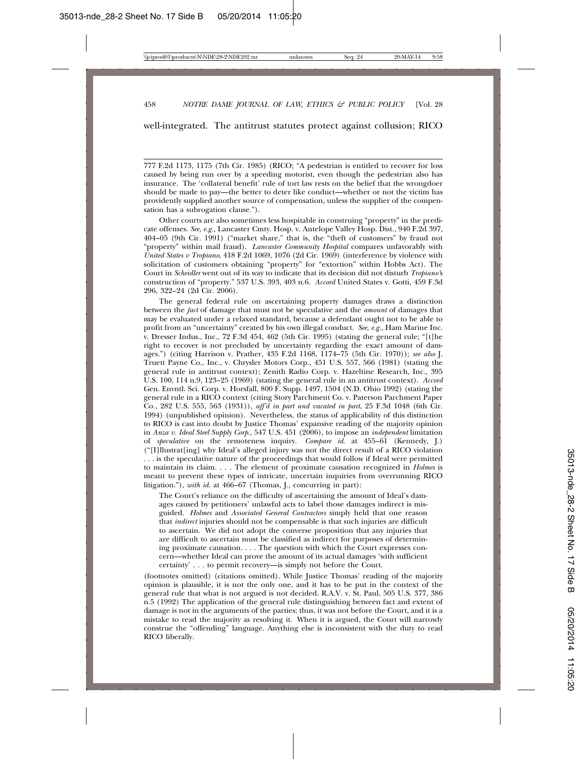well-integrated. The antitrust statutes protect against collusion; RICO

---

777 F.2d 1173, 1175 (7th Cir. 1985) (RICO; "A pedestrian is entitled to recover for loss caused by being run over by a speeding motorist, even though the pedestrian also has insurance. The 'collateral benefit' rule of tort law rests on the belief that the wrongdoer should be made to pay—the better to deter like conduct—whether or not the victim has providently supplied another source of compensation, unless the supplier of the compensation has a subrogation clause.").

Other courts are also sometimes less hospitable in construing "property" in the predicate offenses. *See, e.g.,* Lancaster Cmty. Hosp. v. Antelope Valley Hosp. Dist., 940 F.2d 397, 404–05 (9th Cir. 1991) ("market share," that is, the "theft of customers" by fraud not "property" within mail fraud). *Lancaster Community Hospital* compares unfavorably with *United States v Tropiano*, 418 F.2d 1069, 1076 (2d Cir. 1969) (interference by violence with solicitation of customers obtaining "property" for "extortion" within Hobbs Act). The Court in *Scheidler* went out of its way to indicate that its decision did not disturb *Tropiano's* construction of "property." 537 U.S. 393, 403 n.6. *Accord* United States v. Gotti, 459 F.3d 296, 322–24 (2d Cir. 2006).

The general federal rule on ascertaining property damages draws a distinction between the *fact* of damage that must not be speculative and the *amount* of damages that may be evaluated under a relaxed standard, because a defendant ought not to be able to profit from an "uncertainty" created by his own illegal conduct. *See, e.g.*, Ham Marine Inc. v. Dresser Indus., Inc., 72 F.3d 454, 462 (5th Cir. 1995) (stating the general rule; "[t]he right to recover is not precluded by uncertainty regarding the exact amount of damages.") (citing Harrison v. Prather, 435 F.2d 1168, 1174–75 (5th Cir. 1970)); *see also* J. Truett Payne Co., Inc., v. Chrysler Motors Corp., 451 U.S. 557, 566 (1981) (stating the general rule in antitrust context); Zenith Radio Corp. v. Hazeltine Research, Inc., 395 U.S. 100, 114 n.9, 123–25 (1969) (stating the general rule in an antitrust context). *Accord* Gen. Envntl. Sci. Corp. v. Horsfall, 800 F. Supp. 1497, 1504 (N.D. Ohio 1992) (stating the general rule in a RICO context (citing Story Parchment Co. v. Paterson Parchment Paper Co., 282 U.S. 555, 563 (1931)), *aff'd in part and vacated in part*, 25 F.3d 1048 (6th Cir. 1994) (unpublished opinion). Nevertheless, the status of applicability of this distinction to RICO is cast into doubt by Justice Thomas' expansive reading of the majority opinion in *Anza v. Ideal Steel Supply Corp.*, 547 U.S. 451 (2006), to impose an *independent* limitation of *speculative* on the remoteness inquiry. *Compare id.* at 455–61 (Kennedy, J.) ("[I]llustrat[ing] why Ideal's alleged injury was not the direct result of a RICO violation . . . is the speculative nature of the proceedings that would follow if Ideal were permitted to maintain its claim. . . . The element of proximate causation recognized in *Holmes* is meant to prevent these types of intricate, uncertain inquiries from overrunning RICO litigation."), *with id.* at 466–67 (Thomas, J., concurring in part):

> The Court's reliance on the difficulty of ascertaining the amount of Ideal's damages caused by petitioners' unlawful acts to label those damages indirect is misguided. *Holmes* and *Associated General Contractors* simply held that one reason that *indirect* injuries should not be compensable is that such injuries are difficult to ascertain. We did not adopt the converse proposition that any injuries that are difficult to ascertain must be classified as indirect for purposes of determining proximate causation. . . . The question with which the Court expresses concern—whether Ideal can prove the amount of its actual damages 'with sufficient certainty' . . . to permit recovery—is simply not before the Court.

(footnotes omitted) (citations omitted). While Justice Thomas' reading of the majority opinion is plausible, it is not the only one, and it has to be put in the context of the general rule that what is not argued is not decided. R.A.V. v. St. Paul, 505 U.S. 377, 386 n.5 (1992) The application of the general rule distinguishing between fact and extent of damage is not in the arguments of the parties; thus, it was not before the Court, and it is a mistake to read the majority as resolving it. When it is argued, the Court will narrowly construe the "offending" language. Anything else is inconsistent with the duty to read RICO liberally.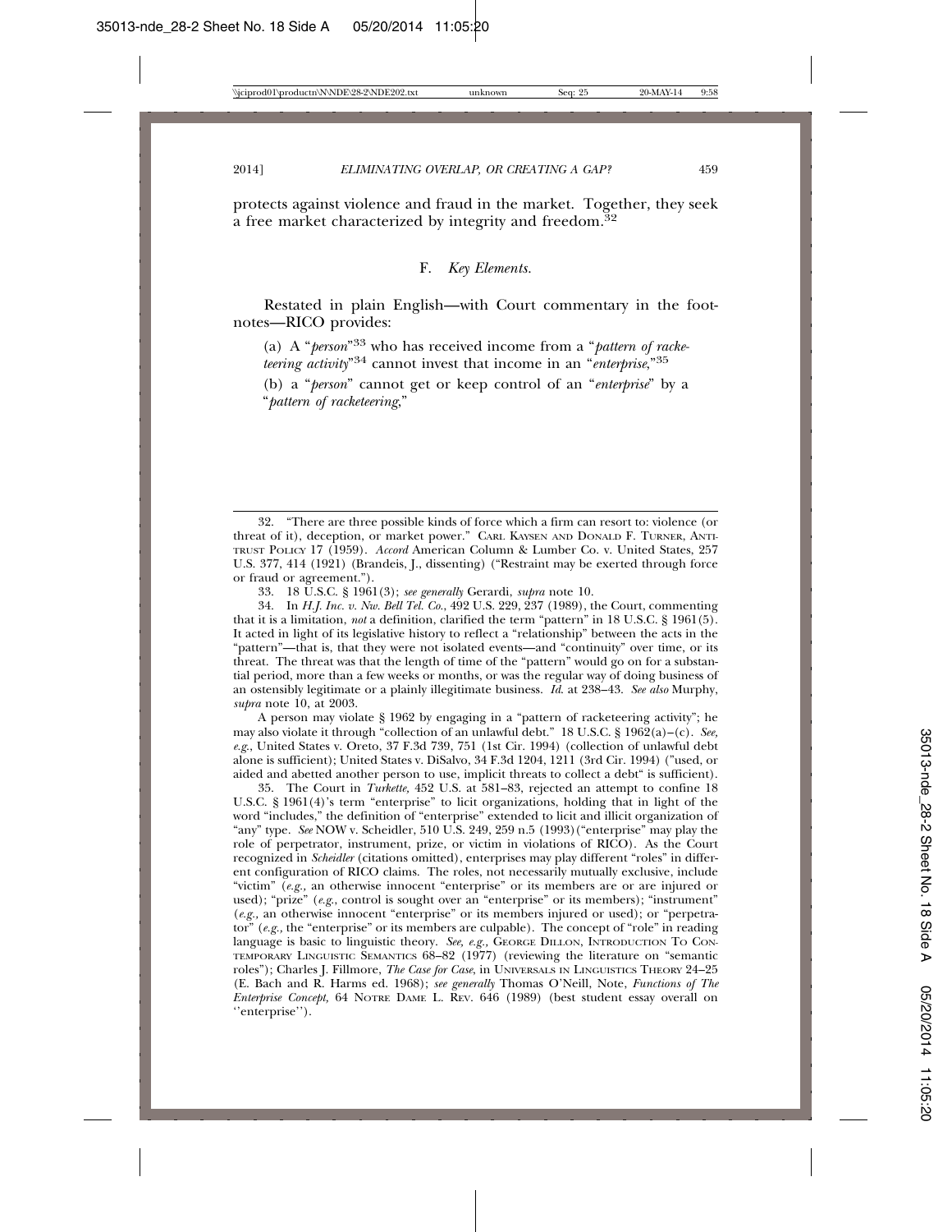protects against violence and fraud in the market. Together, they seek a free market characterized by integrity and freedom.[32]

### F. *Key Elements.*

Restated in plain English—with Court commentary in the footnotes—RICO provides:

> (a) A "*person*"[33] who has received income from a "*pattern of racketeering activity*"[34] cannot invest that income in an "*enterprise*,"[35]
>
> (b) a "*person*" cannot get or keep control of an "*enterprise*" by a "*pattern of racketeering*,"

---

32. "There are three possible kinds of force which a firm can resort to: violence (or threat of it), deception, or market power." CARL KAYSEN AND DONALD F. TURNER, ANTITRUST POLICY 17 (1959). *Accord* American Column & Lumber Co. v. United States, 257 U.S. 377, 414 (1921) (Brandeis, J., dissenting) ("Restraint may be exerted through force or fraud or agreement.").

33. 18 U.S.C. § 1961(3); *see generally* Gerardi, *supra* note 10.

34. In *H.J. Inc. v. Nw. Bell Tel. Co.*, 492 U.S. 229, 237 (1989), the Court, commenting that it is a limitation, *not* a definition, clarified the term "pattern" in 18 U.S.C. § 1961(5). It acted in light of its legislative history to reflect a "relationship" between the acts in the "pattern"—that is, that they were not isolated events—and "continuity" over time, or its threat. The threat was that the length of time of the "pattern" would go on for a substantial period, more than a few weeks or months, or was the regular way of doing business of an ostensibly legitimate or a plainly illegitimate business. *Id.* at 238–43. *See also* Murphy, *supra* note 10, at 2003.

A person may violate § 1962 by engaging in a "pattern of racketeering activity"; he may also violate it through "collection of an unlawful debt." 18 U.S.C. § 1962(a)–(c). *See, e.g.*, United States v. Oreto, 37 F.3d 739, 751 (1st Cir. 1994) (collection of unlawful debt alone is sufficient); United States v. DiSalvo, 34 F.3d 1204, 1211 (3rd Cir. 1994) ("used, or aided and abetted another person to use, implicit threats to collect a debt" is sufficient).

35. The Court in *Turkette,* 452 U.S. at 581–83, rejected an attempt to confine 18 U.S.C. § 1961(4)'s term "enterprise" to licit organizations, holding that in light of the word "includes," the definition of "enterprise" extended to licit and illicit organization of "any" type. *See* NOW v. Scheidler, 510 U.S. 249, 259 n.5 (1993) ("enterprise" may play the role of perpetrator, instrument, prize, or victim in violations of RICO). As the Court recognized in *Scheidler* (citations omitted), enterprises may play different "roles" in different configuration of RICO claims. The roles, not necessarily mutually exclusive, include "victim" (*e.g.*, an otherwise innocent "enterprise" or its members are or are injured or used); "prize" (*e.g.*, control is sought over an "enterprise" or its members); "instrument" (*e.g.*, an otherwise innocent "enterprise" or its members injured or used); or "perpetrator" (*e.g.*, the "enterprise" or its members are culpable). The concept of "role" in reading language is basic to linguistic theory. *See, e.g.*, GEORGE DILLON, INTRODUCTION TO CONTEMPORARY LINGUISTIC SEMANTICS 68–82 (1977) (reviewing the literature on "semantic roles"); Charles J. Fillmore, *The Case for Case*, in UNIVERSALS IN LINGUISTICS THEORY 24–25 (E. Bach and R. Harms ed. 1968); *see generally* Thomas O'Neill, Note, *Functions of The Enterprise Concept,* 64 NOTRE DAME L. REV. 646 (1989) (best student essay overall on ''enterprise'').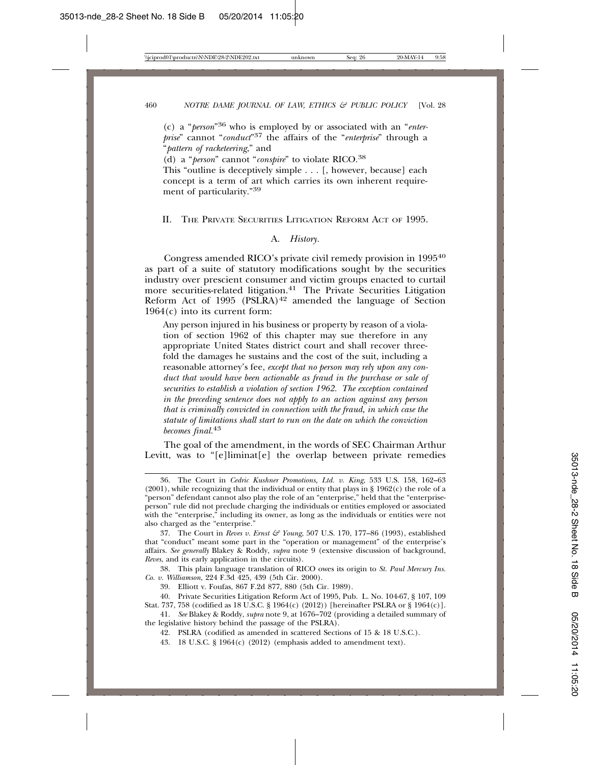(c) a "*person*"[36] who is employed by or associated with an "*enterprise*" cannot "*conduct*"[37] the affairs of the "*enterprise*" through a "*pattern of racketeering*," and

(d) a "*person*" cannot "*conspire*" to violate RICO.[38]

This "outline is deceptively simple . . . [, however, because] each concept is a term of art which carries its own inherent requirement of particularity."[39]

## II. The Private Securities Litigation Reform Act of 1995.

### A. *History.*

Congress amended RICO's private civil remedy provision in 1995[40] as part of a suite of statutory modifications sought by the securities industry over prescient consumer and victim groups enacted to curtail more securities-related litigation.[41] The Private Securities Litigation Reform Act of 1995 (PSLRA)[42] amended the language of Section 1964(c) into its current form:

> Any person injured in his business or property by reason of a violation of section 1962 of this chapter may sue therefore in any appropriate United States district court and shall recover threefold the damages he sustains and the cost of the suit, including a reasonable attorney's fee, *except that no person may rely upon any conduct that would have been actionable as fraud in the purchase or sale of securities to establish a violation of section 1962. The exception contained in the preceding sentence does not apply to an action against any person that is criminally convicted in connection with the fraud, in which case the statute of limitations shall start to run on the date on which the conviction becomes final.*[43]

The goal of the amendment, in the words of SEC Chairman Arthur Levitt, was to "[e]liminat[e] the overlap between private remedies

---

36. The Court in *Cedric Kushner Promotions, Ltd. v. King*, 533 U.S. 158, 162–63 (2001), while recognizing that the individual or entity that plays in § 1962(c) the role of a "person" defendant cannot also play the role of an "enterprise," held that the "enterprise-person" rule did not preclude charging the individuals or entities employed or associated with the "enterprise," including its owner, as long as the individuals or entities were not also charged as the "enterprise."

37. The Court in *Reves v. Ernst & Young*, 507 U.S. 170, 177–86 (1993), established that "conduct" meant some part in the "operation or management" of the enterprise's affairs. *See generally* Blakey & Roddy, *supra* note 9 (extensive discussion of background, *Reves*, and its early application in the circuits).

38. This plain language translation of RICO owes its origin to *St. Paul Mercury Ins. Co. v. Williamson*, 224 F.3d 425, 439 (5th Cir. 2000).

39. Elliott v. Foufas, 867 F.2d 877, 880 (5th Cir. 1989).

40. Private Securities Litigation Reform Act of 1995, Pub. L. No. 104-67, § 107, 109 Stat. 737, 758 (codified as 18 U.S.C. § 1964(c) (2012)) [hereinafter PSLRA or § 1964(c)].

41. *See* Blakey & Roddy, *supra* note 9, at 1676–702 (providing a detailed summary of the legislative history behind the passage of the PSLRA).

42. PSLRA (codified as amended in scattered Sections of 15 & 18 U.S.C.).

43. 18 U.S.C. § 1964(c) (2012) (emphasis added to amendment text).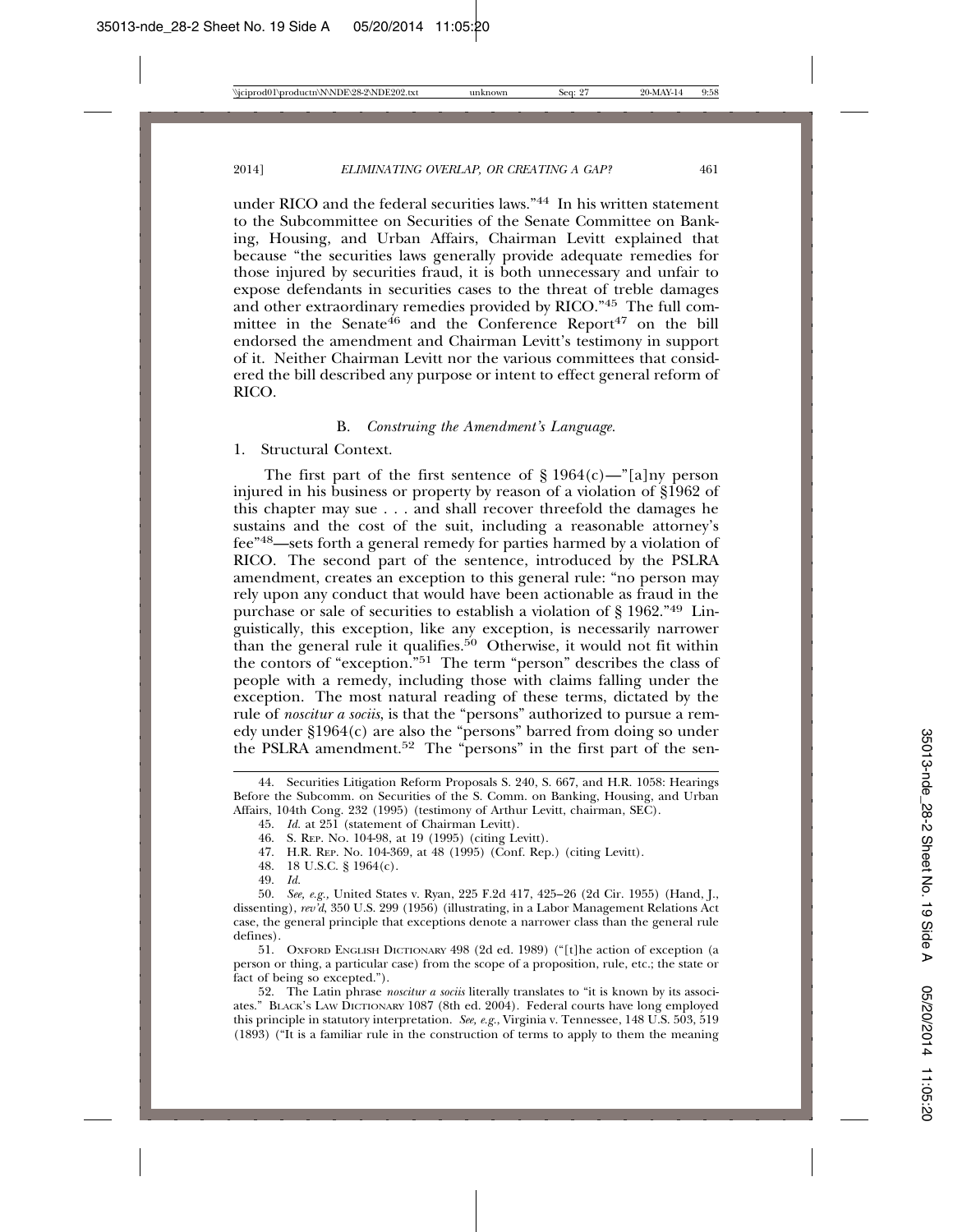under RICO and the federal securities laws."[44] In his written statement to the Subcommittee on Securities of the Senate Committee on Banking, Housing, and Urban Affairs, Chairman Levitt explained that because "the securities laws generally provide adequate remedies for those injured by securities fraud, it is both unnecessary and unfair to expose defendants in securities cases to the threat of treble damages and other extraordinary remedies provided by RICO."[45] The full committee in the Senate[46] and the Conference Report[47] on the bill endorsed the amendment and Chairman Levitt's testimony in support of it. Neither Chairman Levitt nor the various committees that considered the bill described any purpose or intent to effect general reform of RICO.

### B. *Construing the Amendment's Language.*

#### 1. Structural Context.

The first part of the first sentence of § 1964(c)—"[a]ny person injured in his business or property by reason of a violation of §1962 of this chapter may sue . . . and shall recover threefold the damages he sustains and the cost of the suit, including a reasonable attorney's fee"[48]—sets forth a general remedy for parties harmed by a violation of RICO. The second part of the sentence, introduced by the PSLRA amendment, creates an exception to this general rule: "no person may rely upon any conduct that would have been actionable as fraud in the purchase or sale of securities to establish a violation of § 1962."[49] Linguistically, this exception, like any exception, is necessarily narrower than the general rule it qualifies.[50] Otherwise, it would not fit within the contors of "exception."[51] The term "person" describes the class of people with a remedy, including those with claims falling under the exception. The most natural reading of these terms, dictated by the rule of *noscitur a sociis*, is that the "persons" authorized to pursue a remedy under §1964(c) are also the "persons" barred from doing so under the PSLRA amendment.[52] The "persons" in the first part of the sen-

---

44. Securities Litigation Reform Proposals S. 240, S. 667, and H.R. 1058: Hearings Before the Subcomm. on Securities of the S. Comm. on Banking, Housing, and Urban Affairs, 104th Cong. 232 (1995) (testimony of Arthur Levitt, chairman, SEC).

45. *Id.* at 251 (statement of Chairman Levitt).

46. S. Rep. No. 104-98, at 19 (1995) (citing Levitt).

47. H.R. Rep. No. 104-369, at 48 (1995) (Conf. Rep.) (citing Levitt).

48. 18 U.S.C. § 1964(c).

49. *Id.*

50. *See, e.g.*, United States v. Ryan, 225 F.2d 417, 425–26 (2d Cir. 1955) (Hand, J., dissenting), *rev'd*, 350 U.S. 299 (1956) (illustrating, in a Labor Management Relations Act case, the general principle that exceptions denote a narrower class than the general rule defines).

51. Oxford English Dictionary 498 (2d ed. 1989) ("[t]he action of exception (a person or thing, a particular case) from the scope of a proposition, rule, etc.; the state or fact of being so excepted.").

52. The Latin phrase *noscitur a sociis* literally translates to "it is known by its associates." Black's Law Dictionary 1087 (8th ed. 2004). Federal courts have long employed this principle in statutory interpretation. *See, e.g.*, Virginia v. Tennessee, 148 U.S. 503, 519 (1893) ("It is a familiar rule in the construction of terms to apply to them the meaning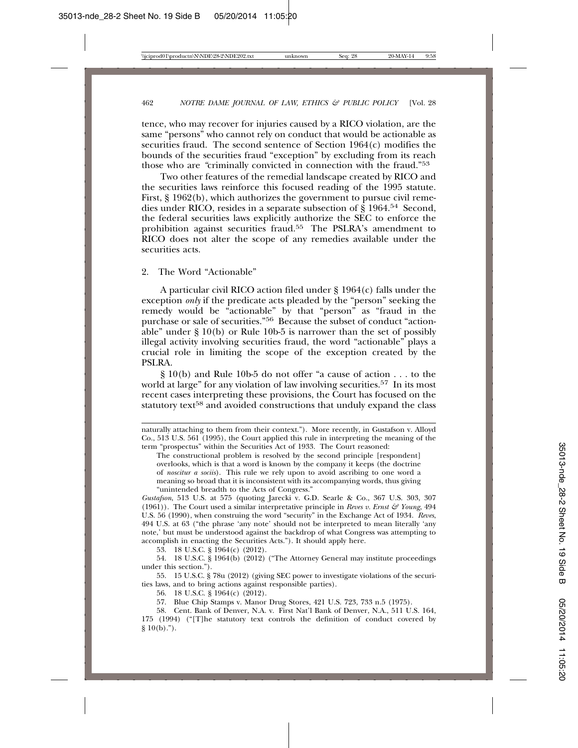tence, who may recover for injuries caused by a RICO violation, are the same "persons" who cannot rely on conduct that would be actionable as securities fraud. The second sentence of Section 1964(c) modifies the bounds of the securities fraud "exception" by excluding from its reach those who are "criminally convicted in connection with the fraud."[53]

Two other features of the remedial landscape created by RICO and the securities laws reinforce this focused reading of the 1995 statute. First, § 1962(b), which authorizes the government to pursue civil remedies under RICO, resides in a separate subsection of § 1964.[54] Second, the federal securities laws explicitly authorize the SEC to enforce the prohibition against securities fraud.[55] The PSLRA's amendment to RICO does not alter the scope of any remedies available under the securities acts.

### 2. The Word "Actionable"

A particular civil RICO action filed under § 1964(c) falls under the exception *only* if the predicate acts pleaded by the "person" seeking the remedy would be "actionable" by that "person" as "fraud in the purchase or sale of securities."[56] Because the subset of conduct "actionable" under § 10(b) or Rule 10b-5 is narrower than the set of possibly illegal activity involving securities fraud, the word "actionable" plays a crucial role in limiting the scope of the exception created by the PSLRA.

§ 10(b) and Rule 10b-5 do not offer "a cause of action . . . to the world at large" for any violation of law involving securities.[57] In its most recent cases interpreting these provisions, the Court has focused on the statutory text[58] and avoided constructions that unduly expand the class

---

naturally attaching to them from their context."). More recently, in Gustafson v. Alloyd Co., 513 U.S. 561 (1995), the Court applied this rule in interpreting the meaning of the term "prospectus" within the Securities Act of 1933. The Court reasoned:

> The constructional problem is resolved by the second principle [respondent] overlooks, which is that a word is known by the company it keeps (the doctrine of *noscitur a sociis*). This rule we rely upon to avoid ascribing to one word a meaning so broad that it is inconsistent with its accompanying words, thus giving "unintended breadth to the Acts of Congress."

*Gustafson*, 513 U.S. at 575 (quoting Jarecki v. G.D. Searle & Co., 367 U.S. 303, 307 (1961)). The Court used a similar interpretative principle in *Reves v. Ernst & Young*, 494 U.S. 56 (1990), when construing the word "security" in the Exchange Act of 1934. *Reves*, 494 U.S. at 63 ("the phrase 'any note' should not be interpreted to mean literally 'any note,' but must be understood against the backdrop of what Congress was attempting to accomplish in enacting the Securities Acts."). It should apply here.

53. 18 U.S.C. § 1964(c) (2012).

54. 18 U.S.C. § 1964(b) (2012) ("The Attorney General may institute proceedings under this section.").

55. 15 U.S.C. § 78u (2012) (giving SEC power to investigate violations of the securities laws, and to bring actions against responsible parties).

56. 18 U.S.C. § 1964(c) (2012).

57. Blue Chip Stamps v. Manor Drug Stores, 421 U.S. 723, 733 n.5 (1975).

58. Cent. Bank of Denver, N.A. v. First Nat'l Bank of Denver, N.A., 511 U.S. 164, 175 (1994) ("[T]he statutory text controls the definition of conduct covered by § 10(b).").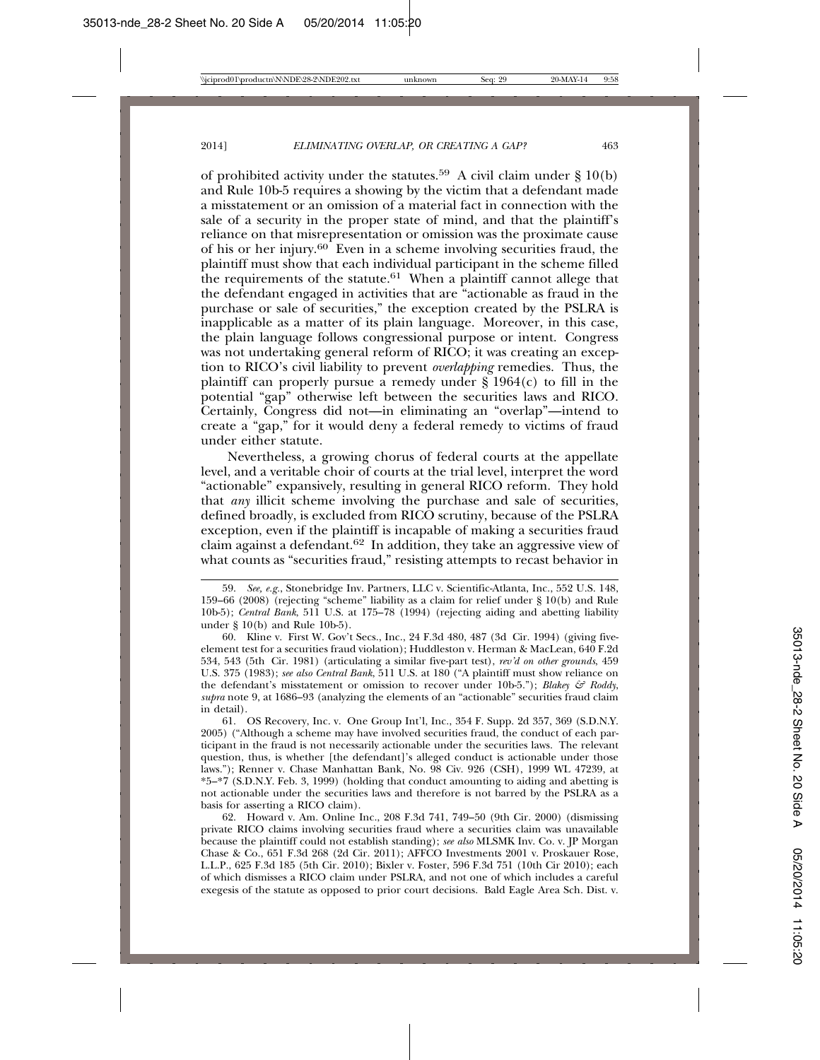of prohibited activity under the statutes.[59] A civil claim under § 10(b) and Rule 10b-5 requires a showing by the victim that a defendant made a misstatement or an omission of a material fact in connection with the sale of a security in the proper state of mind, and that the plaintiff's reliance on that misrepresentation or omission was the proximate cause of his or her injury.[60] Even in a scheme involving securities fraud, the plaintiff must show that each individual participant in the scheme filled the requirements of the statute.[61] When a plaintiff cannot allege that the defendant engaged in activities that are "actionable as fraud in the purchase or sale of securities," the exception created by the PSLRA is inapplicable as a matter of its plain language. Moreover, in this case, the plain language follows congressional purpose or intent. Congress was not undertaking general reform of RICO; it was creating an exception to RICO's civil liability to prevent *overlapping* remedies. Thus, the plaintiff can properly pursue a remedy under § 1964(c) to fill in the potential "gap" otherwise left between the securities laws and RICO. Certainly, Congress did not—in eliminating an "overlap"—intend to create a "gap," for it would deny a federal remedy to victims of fraud under either statute.

Nevertheless, a growing chorus of federal courts at the appellate level, and a veritable choir of courts at the trial level, interpret the word "actionable" expansively, resulting in general RICO reform. They hold that *any* illicit scheme involving the purchase and sale of securities, defined broadly, is excluded from RICO scrutiny, because of the PSLRA exception, even if the plaintiff is incapable of making a securities fraud claim against a defendant.[62] In addition, they take an aggressive view of what counts as "securities fraud," resisting attempts to recast behavior in

---

59. *See, e.g.*, Stonebridge Inv. Partners, LLC v. Scientific-Atlanta, Inc., 552 U.S. 148, 159–66 (2008) (rejecting "scheme" liability as a claim for relief under § 10(b) and Rule 10b-5); *Central Bank*, 511 U.S. at 175–78 (1994) (rejecting aiding and abetting liability under § 10(b) and Rule 10b-5).

60. Kline v. First W. Gov't Secs., Inc., 24 F.3d 480, 487 (3d Cir. 1994) (giving five-element test for a securities fraud violation); Huddleston v. Herman & MacLean, 640 F.2d 534, 543 (5th Cir. 1981) (articulating a similar five-part test), *rev'd on other grounds*, 459 U.S. 375 (1983); *see also Central Bank*, 511 U.S. at 180 ("A plaintiff must show reliance on the defendant's misstatement or omission to recover under 10b-5."); *Blakey & Roddy*, *supra* note 9, at 1686–93 (analyzing the elements of an "actionable" securities fraud claim in detail).

61. OS Recovery, Inc. v. One Group Int'l, Inc., 354 F. Supp. 2d 357, 369 (S.D.N.Y. 2005) ("Although a scheme may have involved securities fraud, the conduct of each participant in the fraud is not necessarily actionable under the securities laws. The relevant question, thus, is whether [the defendant]'s alleged conduct is actionable under those laws."); Renner v. Chase Manhattan Bank, No. 98 Civ. 926 (CSH), 1999 WL 47239, at *5–*7 (S.D.N.Y. Feb. 3, 1999) (holding that conduct amounting to aiding and abetting is not actionable under the securities laws and therefore is not barred by the PSLRA as a basis for asserting a RICO claim).

62. Howard v. Am. Online Inc., 208 F.3d 741, 749–50 (9th Cir. 2000) (dismissing private RICO claims involving securities fraud where a securities claim was unavailable because the plaintiff could not establish standing); *see also* MLSMK Inv. Co. v. JP Morgan Chase & Co., 651 F.3d 268 (2d Cir. 2011); AFFCO Investments 2001 v. Proskauer Rose, L.L.P., 625 F.3d 185 (5th Cir. 2010); Bixler v. Foster, 596 F.3d 751 (10th Cir 2010); each of which dismisses a RICO claim under PSLRA, and not one of which includes a careful exegesis of the statute as opposed to prior court decisions. Bald Eagle Area Sch. Dist. v.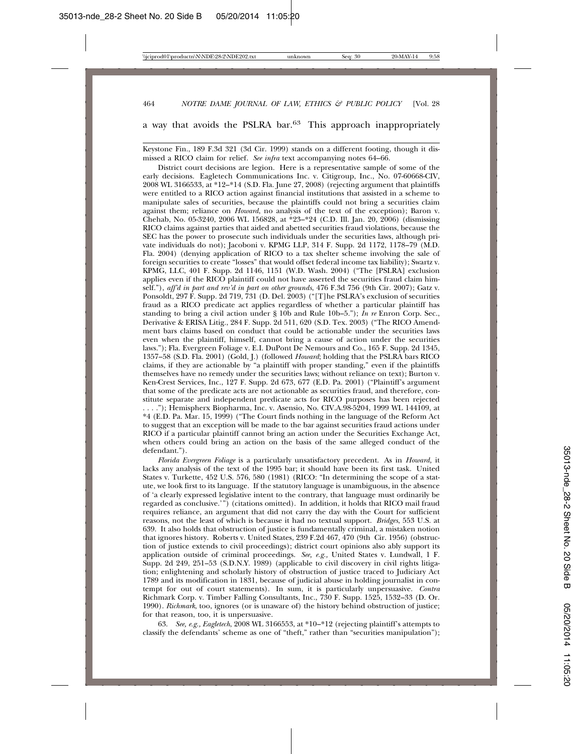a way that avoids the PSLRA bar.[63] This approach inappropriately

---

Keystone Fin., 189 F.3d 321 (3d Cir. 1999) stands on a different footing, though it dismissed a RICO claim for relief. *See infra* text accompanying notes 64–66.

District court decisions are legion. Here is a representative sample of some of the early decisions. Eagletech Communications Inc. v. Citigroup, Inc., No. 07-60668-CIV, 2008 WL 3166533, at *12–*14 (S.D. Fla. June 27, 2008) (rejecting argument that plaintiffs were entitled to a RICO action against financial institutions that assisted in a scheme to manipulate sales of securities, because the plaintiffs could not bring a securities claim against them; reliance on *Howard*, no analysis of the text of the exception); Baron v. Chehab, No. 05-3240, 2006 WL 156828, at *23–*24 (C.D. Ill. Jan. 20, 2006) (dismissing RICO claims against parties that aided and abetted securities fraud violations, because the SEC has the power to prosecute such individuals under the securities laws, although private individuals do not); Jacoboni v. KPMG LLP, 314 F. Supp. 2d 1172, 1178–79 (M.D. Fla. 2004) (denying application of RICO to a tax shelter scheme involving the sale of foreign securities to create "losses" that would offset federal income tax liability); Swartz v. KPMG, LLC, 401 F. Supp. 2d 1146, 1151 (W.D. Wash. 2004) ("The [PSLRA] exclusion applies even if the RICO plaintiff could not have asserted the securities fraud claim himself."), *aff'd in part and rev'd in part on other grounds*, 476 F.3d 756 (9th Cir. 2007); Gatz v. Ponsoldt, 297 F. Supp. 2d 719, 731 (D. Del. 2003) ("[T]he PSLRA's exclusion of securities fraud as a RICO predicate act applies regardless of whether a particular plaintiff has standing to bring a civil action under § 10b and Rule 10b–5."); *In re* Enron Corp. Sec., Derivative & ERISA Litig., 284 F. Supp. 2d 511, 620 (S.D. Tex. 2003) ("The RICO Amendment bars claims based on conduct that could be actionable under the securities laws even when the plaintiff, himself, cannot bring a cause of action under the securities laws."); Fla. Evergreen Foliage v. E.I. DuPont De Nemours and Co., 165 F. Supp. 2d 1345, 1357–58 (S.D. Fla. 2001) (Gold, J.) (followed *Howard*; holding that the PSLRA bars RICO claims, if they are actionable by "a plaintiff with proper standing," even if the plaintiffs themselves have no remedy under the securities laws; without reliance on text); Burton v. Ken-Crest Services, Inc., 127 F. Supp. 2d 673, 677 (E.D. Pa. 2001) ("Plaintiff's argument that some of the predicate acts are not actionable as securities fraud, and therefore, constitute separate and independent predicate acts for RICO purposes has been rejected . . . ."); Hemispherx Biopharma, Inc. v. Asensio, No. CIV.A.98-5204, 1999 WL 144109, at *4 (E.D. Pa. Mar. 15, 1999) ("The Court finds nothing in the language of the Reform Act to suggest that an exception will be made to the bar against securities fraud actions under RICO if a particular plaintiff cannot bring an action under the Securities Exchange Act, when others could bring an action on the basis of the same alleged conduct of the defendant.").

*Florida Evergreen Foliage* is a particularly unsatisfactory precedent. As in *Howard*, it lacks any analysis of the text of the 1995 bar; it should have been its first task. United States v. Turkette, 452 U.S. 576, 580 (1981) (RICO: "In determining the scope of a statute, we look first to its language. If the statutory language is unambiguous, in the absence of 'a clearly expressed legislative intent to the contrary, that language must ordinarily be regarded as conclusive.'") (citations omitted). In addition, it holds that RICO mail fraud requires reliance, an argument that did not carry the day with the Court for sufficient reasons, not the least of which is because it had no textual support. *Bridges*, 553 U.S. at 639. It also holds that obstruction of justice is fundamentally criminal, a mistaken notion that ignores history. Roberts v. United States, 239 F.2d 467, 470 (9th Cir. 1956) (obstruction of justice extends to civil proceedings); district court opinions also ably support its application outside of criminal proceedings. *See, e.g.*, United States v. Lundwall, 1 F. Supp. 2d 249, 251–53 (S.D.N.Y. 1989) (applicable to civil discovery in civil rights litigation; enlightening and scholarly history of obstruction of justice traced to Judiciary Act 1789 and its modification in 1831, because of judicial abuse in holding journalist in contempt for out of court statements). In sum, it is particularly unpersuasive. *Contra* Richmark Corp. v. Timber Falling Consultants, Inc., 730 F. Supp. 1525, 1532–33 (D. Or. 1990). *Richmark*, too, ignores (or is unaware of) the history behind obstruction of justice; for that reason, too, it is unpersuasive.

63. *See, e.g.*, *Eagletech*, 2008 WL 3166553, at *10–*12 (rejecting plaintiff's attempts to classify the defendants' scheme as one of "theft," rather than "securities manipulation");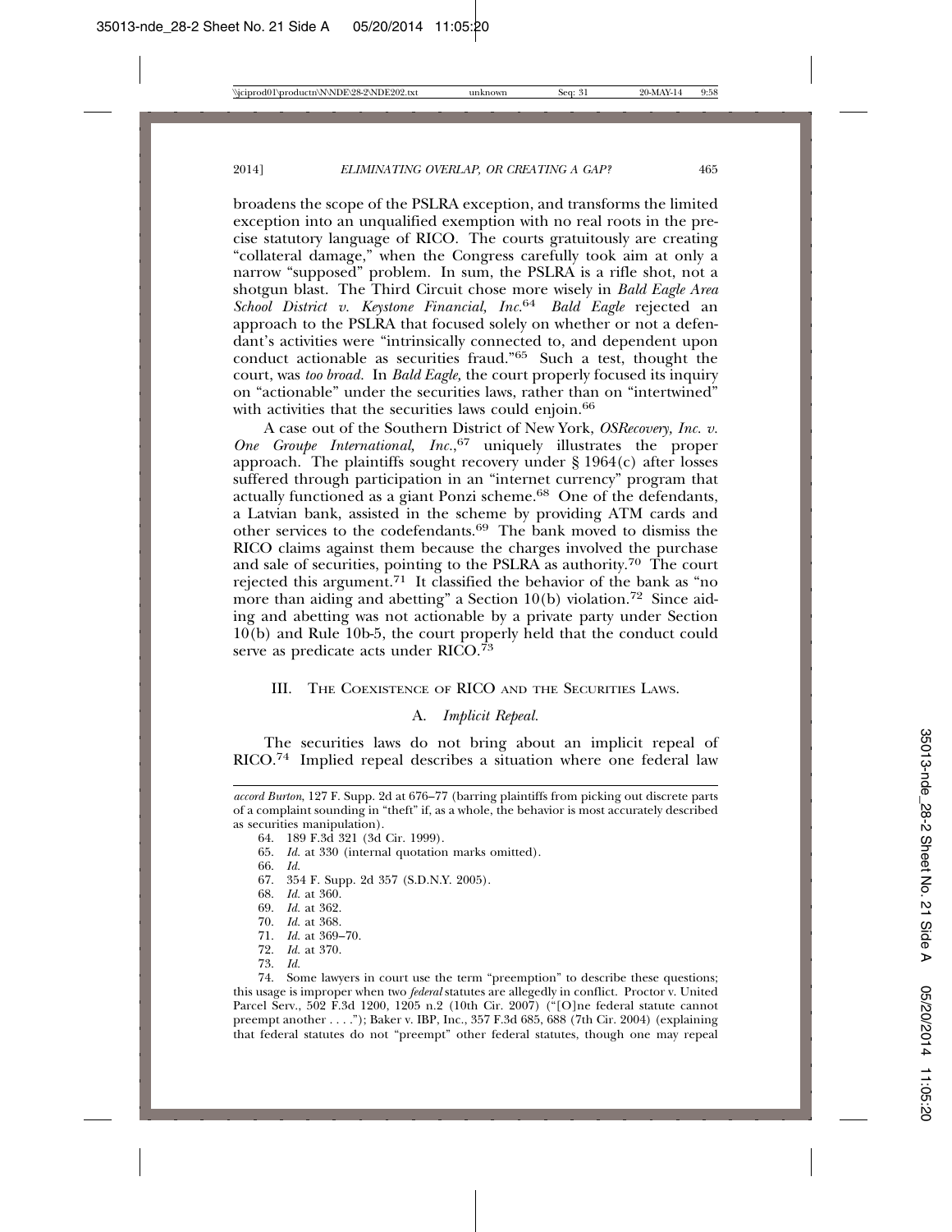broadens the scope of the PSLRA exception, and transforms the limited exception into an unqualified exemption with no real roots in the precise statutory language of RICO. The courts gratuitously are creating "collateral damage," when the Congress carefully took aim at only a narrow "supposed" problem. In sum, the PSLRA is a rifle shot, not a shotgun blast. The Third Circuit chose more wisely in *Bald Eagle Area School District v. Keystone Financial, Inc.*[64] *Bald Eagle* rejected an approach to the PSLRA that focused solely on whether or not a defendant's activities were "intrinsically connected to, and dependent upon conduct actionable as securities fraud."[65] Such a test, thought the court, was *too broad.* In *Bald Eagle,* the court properly focused its inquiry on "actionable" under the securities laws, rather than on "intertwined" with activities that the securities laws could enjoin.[66]

A case out of the Southern District of New York, *OSRecovery, Inc. v. One Groupe International, Inc.*,[67] uniquely illustrates the proper approach. The plaintiffs sought recovery under § 1964(c) after losses suffered through participation in an "internet currency" program that actually functioned as a giant Ponzi scheme.[68] One of the defendants, a Latvian bank, assisted in the scheme by providing ATM cards and other services to the codefendants.[69] The bank moved to dismiss the RICO claims against them because the charges involved the purchase and sale of securities, pointing to the PSLRA as authority.[70] The court rejected this argument.[71] It classified the behavior of the bank as "no more than aiding and abetting" a Section 10(b) violation.[72] Since aiding and abetting was not actionable by a private party under Section 10(b) and Rule 10b-5, the court properly held that the conduct could serve as predicate acts under RICO.[73]

## III. The Coexistence of RICO and the Securities Laws.

### A. *Implicit Repeal.*

The securities laws do not bring about an implicit repeal of RICO.[74] Implied repeal describes a situation where one federal law

---

*accord Burton*, 127 F. Supp. 2d at 676–77 (barring plaintiffs from picking out discrete parts of a complaint sounding in "theft" if, as a whole, the behavior is most accurately described as securities manipulation).

64. 189 F.3d 321 (3d Cir. 1999).

65. *Id.* at 330 (internal quotation marks omitted).

66. *Id.*

67. 354 F. Supp. 2d 357 (S.D.N.Y. 2005).

68. *Id.* at 360.

69. *Id.* at 362.

70. *Id.* at 368.

71. *Id.* at 369–70.

72. *Id.* at 370.

73. *Id.*

74. Some lawyers in court use the term "preemption" to describe these questions; this usage is improper when two *federal* statutes are allegedly in conflict. Proctor v. United Parcel Serv., 502 F.3d 1200, 1205 n.2 (10th Cir. 2007) ("[O]ne federal statute cannot preempt another . . . ."); Baker v. IBP, Inc., 357 F.3d 685, 688 (7th Cir. 2004) (explaining that federal statutes do not "preempt" other federal statutes, though one may repeal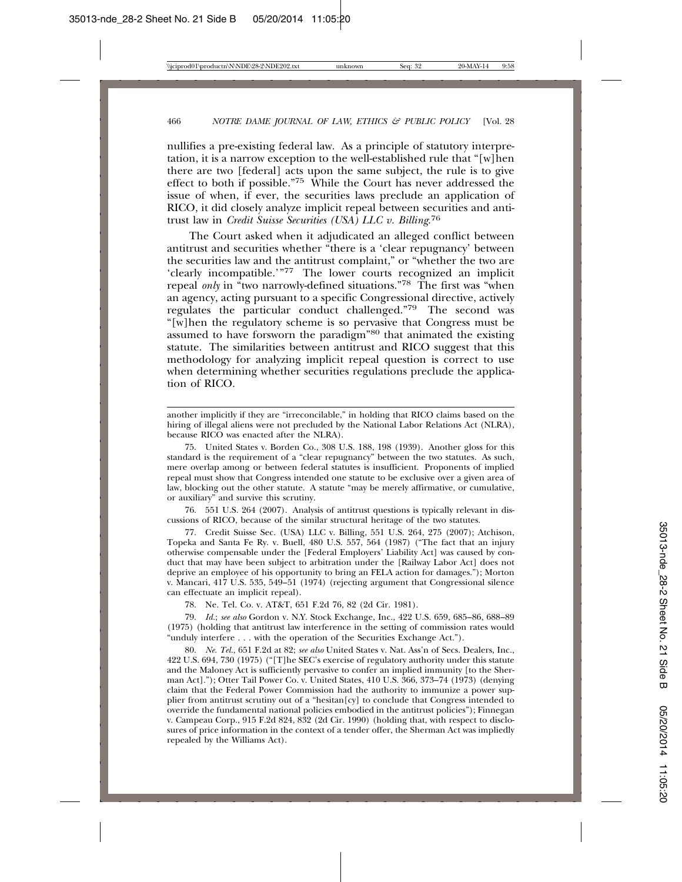nullifies a pre-existing federal law. As a principle of statutory interpretation, it is a narrow exception to the well-established rule that "[w]hen there are two [federal] acts upon the same subject, the rule is to give effect to both if possible."[75] While the Court has never addressed the issue of when, if ever, the securities laws preclude an application of RICO, it did closely analyze implicit repeal between securities and antitrust law in *Credit Suisse Securities (USA) LLC v. Billing*.[76]

The Court asked when it adjudicated an alleged conflict between antitrust and securities whether "there is a 'clear repugnancy' between the securities law and the antitrust complaint," or "whether the two are 'clearly incompatible.'"[77] The lower courts recognized an implicit repeal *only* in "two narrowly-defined situations."[78] The first was "when an agency, acting pursuant to a specific Congressional directive, actively regulates the particular conduct challenged."[79] The second was "[w]hen the regulatory scheme is so pervasive that Congress must be assumed to have forsworn the paradigm"[80] that animated the existing statute. The similarities between antitrust and RICO suggest that this methodology for analyzing implicit repeal question is correct to use when determining whether securities regulations preclude the application of RICO.

---

another implicitly if they are "irreconcilable," in holding that RICO claims based on the hiring of illegal aliens were not precluded by the National Labor Relations Act (NLRA), because RICO was enacted after the NLRA).

75. United States v. Borden Co., 308 U.S. 188, 198 (1939). Another gloss for this standard is the requirement of a "clear repugnancy" between the two statutes. As such, mere overlap among or between federal statutes is insufficient. Proponents of implied repeal must show that Congress intended one statute to be exclusive over a given area of law, blocking out the other statute. A statute "may be merely affirmative, or cumulative, or auxiliary" and survive this scrutiny.

76. 551 U.S. 264 (2007). Analysis of antitrust questions is typically relevant in discussions of RICO, because of the similar structural heritage of the two statutes.

77. Credit Suisse Sec. (USA) LLC v. Billing, 551 U.S. 264, 275 (2007); Atchison, Topeka and Santa Fe Ry. v. Buell, 480 U.S. 557, 564 (1987) ("The fact that an injury otherwise compensable under the [Federal Employers' Liability Act] was caused by conduct that may have been subject to arbitration under the [Railway Labor Act] does not deprive an employee of his opportunity to bring an FELA action for damages."); Morton v. Mancari, 417 U.S. 535, 549–51 (1974) (rejecting argument that Congressional silence can effectuate an implicit repeal).

78. Ne. Tel. Co. v. AT&T, 651 F.2d 76, 82 (2d Cir. 1981).

79. *Id.*; *see also* Gordon v. N.Y. Stock Exchange, Inc., 422 U.S. 659, 685–86, 688–89 (1975) (holding that antitrust law interference in the setting of commission rates would "unduly interfere . . . with the operation of the Securities Exchange Act.").

80. *Ne. Tel.*, 651 F.2d at 82; *see also* United States v. Nat. Ass'n of Secs. Dealers, Inc., 422 U.S. 694, 730 (1975) ("[T]he SEC's exercise of regulatory authority under this statute and the Maloney Act is sufficiently pervasive to confer an implied immunity [to the Sherman Act]."); Otter Tail Power Co. v. United States, 410 U.S. 366, 373–74 (1973) (denying claim that the Federal Power Commission had the authority to immunize a power supplier from antitrust scrutiny out of a "hesitan[cy] to conclude that Congress intended to override the fundamental national policies embodied in the antitrust policies"); Finnegan v. Campeau Corp., 915 F.2d 824, 832 (2d Cir. 1990) (holding that, with respect to disclosures of price information in the context of a tender offer, the Sherman Act was impliedly repealed by the Williams Act).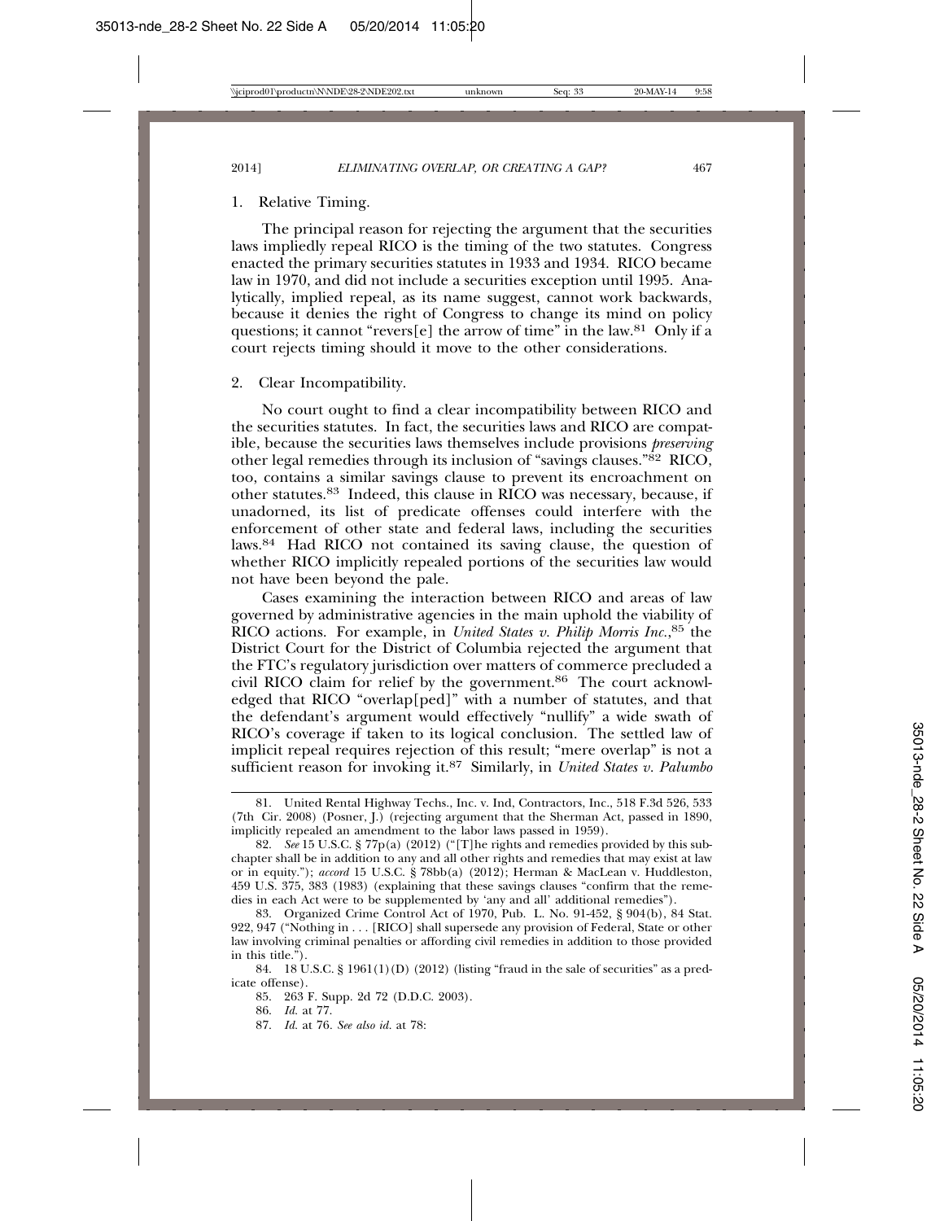1. Relative Timing.

The principal reason for rejecting the argument that the securities laws impliedly repeal RICO is the timing of the two statutes. Congress enacted the primary securities statutes in 1933 and 1934. RICO became law in 1970, and did not include a securities exception until 1995. Analytically, implied repeal, as its name suggest, cannot work backwards, because it denies the right of Congress to change its mind on policy questions; it cannot "revers[e] the arrow of time" in the law.[81] Only if a court rejects timing should it move to the other considerations.

2. Clear Incompatibility.

No court ought to find a clear incompatibility between RICO and the securities statutes. In fact, the securities laws and RICO are compatible, because the securities laws themselves include provisions *preserving* other legal remedies through its inclusion of "savings clauses."[82] RICO, too, contains a similar savings clause to prevent its encroachment on other statutes.[83] Indeed, this clause in RICO was necessary, because, if unadorned, its list of predicate offenses could interfere with the enforcement of other state and federal laws, including the securities laws.[84] Had RICO not contained its saving clause, the question of whether RICO implicitly repealed portions of the securities law would not have been beyond the pale.

Cases examining the interaction between RICO and areas of law governed by administrative agencies in the main uphold the viability of RICO actions. For example, in *United States v. Philip Morris Inc.*,[85] the District Court for the District of Columbia rejected the argument that the FTC's regulatory jurisdiction over matters of commerce precluded a civil RICO claim for relief by the government.[86] The court acknowledged that RICO "overlap[ped]" with a number of statutes, and that the defendant's argument would effectively "nullify" a wide swath of RICO's coverage if taken to its logical conclusion. The settled law of implicit repeal requires rejection of this result; "mere overlap" is not a sufficient reason for invoking it.[87] Similarly, in *United States v. Palumbo*

---

81. United Rental Highway Techs., Inc. v. Ind, Contractors, Inc., 518 F.3d 526, 533 (7th Cir. 2008) (Posner, J.) (rejecting argument that the Sherman Act, passed in 1890, implicitly repealed an amendment to the labor laws passed in 1959).

82. *See* 15 U.S.C. § 77p(a) (2012) ("[T]he rights and remedies provided by this subchapter shall be in addition to any and all other rights and remedies that may exist at law or in equity."); *accord* 15 U.S.C. § 78bb(a) (2012); Herman & MacLean v. Huddleston, 459 U.S. 375, 383 (1983) (explaining that these savings clauses "confirm that the remedies in each Act were to be supplemented by 'any and all' additional remedies").

83. Organized Crime Control Act of 1970, Pub. L. No. 91-452, § 904(b), 84 Stat. 922, 947 ("Nothing in . . . [RICO] shall supersede any provision of Federal, State or other law involving criminal penalties or affording civil remedies in addition to those provided in this title.").

84. 18 U.S.C. § 1961(1)(D) (2012) (listing "fraud in the sale of securities" as a predicate offense).

85. 263 F. Supp. 2d 72 (D.D.C. 2003).

86. *Id.* at 77.

87. *Id.* at 76. *See also id.* at 78: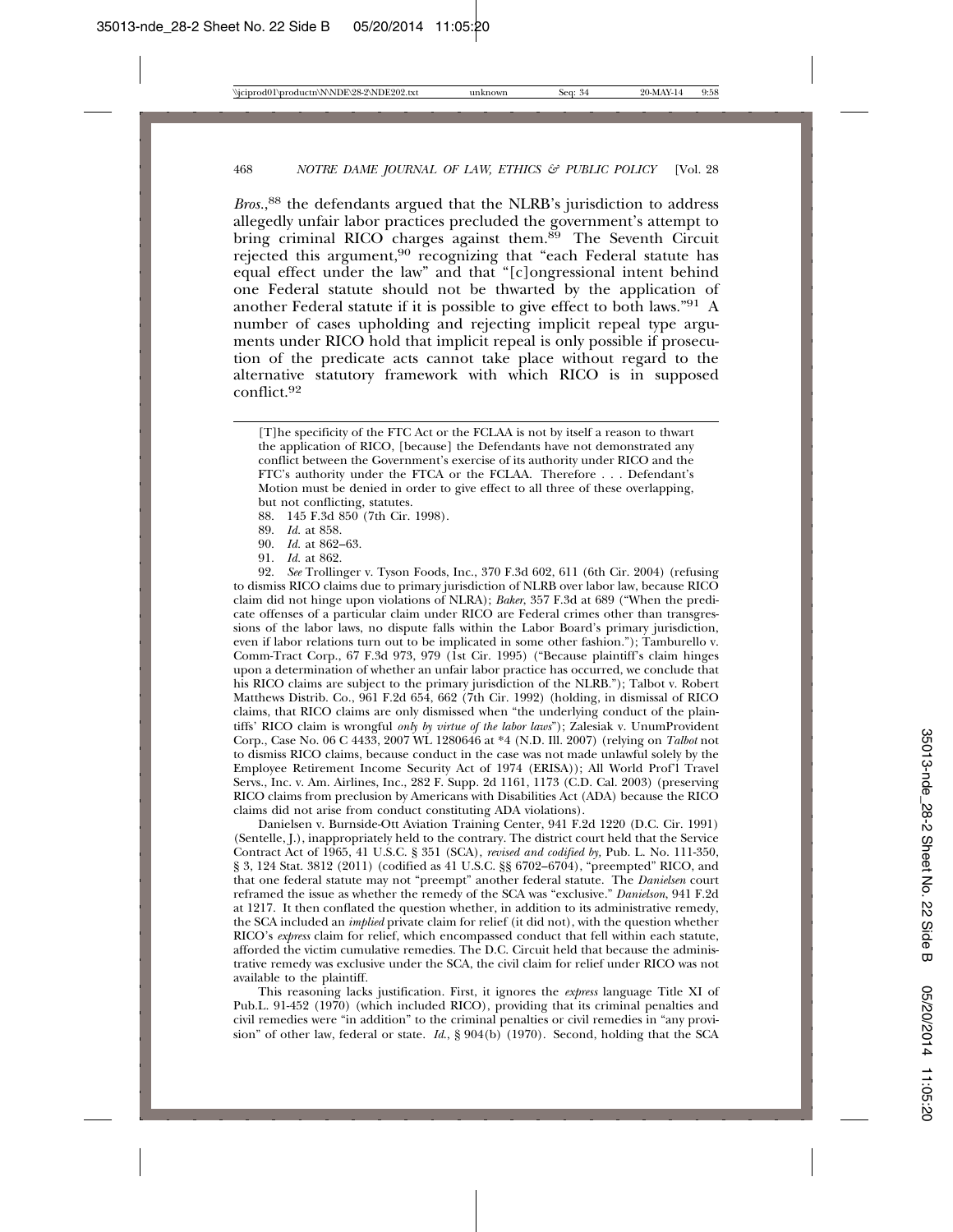*Bros.*,[88] the defendants argued that the NLRB's jurisdiction to address allegedly unfair labor practices precluded the government's attempt to bring criminal RICO charges against them.[89] The Seventh Circuit rejected this argument,[90] recognizing that "each Federal statute has equal effect under the law" and that "[c]ongressional intent behind one Federal statute should not be thwarted by the application of another Federal statute if it is possible to give effect to both laws."[91] A number of cases upholding and rejecting implicit repeal type arguments under RICO hold that implicit repeal is only possible if prosecution of the predicate acts cannot take place without regard to the alternative statutory framework with which RICO is in supposed conflict.[92]

---

[T]he specificity of the FTC Act or the FCLAA is not by itself a reason to thwart the application of RICO, [because] the Defendants have not demonstrated any conflict between the Government's exercise of its authority under RICO and the FTC's authority under the FTCA or the FCLAA. Therefore . . . Defendant's Motion must be denied in order to give effect to all three of these overlapping, but not conflicting, statutes.

88. 145 F.3d 850 (7th Cir. 1998).

89. *Id.* at 858.

90. *Id.* at 862–63.

91. *Id.* at 862.

92. *See* Trollinger v. Tyson Foods, Inc., 370 F.3d 602, 611 (6th Cir. 2004) (refusing to dismiss RICO claims due to primary jurisdiction of NLRB over labor law, because RICO claim did not hinge upon violations of NLRA); *Baker*, 357 F.3d at 689 ("When the predicate offenses of a particular claim under RICO are Federal crimes other than transgressions of the labor laws, no dispute falls within the Labor Board's primary jurisdiction, even if labor relations turn out to be implicated in some other fashion."); Tamburello v. Comm-Tract Corp., 67 F.3d 973, 979 (1st Cir. 1995) ("Because plaintiff's claim hinges upon a determination of whether an unfair labor practice has occurred, we conclude that his RICO claims are subject to the primary jurisdiction of the NLRB."); Talbot v. Robert Matthews Distrib. Co., 961 F.2d 654, 662 (7th Cir. 1992) (holding, in dismissal of RICO claims, that RICO claims are only dismissed when "the underlying conduct of the plaintiffs' RICO claim is wrongful *only by virtue of the labor laws*"); Zalesiak v. UnumProvident Corp., Case No. 06 C 4433, 2007 WL 1280646 at *4 (N.D. Ill. 2007) (relying on *Talbot* not to dismiss RICO claims, because conduct in the case was not made unlawful solely by the Employee Retirement Income Security Act of 1974 (ERISA)); All World Prof'l Travel Servs., Inc. v. Am. Airlines, Inc., 282 F. Supp. 2d 1161, 1173 (C.D. Cal. 2003) (preserving RICO claims from preclusion by Americans with Disabilities Act (ADA) because the RICO claims did not arise from conduct constituting ADA violations).

Danielsen v. Burnside-Ott Aviation Training Center, 941 F.2d 1220 (D.C. Cir. 1991) (Sentelle, J.), inappropriately held to the contrary. The district court held that the Service Contract Act of 1965, 41 U.S.C. § 351 (SCA), *revised and codified by,* Pub. L. No. 111-350, § 3, 124 Stat. 3812 (2011) (codified as 41 U.S.C. §§ 6702–6704), "preempted" RICO, and that one federal statute may not "preempt" another federal statute. The *Danielsen* court reframed the issue as whether the remedy of the SCA was "exclusive." *Danielson*, 941 F.2d at 1217. It then conflated the question whether, in addition to its administrative remedy, the SCA included an *implied* private claim for relief (it did not), with the question whether RICO's *express* claim for relief, which encompassed conduct that fell within each statute, afforded the victim cumulative remedies. The D.C. Circuit held that because the administrative remedy was exclusive under the SCA, the civil claim for relief under RICO was not available to the plaintiff.

This reasoning lacks justification. First, it ignores the *express* language Title XI of Pub.L. 91-452 (1970) (which included RICO), providing that its criminal penalties and civil remedies were "in addition" to the criminal penalties or civil remedies in "any provision" of other law, federal or state. *Id.*, § 904(b) (1970). Second, holding that the SCA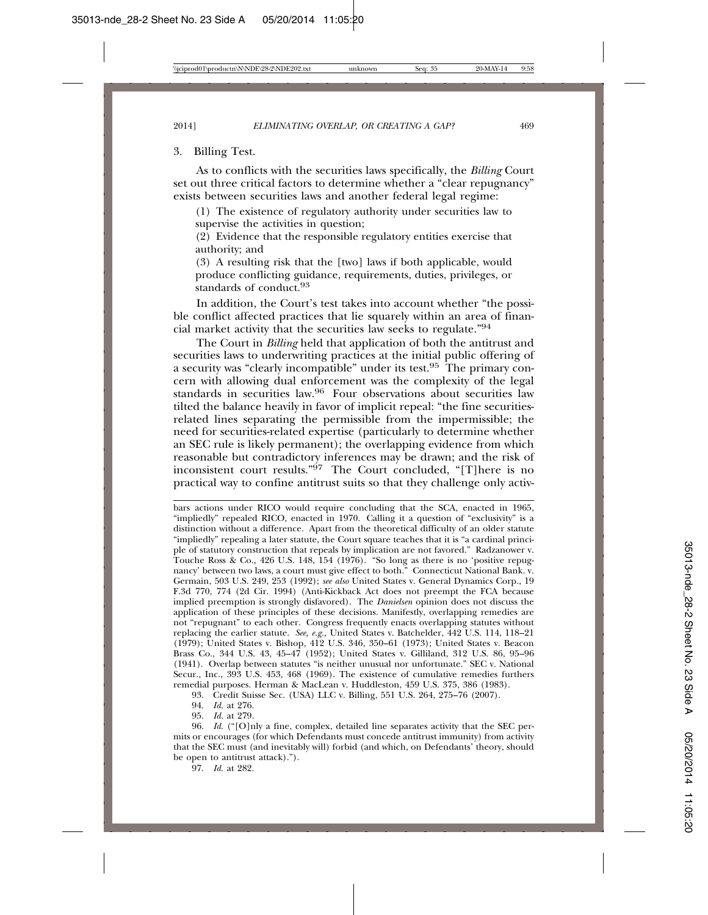### 3. Billing Test.

As to conflicts with the securities laws specifically, the *Billing* Court set out three critical factors to determine whether a "clear repugnancy" exists between securities laws and another federal legal regime:

> (1) The existence of regulatory authority under securities law to supervise the activities in question;
>
> (2) Evidence that the responsible regulatory entities exercise that authority; and
>
> (3) A resulting risk that the [two] laws if both applicable, would produce conflicting guidance, requirements, duties, privileges, or standards of conduct.[93]

In addition, the Court's test takes into account whether "the possible conflict affected practices that lie squarely within an area of financial market activity that the securities law seeks to regulate."[94]

The Court in *Billing* held that application of both the antitrust and securities laws to underwriting practices at the initial public offering of a security was "clearly incompatible" under its test.[95] The primary concern with allowing dual enforcement was the complexity of the legal standards in securities law.[96] Four observations about securities law tilted the balance heavily in favor of implicit repeal: "the fine securities-related lines separating the permissible from the impermissible; the need for securities-related expertise (particularly to determine whether an SEC rule is likely permanent); the overlapping evidence from which reasonable but contradictory inferences may be drawn; and the risk of inconsistent court results."[97] The Court concluded, "[T]here is no practical way to confine antitrust suits so that they challenge only activ-

---

bars actions under RICO would require concluding that the SCA, enacted in 1965, "impliedly" repealed RICO, enacted in 1970. Calling it a question of "exclusivity" is a distinction without a difference. Apart from the theoretical difficulty of an older statute "impliedly" repealing a later statute, the Court square teaches that it is "a cardinal principle of statutory construction that repeals by implication are not favored." Radzanower v. Touche Ross & Co., 426 U.S. 148, 154 (1976). "So long as there is no 'positive repugnancy' between two laws, a court must give effect to both." Connecticut National Bank. v. Germain, 503 U.S. 249, 253 (1992); *see also* United States v. General Dynamics Corp., 19 F.3d 770, 774 (2d Cir. 1994) (Anti-Kickback Act does not preempt the FCA because implied preemption is strongly disfavored). The *Danielsen* opinion does not discuss the application of these principles of these decisions. Manifestly, overlapping remedies are not "repugnant" to each other. Congress frequently enacts overlapping statutes without replacing the earlier statute. *See, e.g.*, United States v. Batchelder, 442 U.S. 114, 118–21 (1979); United States v. Bishop, 412 U.S. 346, 350–61 (1973); United States v. Beacon Brass Co., 344 U.S. 43, 45–47 (1952); United States v. Gilliland, 312 U.S. 86, 95–96 (1941). Overlap between statutes "is neither unusual nor unfortunate." SEC v. National Secur., Inc., 393 U.S. 453, 468 (1969). The existence of cumulative remedies furthers remedial purposes. Herman & MacLean v. Huddleston, 459 U.S. 375, 386 (1983).

93. Credit Suisse Sec. (USA) LLC v. Billing, 551 U.S. 264, 275–76 (2007).

94. *Id.* at 276.

95. *Id.* at 279.

96. *Id.* ("[O]nly a fine, complex, detailed line separates activity that the SEC permits or encourages (for which Defendants must concede antitrust immunity) from activity that the SEC must (and inevitably will) forbid (and which, on Defendants' theory, should be open to antitrust attack).").

97. *Id.* at 282.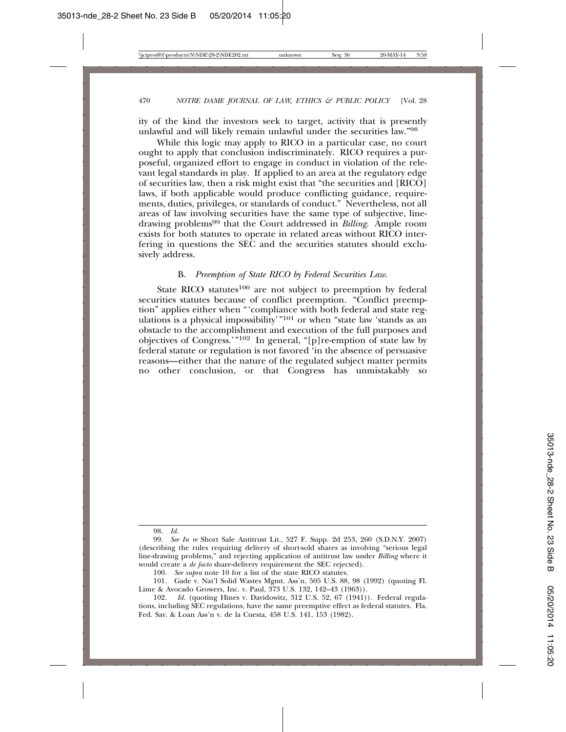ity of the kind the investors seek to target, activity that is presently unlawful and will likely remain unlawful under the securities law."[98]

While this logic may apply to RICO in a particular case, no court ought to apply that conclusion indiscriminately. RICO requires a purposeful, organized effort to engage in conduct in violation of the relevant legal standards in play. If applied to an area at the regulatory edge of securities law, then a risk might exist that "the securities and [RICO] laws, if both applicable would produce conflicting guidance, requirements, duties, privileges, or standards of conduct." Nevertheless, not all areas of law involving securities have the same type of subjective, line-drawing problems[99] that the Court addressed in *Billing*. Ample room exists for both statutes to operate in related areas without RICO interfering in questions the SEC and the securities statutes should exclusively address.

### B. *Preemption of State RICO by Federal Securities Law.*

State RICO statutes[100] are not subject to preemption by federal securities statutes because of conflict preemption. "Conflict preemption" applies either when "'compliance with both federal and state regulations is a physical impossibility'"[101] or when "state law 'stands as an obstacle to the accomplishment and execution of the full purposes and objectives of Congress.'"[102] In general, "[p]re-emption of state law by federal statute or regulation is not favored 'in the absence of persuasive reasons—either that the nature of the regulated subject matter permits no other conclusion, or that Congress has unmistakably so

---

98. *Id.*

99. *See In re* Short Sale Antitrust Lit., 527 F. Supp. 2d 253, 260 (S.D.N.Y. 2007) (describing the rules requiring delivery of short-sold shares as involving "serious legal line-drawing problems," and rejecting application of antitrust law under *Billing* where it would create a *de facto* share-delivery requirement the SEC rejected).

100. *See supra* note 10 for a list of the state RICO statutes.

101. Gade v. Nat'l Solid Wastes Mgmt. Ass'n, 505 U.S. 88, 98 (1992) (quoting Fl. Lime & Avocado Growers, Inc. v. Paul, 373 U.S. 132, 142–43 (1963)).

102. *Id.* (quoting Hines v. Davidowitz, 312 U.S. 52, 67 (1941)). Federal regulations, including SEC regulations, have the same preemptive effect as federal statutes. Fla. Fed. Sav. & Loan Ass'n v. de la Cuesta, 458 U.S. 141, 153 (1982).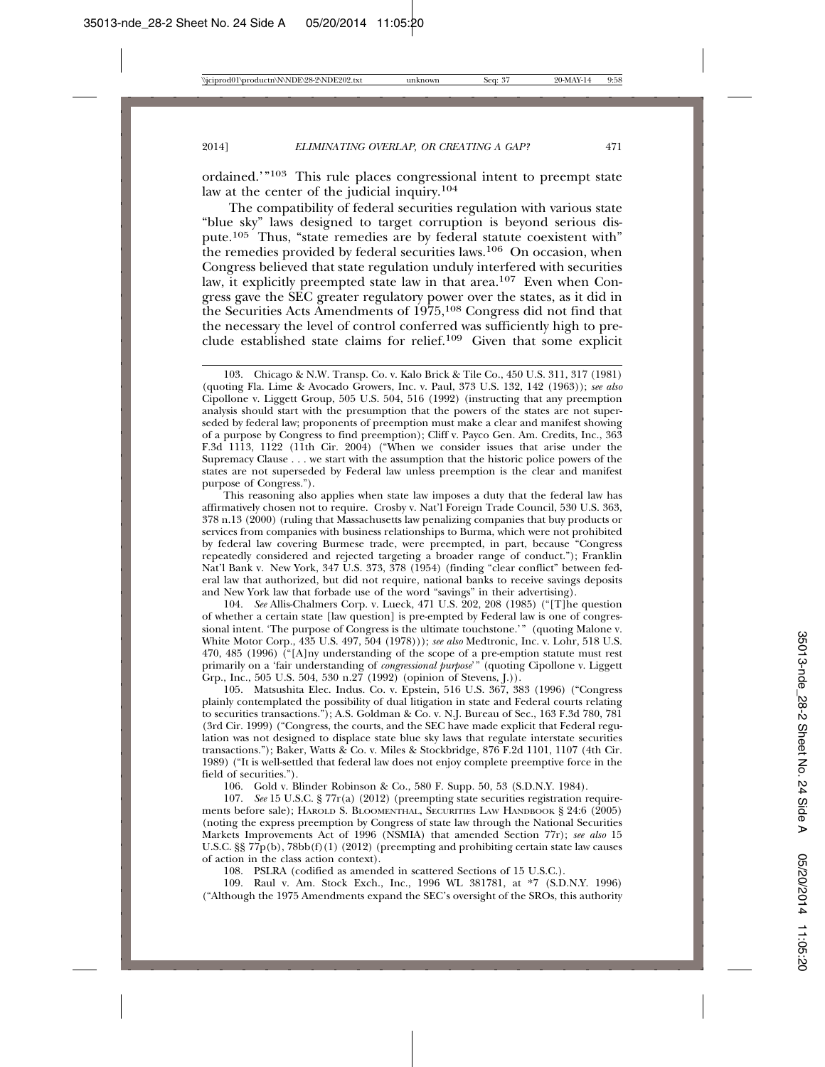ordained.'"[103] This rule places congressional intent to preempt state law at the center of the judicial inquiry.[104]

The compatibility of federal securities regulation with various state "blue sky" laws designed to target corruption is beyond serious dispute.[105] Thus, "state remedies are by federal statute coexistent with" the remedies provided by federal securities laws.[106] On occasion, when Congress believed that state regulation unduly interfered with securities law, it explicitly preempted state law in that area.[107] Even when Congress gave the SEC greater regulatory power over the states, as it did in the Securities Acts Amendments of 1975,[108] Congress did not find that the necessary the level of control conferred was sufficiently high to preclude established state claims for relief.[109] Given that some explicit

---

103. Chicago & N.W. Transp. Co. v. Kalo Brick & Tile Co., 450 U.S. 311, 317 (1981) (quoting Fla. Lime & Avocado Growers, Inc. v. Paul, 373 U.S. 132, 142 (1963)); *see also* Cipollone v. Liggett Group, 505 U.S. 504, 516 (1992) (instructing that any preemption analysis should start with the presumption that the powers of the states are not superseded by federal law; proponents of preemption must make a clear and manifest showing of a purpose by Congress to find preemption); Cliff v. Payco Gen. Am. Credits, Inc., 363 F.3d 1113, 1122 (11th Cir. 2004) ("When we consider issues that arise under the Supremacy Clause . . . we start with the assumption that the historic police powers of the states are not superseded by Federal law unless preemption is the clear and manifest purpose of Congress.").

This reasoning also applies when state law imposes a duty that the federal law has affirmatively chosen not to require. Crosby v. Nat'l Foreign Trade Council, 530 U.S. 363, 378 n.13 (2000) (ruling that Massachusetts law penalizing companies that buy products or services from companies with business relationships to Burma, which were not prohibited by federal law covering Burmese trade, were preempted, in part, because "Congress repeatedly considered and rejected targeting a broader range of conduct."); Franklin Nat'l Bank v. New York, 347 U.S. 373, 378 (1954) (finding "clear conflict" between federal law that authorized, but did not require, national banks to receive savings deposits and New York law that forbade use of the word "savings" in their advertising).

104. *See* Allis-Chalmers Corp. v. Lueck, 471 U.S. 202, 208 (1985) ("[T]he question of whether a certain state [law question] is pre-empted by Federal law is one of congressional intent. 'The purpose of Congress is the ultimate touchstone.'" (quoting Malone v. White Motor Corp., 435 U.S. 497, 504 (1978))); *see also* Medtronic, Inc. v. Lohr, 518 U.S. 470, 485 (1996) ("[A]ny understanding of the scope of a pre-emption statute must rest primarily on a 'fair understanding of *congressional purpose*'" (quoting Cipollone v. Liggett Grp., Inc., 505 U.S. 504, 530 n.27 (1992) (opinion of Stevens, J.)).

105. Matsushita Elec. Indus. Co. v. Epstein, 516 U.S. 367, 383 (1996) ("Congress plainly contemplated the possibility of dual litigation in state and Federal courts relating to securities transactions."); A.S. Goldman & Co. v. N.J. Bureau of Sec., 163 F.3d 780, 781 (3rd Cir. 1999) ("Congress, the courts, and the SEC have made explicit that Federal regulation was not designed to displace state blue sky laws that regulate interstate securities transactions."); Baker, Watts & Co. v. Miles & Stockbridge, 876 F.2d 1101, 1107 (4th Cir. 1989) ("It is well-settled that federal law does not enjoy complete preemptive force in the field of securities.").

106. Gold v. Blinder Robinson & Co., 580 F. Supp. 50, 53 (S.D.N.Y. 1984).

107. *See* 15 U.S.C. § 77r(a) (2012) (preempting state securities registration requirements before sale); HAROLD S. BLOOMENTHAL, SECURITIES LAW HANDBOOK § 24:6 (2005) (noting the express preemption by Congress of state law through the National Securities Markets Improvements Act of 1996 (NSMIA) that amended Section 77r); *see also* 15 U.S.C. §§ 77p(b), 78bb(f)(1) (2012) (preempting and prohibiting certain state law causes of action in the class action context).

108. PSLRA (codified as amended in scattered Sections of 15 U.S.C.).

109. Raul v. Am. Stock Exch., Inc., 1996 WL 381781, at *7 (S.D.N.Y. 1996) ("Although the 1975 Amendments expand the SEC's oversight of the SROs, this authority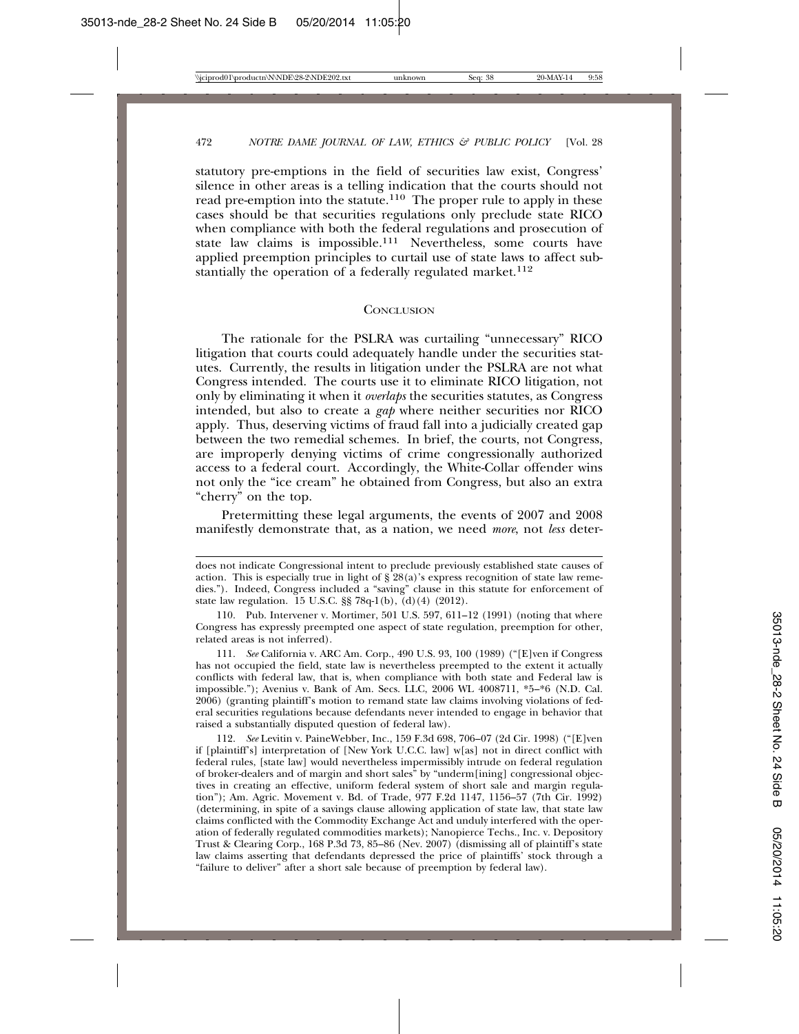statutory pre-emptions in the field of securities law exist, Congress' silence in other areas is a telling indication that the courts should not read pre-emption into the statute.[110] The proper rule to apply in these cases should be that securities regulations only preclude state RICO when compliance with both the federal regulations and prosecution of state law claims is impossible.[111] Nevertheless, some courts have applied preemption principles to curtail use of state laws to affect substantially the operation of a federally regulated market.[112]

## CONCLUSION

The rationale for the PSLRA was curtailing "unnecessary" RICO litigation that courts could adequately handle under the securities statutes. Currently, the results in litigation under the PSLRA are not what Congress intended. The courts use it to eliminate RICO litigation, not only by eliminating it when it *overlaps* the securities statutes, as Congress intended, but also to create a *gap* where neither securities nor RICO apply. Thus, deserving victims of fraud fall into a judicially created gap between the two remedial schemes. In brief, the courts, not Congress, are improperly denying victims of crime congressionally authorized access to a federal court. Accordingly, the White-Collar offender wins not only the "ice cream" he obtained from Congress, but also an extra "cherry" on the top.

Pretermitting these legal arguments, the events of 2007 and 2008 manifestly demonstrate that, as a nation, we need *more*, not *less* deter-

---

does not indicate Congressional intent to preclude previously established state causes of action. This is especially true in light of § 28(a)'s express recognition of state law remedies."). Indeed, Congress included a "saving" clause in this statute for enforcement of state law regulation. 15 U.S.C. §§ 78q-1(b), (d)(4) (2012).

110. Pub. Intervener v. Mortimer, 501 U.S. 597, 611–12 (1991) (noting that where Congress has expressly preempted one aspect of state regulation, preemption for other, related areas is not inferred).

111. *See* California v. ARC Am. Corp., 490 U.S. 93, 100 (1989) ("[E]ven if Congress has not occupied the field, state law is nevertheless preempted to the extent it actually conflicts with federal law, that is, when compliance with both state and Federal law is impossible."); Avenius v. Bank of Am. Secs. LLC, 2006 WL 4008711, *5–*6 (N.D. Cal. 2006) (granting plaintiff's motion to remand state law claims involving violations of federal securities regulations because defendants never intended to engage in behavior that raised a substantially disputed question of federal law).

112. *See* Levitin v. PaineWebber, Inc., 159 F.3d 698, 706–07 (2d Cir. 1998) ("[E]ven if [plaintiff's] interpretation of [New York U.C.C. law] w[as] not in direct conflict with federal rules, [state law] would nevertheless impermissibly intrude on federal regulation of broker-dealers and of margin and short sales" by "underm[ining] congressional objectives in creating an effective, uniform federal system of short sale and margin regulation"); Am. Agric. Movement v. Bd. of Trade, 977 F.2d 1147, 1156–57 (7th Cir. 1992) (determining, in spite of a savings clause allowing application of state law, that state law claims conflicted with the Commodity Exchange Act and unduly interfered with the operation of federally regulated commodities markets); Nanopierce Techs., Inc. v. Depository Trust & Clearing Corp., 168 P.3d 73, 85–86 (Nev. 2007) (dismissing all of plaintiff's state law claims asserting that defendants depressed the price of plaintiffs' stock through a "failure to deliver" after a short sale because of preemption by federal law).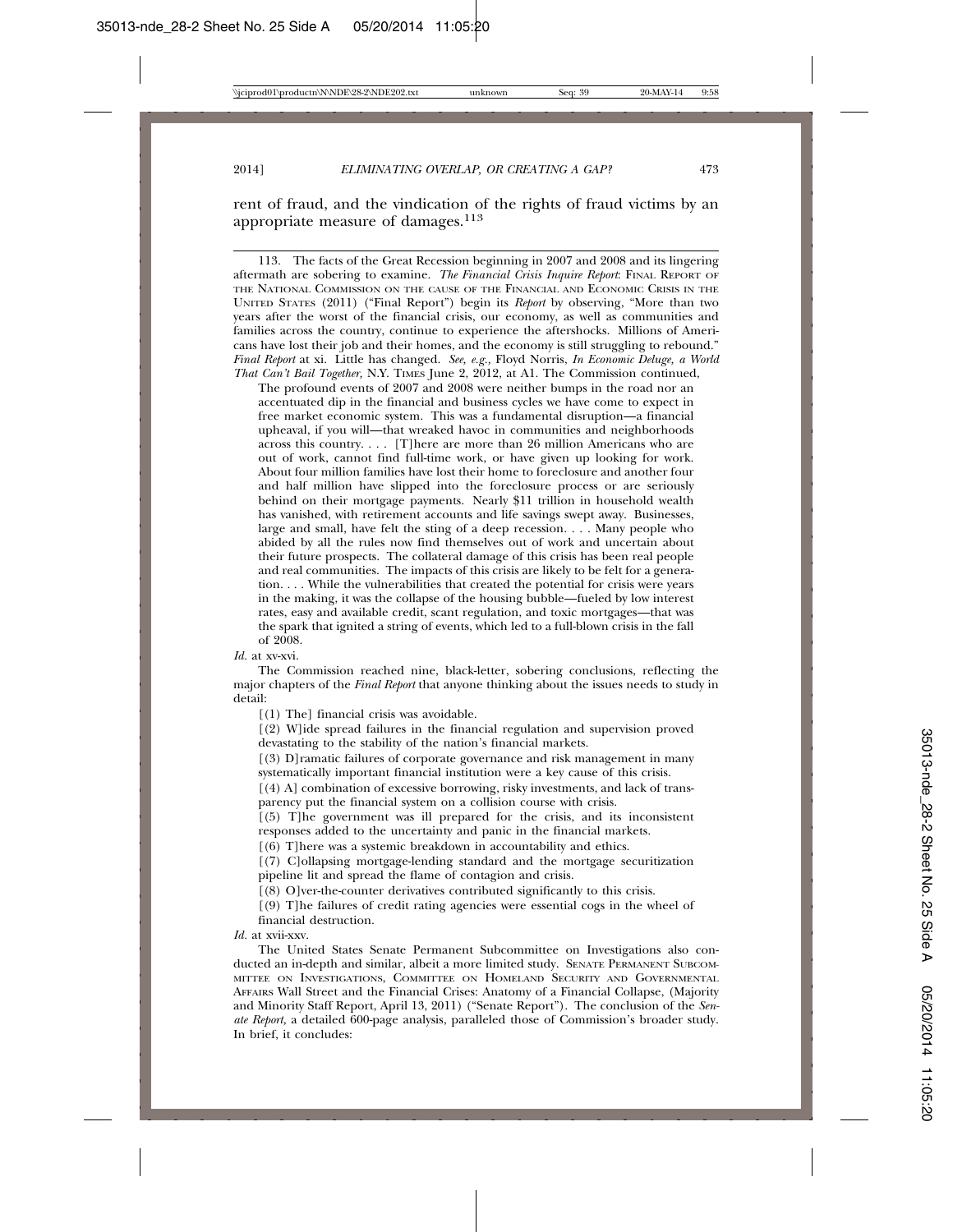rent of fraud, and the vindication of the rights of fraud victims by an appropriate measure of damages.[113]

---

113. The facts of the Great Recession beginning in 2007 and 2008 and its lingering aftermath are sobering to examine. *The Financial Crisis Inquire Report*: FINAL REPORT OF THE NATIONAL COMMISSION ON THE CAUSE OF THE FINANCIAL AND ECONOMIC CRISIS IN THE UNITED STATES (2011) ("Final Report") begin its *Report* by observing, "More than two years after the worst of the financial crisis, our economy, as well as communities and families across the country, continue to experience the aftershocks. Millions of Americans have lost their job and their homes, and the economy is still struggling to rebound." *Final Report* at xi. Little has changed. *See, e.g.,* Floyd Norris, *In Economic Deluge, a World That Can't Bail Together,* N.Y. TIMES June 2, 2012, at A1. The Commission continued,

> The profound events of 2007 and 2008 were neither bumps in the road nor an accentuated dip in the financial and business cycles we have come to expect in free market economic system. This was a fundamental disruption—a financial upheaval, if you will—that wreaked havoc in communities and neighborhoods across this country. . . . [T]here are more than 26 million Americans who are out of work, cannot find full-time work, or have given up looking for work. About four million families have lost their home to foreclosure and another four and half million have slipped into the foreclosure process or are seriously behind on their mortgage payments. Nearly $11 trillion in household wealth has vanished, with retirement accounts and life savings swept away. Businesses, large and small, have felt the sting of a deep recession. . . . Many people who abided by all the rules now find themselves out of work and uncertain about their future prospects. The collateral damage of this crisis has been real people and real communities. The impacts of this crisis are likely to be felt for a generation. . . . While the vulnerabilities that created the potential for crisis were years in the making, it was the collapse of the housing bubble—fueled by low interest rates, easy and available credit, scant regulation, and toxic mortgages—that was the spark that ignited a string of events, which led to a full-blown crisis in the fall of 2008.

*Id.* at xv-xvi.

The Commission reached nine, black-letter, sobering conclusions, reflecting the major chapters of the *Final Report* that anyone thinking about the issues needs to study in detail:

> [(1) The] financial crisis was avoidable.
>
> [(2) W]ide spread failures in the financial regulation and supervision proved devastating to the stability of the nation's financial markets.
>
> [(3) D]ramatic failures of corporate governance and risk management in many systematically important financial institution were a key cause of this crisis.
>
> [(4) A] combination of excessive borrowing, risky investments, and lack of transparency put the financial system on a collision course with crisis.
>
> [(5) T]he government was ill prepared for the crisis, and its inconsistent responses added to the uncertainty and panic in the financial markets.
>
> [(6) T]here was a systemic breakdown in accountability and ethics.
>
> [(7) C]ollapsing mortgage-lending standard and the mortgage securitization pipeline lit and spread the flame of contagion and crisis.
>
> [(8) O]ver-the-counter derivatives contributed significantly to this crisis.
>
> [(9) T]he failures of credit rating agencies were essential cogs in the wheel of financial destruction.

*Id.* at xvii-xxv.

The United States Senate Permanent Subcommittee on Investigations also conducted an in-depth and similar, albeit a more limited study. SENATE PERMANENT SUBCOMMITTEE ON INVESTIGATIONS, COMMITTEE ON HOMELAND SECURITY AND GOVERNMENTAL AFFAIRS Wall Street and the Financial Crises: Anatomy of a Financial Collapse, (Majority and Minority Staff Report, April 13, 2011) ("Senate Report"). The conclusion of the *Senate Report,* a detailed 600-page analysis, paralleled those of Commission's broader study. In brief, it concludes: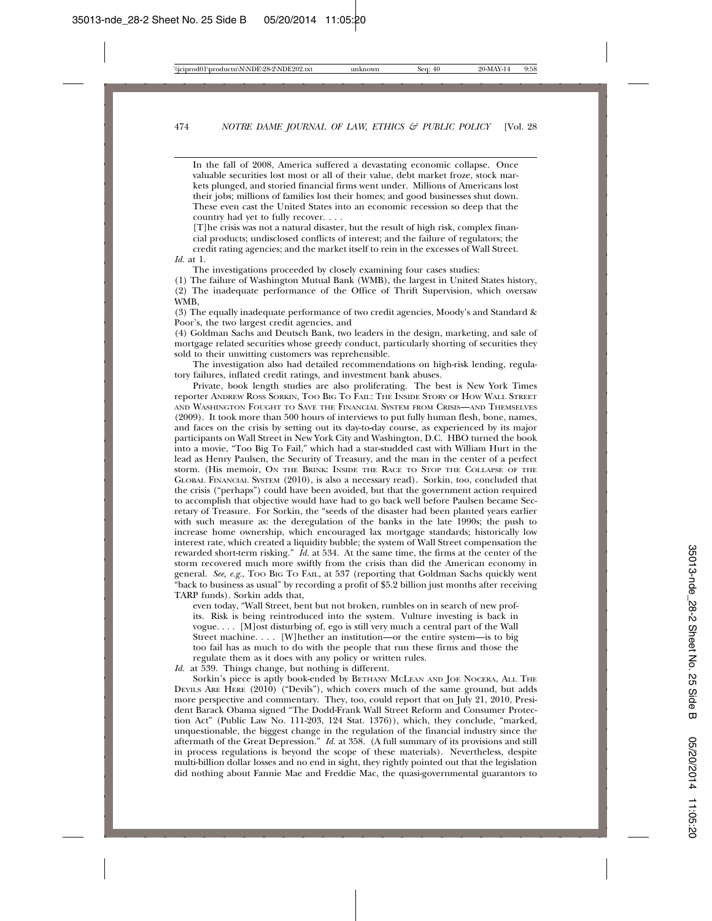In the fall of 2008, America suffered a devastating economic collapse. Once valuable securities lost most or all of their value, debt market froze, stock markets plunged, and storied financial firms went under. Millions of Americans lost their jobs; millions of families lost their homes; and good businesses shut down. These even cast the United States into an economic recession so deep that the country had yet to fully recover. . . .

> [T]he crisis was not a natural disaster, but the result of high risk, complex financial products; undisclosed conflicts of interest; and the failure of regulators; the credit rating agencies; and the market itself to rein in the excesses of Wall Street.

*Id.* at 1.

The investigations proceeded by closely examining four cases studies:

(1) The failure of Washington Mutual Bank (WMB), the largest in United States history,
(2) The inadequate performance of the Office of Thrift Supervision, which oversaw WMB,
(3) The equally inadequate performance of two credit agencies, Moody's and Standard & Poor's, the two largest credit agencies, and
(4) Goldman Sachs and Deutsch Bank, two leaders in the design, marketing, and sale of mortgage related securities whose greedy conduct, particularly shorting of securities they sold to their unwitting customers was reprehensible.

The investigation also had detailed recommendations on high-risk lending, regulatory failures, inflated credit ratings, and investment bank abuses.

Private, book length studies are also proliferating. The best is New York Times reporter ANDREW ROSS SORKIN, TOO BIG TO FAIL: THE INSIDE STORY OF HOW WALL STREET AND WASHINGTON FOUGHT TO SAVE THE FINANCIAL SYSTEM FROM CRISIS—AND THEMSELVES (2009). It took more than 500 hours of interviews to put fully human flesh, bone, names, and faces on the crisis by setting out its day-to-day course, as experienced by its major participants on Wall Street in New York City and Washington, D.C. HBO turned the book into a movie, "Too Big To Fail," which had a star-studded cast with William Hurt in the lead as Henry Paulsen, the Security of Treasury, and the man in the center of a perfect storm. (His memoir, ON THE BRINK: INSIDE THE RACE TO STOP THE COLLAPSE OF THE GLOBAL FINANCIAL SYSTEM (2010), is also a necessary read). Sorkin, too, concluded that the crisis ("perhaps") could have been avoided, but that the government action required to accomplish that objective would have had to go back well before Paulsen became Secretary of Treasure. For Sorkin, the "seeds of the disaster had been planted years earlier with such measure as: the deregulation of the banks in the late 1990s; the push to increase home ownership, which encouraged lax mortgage standards; historically low interest rate, which created a liquidity bubble; the system of Wall Street compensation the rewarded short-term risking." *Id.* at 534. At the same time, the firms at the center of the storm recovered much more swiftly from the crisis than did the American economy in general. *See, e.g.*, TOO BIG TO FAIL, at 537 (reporting that Goldman Sachs quickly went "back to business as usual" by recording a profit of $5.2 billion just months after receiving TARP funds). Sorkin adds that,

> even today, "Wall Street, bent but not broken, rumbles on in search of new profits. Risk is being reintroduced into the system. Vulture investing is back in vogue. . . . [M]ost disturbing of, ego is still very much a central part of the Wall Street machine. . . . [W]hether an institution—or the entire system—is to big too fail has as much to do with the people that run these firms and those the regulate them as it does with any policy or written rules.

*Id.* at 539. Things change, but nothing is different.

Sorkin's piece is aptly book-ended by BETHANY MCLEAN AND JOE NOCERA, ALL THE DEVILS ARE HERE (2010) ("Devils"), which covers much of the same ground, but adds more perspective and commentary. They, too, could report that on July 21, 2010, President Barack Obama signed "The Dodd-Frank Wall Street Reform and Consumer Protection Act" (Public Law No. 111-203, 124 Stat. 1376)), which, they conclude, "marked, unquestionable, the biggest change in the regulation of the financial industry since the aftermath of the Great Depression." *Id.* at 358. (A full summary of its provisions and still in process regulations is beyond the scope of these materials). Nevertheless, despite multi-billion dollar losses and no end in sight, they rightly pointed out that the legislation did nothing about Fannie Mae and Freddie Mac, the quasi-governmental guarantors to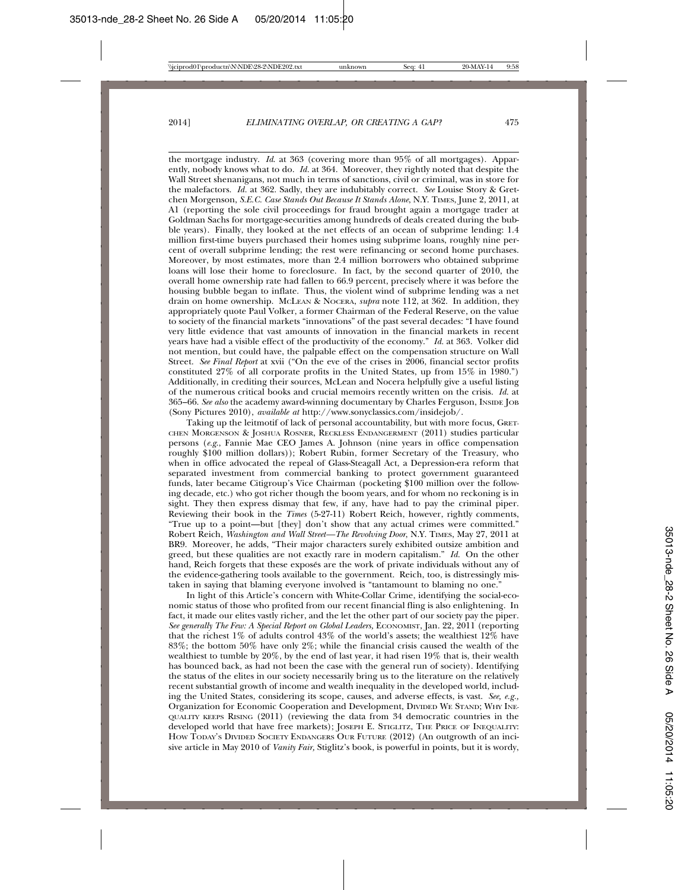the mortgage industry. *Id.* at 363 (covering more than 95% of all mortgages). Apparently, nobody knows what to do. *Id.* at 364. Moreover, they rightly noted that despite the Wall Street shenanigans, not much in terms of sanctions, civil or criminal, was in store for the malefactors. *Id.* at 362. Sadly, they are indubitably correct. *See* Louise Story & Gretchen Morgenson, *S.E.C. Case Stands Out Because It Stands Alone*, N.Y. TIMES, June 2, 2011, at A1 (reporting the sole civil proceedings for fraud brought again a mortgage trader at Goldman Sachs for mortgage-securities among hundreds of deals created during the bubble years). Finally, they looked at the net effects of an ocean of subprime lending: 1.4 million first-time buyers purchased their homes using subprime loans, roughly nine percent of overall subprime lending; the rest were refinancing or second home purchases. Moreover, by most estimates, more than 2.4 million borrowers who obtained subprime loans will lose their home to foreclosure. In fact, by the second quarter of 2010, the overall home ownership rate had fallen to 66.9 percent, precisely where it was before the housing bubble began to inflate. Thus, the violent wind of subprime lending was a net drain on home ownership. MCLEAN & NOCERA, *supra* note 112, at 362. In addition, they appropriately quote Paul Volker, a former Chairman of the Federal Reserve, on the value to society of the financial markets "innovations" of the past several decades: "I have found very little evidence that vast amounts of innovation in the financial markets in recent years have had a visible effect of the productivity of the economy." *Id.* at 363. Volker did not mention, but could have, the palpable effect on the compensation structure on Wall Street. *See Final Report* at xvii ("On the eve of the crises in 2006, financial sector profits constituted 27% of all corporate profits in the United States, up from 15% in 1980.") Additionally, in crediting their sources, McLean and Nocera helpfully give a useful listing of the numerous critical books and crucial memoirs recently written on the crisis. *Id.* at 365–66. *See also* the academy award-winning documentary by Charles Ferguson, INSIDE JOB (Sony Pictures 2010), *available at* http://www.sonyclassics.com/insidejob/.

Taking up the leitmotif of lack of personal accountability, but with more focus, GRETCHEN MORGENSON & JOSHUA ROSNER, RECKLESS ENDANGERMENT (2011) studies particular persons (*e.g.*, Fannie Mae CEO James A. Johnson (nine years in office compensation roughly $100 million dollars)); Robert Rubin, former Secretary of the Treasury, who when in office advocated the repeal of Glass-Steagall Act, a Depression-era reform that separated investment from commercial banking to protect government guaranteed funds, later became Citigroup's Vice Chairman (pocketing $100 million over the following decade, etc.) who got richer though the boom years, and for whom no reckoning is in sight. They then express dismay that few, if any, have had to pay the criminal piper. Reviewing their book in the *Times* (5-27-11) Robert Reich, however, rightly comments, "True up to a point—but [they] don't show that any actual crimes were committed." Robert Reich, *Washington and Wall Street—The Revolving Door*, N.Y. TIMES, May 27, 2011 at BR9. Moreover, he adds, "Their major characters surely exhibited outsize ambition and greed, but these qualities are not exactly rare in modern capitalism." *Id.* On the other hand, Reich forgets that these exposés are the work of private individuals without any of the evidence-gathering tools available to the government. Reich, too, is distressingly mistaken in saying that blaming everyone involved is "tantamount to blaming no one."

In light of this Article's concern with White-Collar Crime, identifying the social-economic status of those who profited from our recent financial fling is also enlightening. In fact, it made our elites vastly richer, and the let the other part of our society pay the piper. *See generally The Few: A Special Report on Global Leaders*, ECONOMIST, Jan. 22, 2011 (reporting that the richest 1% of adults control 43% of the world's assets; the wealthiest 12% have 83%; the bottom 50% have only 2%; while the financial crisis caused the wealth of the wealthiest to tumble by 20%, by the end of last year, it had risen 19% that is, their wealth has bounced back, as had not been the case with the general run of society). Identifying the status of the elites in our society necessarily bring us to the literature on the relatively recent substantial growth of income and wealth inequality in the developed world, including the United States, considering its scope, causes, and adverse effects, is vast. *See, e.g.*, Organization for Economic Cooperation and Development, DIVIDED WE STAND; WHY INEQUALITY KEEPS RISING (2011) (reviewing the data from 34 democratic countries in the developed world that have free markets); JOSEPH E. STIGLITZ, THE PRICE OF INEQUALITY: HOW TODAY'S DIVIDED SOCIETY ENDANGERS OUR FUTURE (2012) (An outgrowth of an incisive article in May 2010 of *Vanity Fair*, Stiglitz's book, is powerful in points, but it is wordy,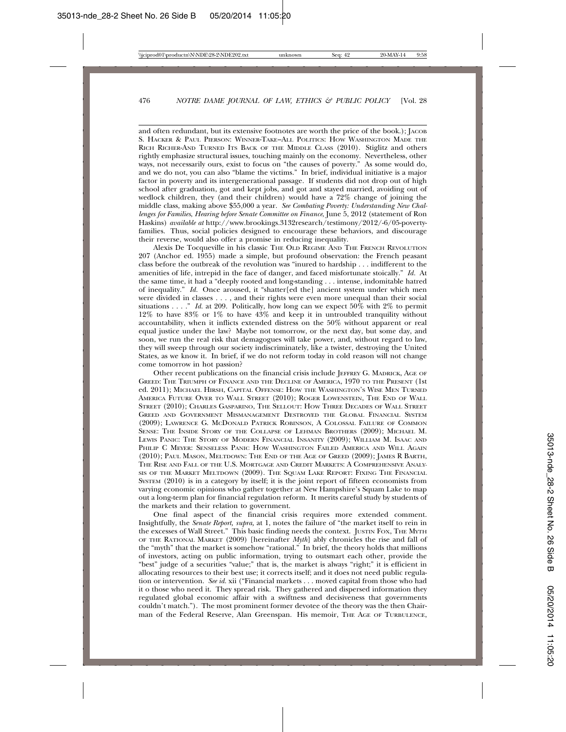and often redundant, but its extensive footnotes are worth the price of the book.); JACOB S. HACKER & PAUL PIERSON: WINNER-TAKE–ALL POLITICS: HOW WASHINGTON MADE THE RICH RICHER-AND TURNED ITS BACK OF THE MIDDLE CLASS (2010). Stiglitz and others rightly emphasize structural issues, touching mainly on the economy. Nevertheless, other ways, not necessarily ours, exist to focus on "the causes of poverty." As some would do, and we do not, you can also "blame the victims." In brief, individual initiative is a major factor in poverty and its intergenerational passage. If students did not drop out of high school after graduation, got and kept jobs, and got and stayed married, avoiding out of wedlock children, they (and their children) would have a 72% change of joining the middle class, making above $55,000 a year. *See Combating Poverty: Understanding New Challenges for Families, Hearing before Senate Committee on Finance*, June 5, 2012 (statement of Ron Haskins) *available at* http://www.brookings.3132research/testimony/2012/-6/05-poverty-families. Thus, social policies designed to encourage these behaviors, and discourage their reverse, would also offer a promise in reducing inequality.

Alexis De Tocqueville in his classic THE OLD REGIME AND THE FRENCH REVOLUTION 207 (Anchor ed. 1955) made a simple, but profound observation: the French peasant class before the outbreak of the revolution was "inured to hardship . . . indifferent to the amenities of life, intrepid in the face of danger, and faced misfortunate stoically." *Id.* At the same time, it had a "deeply rooted and long-standing . . . intense, indomitable hatred of inequality." *Id.* Once aroused, it "shatter[ed the] ancient system under which men were divided in classes . . . , and their rights were even more unequal than their social situations . . . ." *Id.* at 209. Politically, how long can we expect 50% with 2% to permit 12% to have 83% or 1% to have 43% and keep it in untroubled tranquility without accountability, when it inflicts extended distress on the 50% without apparent or real equal justice under the law? Maybe not tomorrow, or the next day, but some day, and soon, we run the real risk that demagogues will take power, and, without regard to law, they will sweep through our society indiscriminately, like a twister, destroying the United States, as we know it. In brief, if we do not reform today in cold reason will not change come tomorrow in hot passion?

Other recent publications on the financial crisis include JEFFREY G. MADRICK, AGE OF GREED: THE TRIUMPH OF FINANCE AND THE DECLINE OF AMERICA, 1970 TO THE PRESENT (1st ed. 2011); MICHAEL HIRSH, CAPITAL OFFENSE: HOW THE WASHINGTON'S WISE MEN TURNED AMERICA FUTURE OVER TO WALL STREET (2010); ROGER LOWENSTEIN, THE END OF WALL STREET (2010); CHARLES GASPARINO, THE SELLOUT: HOW THREE DECADES OF WALL STREET GREED AND GOVERNMENT MISMANAGEMENT DESTROYED THE GLOBAL FINANCIAL SYSTEM (2009); LAWRENCE G. MCDONALD PATRICK ROBINSON, A COLOSSAL FAILURE OF COMMON SENSE: THE INSIDE STORY OF THE COLLAPSE OF LEHMAN BROTHERS (2009); MICHAEL M. LEWIS PANIC: THE STORY OF MODERN FINANCIAL INSANITY (2009); WILLIAM M. ISAAC AND PHILIP C MEYER: SENSELESS PANIC HOW WASHINGTON FAILED AMERICA AND WILL AGAIN (2010); PAUL MASON, MELTDOWN: THE END OF THE AGE OF GREED (2009); JAMES R BARTH, THE RISE AND FALL OF THE U.S. MORTGAGE AND CREDIT MARKETS: A COMPREHENSIVE ANALYSIS OF THE MARKET MELTDOWN (2009). THE SQUAM LAKE REPORT: FIXING THE FINANCIAL SYSTEM (2010) is in a category by itself; it is the joint report of fifteen economists from varying economic opinions who gather together at New Hampshire's Squam Lake to map out a long-term plan for financial regulation reform. It merits careful study by students of the markets and their relation to government.

One final aspect of the financial crisis requires more extended comment. Insightfully, the *Senate Report*, *supra*, at 1, notes the failure of "the market itself to rein in the excesses of Wall Street." This basic finding needs the context. JUSTIN FOX, THE MYTH OF THE RATIONAL MARKET (2009) [hereinafter *Myth*] ably chronicles the rise and fall of the "myth" that the market is somehow "rational." In brief, the theory holds that millions of investors, acting on public information, trying to outsmart each other, provide the "best" judge of a securities "value;" that is, the market is always "right;" it is efficient in allocating resources to their best use; it corrects itself; and it does not need public regulation or intervention. *See id.* xii ("Financial markets . . . moved capital from those who had it o those who need it. They spread risk. They gathered and dispersed information they regulated global economic affair with a swiftness and decisiveness that governments couldn't match."). The most prominent former devotee of the theory was the then Chairman of the Federal Reserve, Alan Greenspan. His memoir, THE AGE OF TURBULENCE,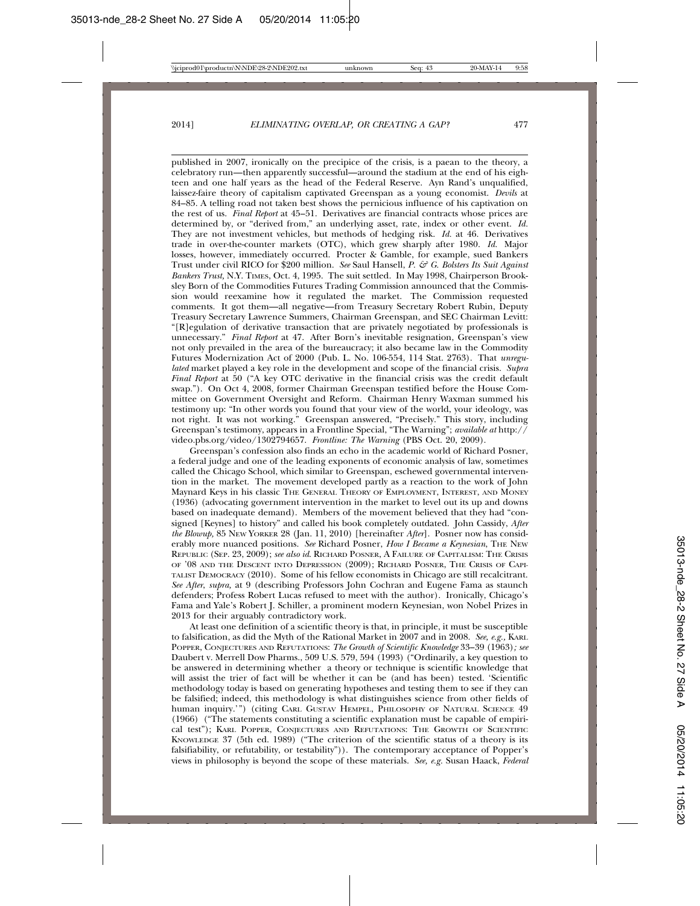published in 2007, ironically on the precipice of the crisis, is a paean to the theory, a celebratory run—then apparently successful—around the stadium at the end of his eighteen and one half years as the head of the Federal Reserve. Ayn Rand's unqualified, laissez-faire theory of capitalism captivated Greenspan as a young economist. *Devils* at 84–85. A telling road not taken best shows the pernicious influence of his captivation on the rest of us. *Final Report* at 45–51. Derivatives are financial contracts whose prices are determined by, or "derived from," an underlying asset, rate, index or other event. *Id.* They are not investment vehicles, but methods of hedging risk. *Id.* at 46. Derivatives trade in over-the-counter markets (OTC), which grew sharply after 1980. *Id.* Major losses, however, immediately occurred. Procter & Gamble, for example, sued Bankers Trust under civil RICO for $200 million. *See* Saul Hansell, *P. & G. Bolsters Its Suit Against Bankers Trust,* N.Y. TIMES, Oct. 4, 1995. The suit settled. In May 1998, Chairperson Brooksley Born of the Commodities Futures Trading Commission announced that the Commission would reexamine how it regulated the market. The Commission requested comments. It got them—all negative—from Treasury Secretary Robert Rubin, Deputy Treasury Secretary Lawrence Summers, Chairman Greenspan, and SEC Chairman Levitt: "[R]egulation of derivative transaction that are privately negotiated by professionals is unnecessary." *Final Report* at 47. After Born's inevitable resignation, Greenspan's view not only prevailed in the area of the bureaucracy; it also became law in the Commodity Futures Modernization Act of 2000 (Pub. L. No. 106-554, 114 Stat. 2763). That *unregulated* market played a key role in the development and scope of the financial crisis. *Supra Final Report* at 50 ("A key OTC derivative in the financial crisis was the credit default swap."). On Oct 4, 2008, former Chairman Greenspan testified before the House Committee on Government Oversight and Reform. Chairman Henry Waxman summed his testimony up: "In other words you found that your view of the world, your ideology, was not right. It was not working." Greenspan answered, "Precisely." This story, including Greenspan's testimony, appears in a Frontline Special, "The Warning"; *available at* http://video.pbs.org/video/1302794657. *Frontline: The Warning* (PBS Oct. 20, 2009).

Greenspan's confession also finds an echo in the academic world of Richard Posner, a federal judge and one of the leading exponents of economic analysis of law, sometimes called the Chicago School, which similar to Greenspan, eschewed governmental intervention in the market. The movement developed partly as a reaction to the work of John Maynard Keys in his classic THE GENERAL THEORY OF EMPLOYMENT, INTEREST, AND MONEY (1936) (advocating government intervention in the market to level out its up and downs based on inadequate demand). Members of the movement believed that they had "consigned [Keynes] to history" and called his book completely outdated. John Cassidy, *After the Blowup,* 85 NEW YORKER 28 (Jan. 11, 2010) [hereinafter *After*]. Posner now has considerably more nuanced positions. *See* Richard Posner, *How I Became a Keynesian*, THE NEW REPUBLIC (SEP. 23, 2009); *see also id.* RICHARD POSNER, A FAILURE OF CAPITALISM: THE CRISIS OF '08 AND THE DESCENT INTO DEPRESSION (2009); RICHARD POSNER, THE CRISIS OF CAPITALIST DEMOCRACY (2010). Some of his fellow economists in Chicago are still recalcitrant. *See After*, *supra,* at 9 (describing Professors John Cochran and Eugene Fama as staunch defenders; Profess Robert Lucas refused to meet with the author). Ironically, Chicago's Fama and Yale's Robert J. Schiller, a prominent modern Keynesian, won Nobel Prizes in 2013 for their arguably contradictory work.

At least one definition of a scientific theory is that, in principle, it must be susceptible to falsification, as did the Myth of the Rational Market in 2007 and in 2008. *See, e.g.*, KARL POPPER, CONJECTURES AND REFUTATIONS: *The Growth of Scientific Knowledge* 33–39 (1963)*; see* Daubert v. Merrell Dow Pharms., 509 U.S. 579, 594 (1993) ("Ordinarily, a key question to be answered in determining whether a theory or technique is scientific knowledge that will assist the trier of fact will be whether it can be (and has been) tested. 'Scientific methodology today is based on generating hypotheses and testing them to see if they can be falsified; indeed, this methodology is what distinguishes science from other fields of human inquiry.'") (citing CARL GUSTAV HEMPEL, PHILOSOPHY OF NATURAL SCIENCE 49 (1966) ("The statements constituting a scientific explanation must be capable of empirical test"); KARL POPPER, CONJECTURES AND REFUTATIONS: THE GROWTH OF SCIENTIFIC KNOWLEDGE 37 (5th ed. 1989) ("The criterion of the scientific status of a theory is its falsifiability, or refutability, or testability")). The contemporary acceptance of Popper's views in philosophy is beyond the scope of these materials. *See, e.g.* Susan Haack, *Federal*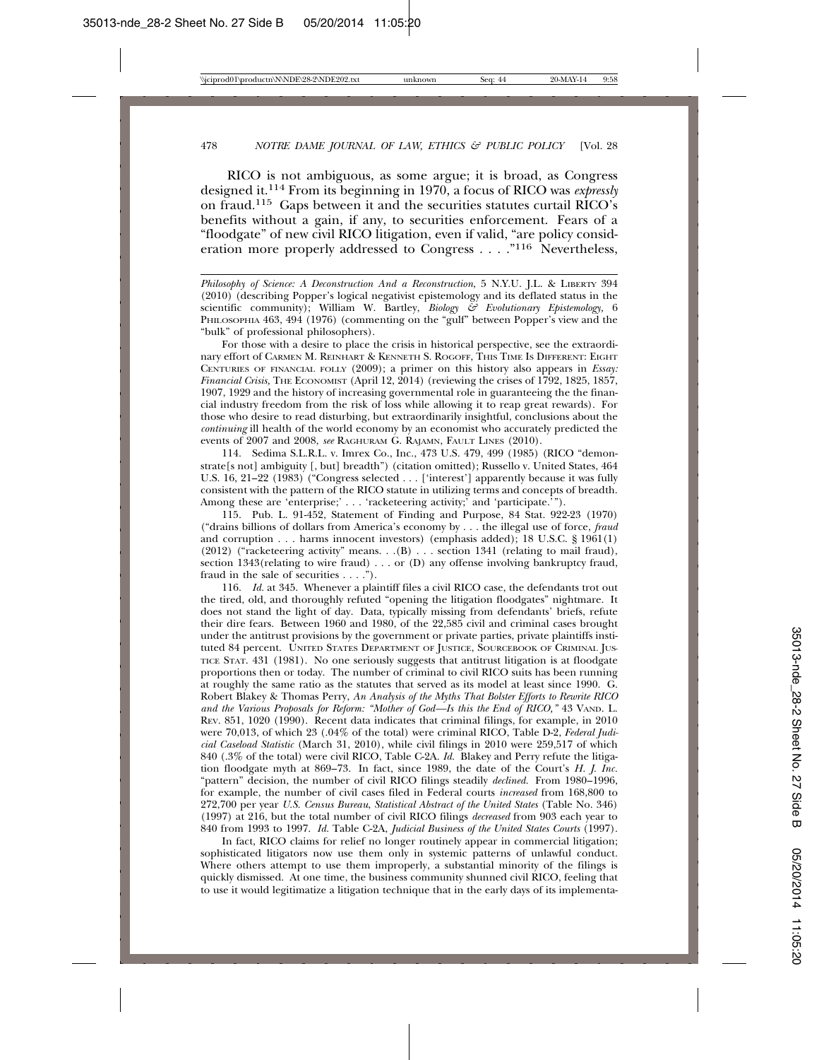RICO is not ambiguous, as some argue; it is broad, as Congress designed it.[114] From its beginning in 1970, a focus of RICO was *expressly* on fraud.[115] Gaps between it and the securities statutes curtail RICO's benefits without a gain, if any, to securities enforcement. Fears of a "floodgate" of new civil RICO litigation, even if valid, "are policy consideration more properly addressed to Congress . . . ."[116] Nevertheless,

---

*Philosophy of Science: A Deconstruction And a Reconstruction*, 5 N.Y.U. J.L. & LIBERTY 394 (2010) (describing Popper's logical negativist epistemology and its deflated status in the scientific community); William W. Bartley, *Biology & Evolutionary Epistemology*, 6 PHILOSOPHIA 463, 494 (1976) (commenting on the "gulf" between Popper's view and the "bulk" of professional philosophers).

For those with a desire to place the crisis in historical perspective, see the extraordinary effort of CARMEN M. REINHART & KENNETH S. ROGOFF, THIS TIME IS DIFFERENT: EIGHT CENTURIES OF FINANCIAL FOLLY (2009); a primer on this history also appears in *Essay: Financial Crisis*, THE ECONOMIST (April 12, 2014) (reviewing the crises of 1792, 1825, 1857, 1907, 1929 and the history of increasing governmental role in guaranteeing the the financial industry freedom from the risk of loss while allowing it to reap great rewards). For those who desire to read disturbing, but extraordinarily insightful, conclusions about the *continuing* ill health of the world economy by an economist who accurately predicted the events of 2007 and 2008, *see* RAGHURAM G. RAJAMN, FAULT LINES (2010).

114. Sedima S.L.R.L. v. Imrex Co., Inc., 473 U.S. 479, 499 (1985) (RICO "demonstrate[s not] ambiguity [, but] breadth") (citation omitted); Russello v. United States, 464 U.S. 16, 21–22 (1983) ("Congress selected . . . ['interest'] apparently because it was fully consistent with the pattern of the RICO statute in utilizing terms and concepts of breadth. Among these are 'enterprise;' . . . 'racketeering activity;' and 'participate.'").

115. Pub. L. 91-452, Statement of Finding and Purpose, 84 Stat. 922-23 (1970) ("drains billions of dollars from America's economy by . . . the illegal use of force, *fraud* and corruption . . . harms innocent investors) (emphasis added); 18 U.S.C. § 1961(1) (2012) ("racketeering activity" means. . .(B) . . . section 1341 (relating to mail fraud), section 1343(relating to wire fraud) . . . or (D) any offense involving bankruptcy fraud, fraud in the sale of securities . . . .").

116. *Id.* at 345. Whenever a plaintiff files a civil RICO case, the defendants trot out the tired, old, and thoroughly refuted "opening the litigation floodgates" nightmare. It does not stand the light of day. Data, typically missing from defendants' briefs, refute their dire fears. Between 1960 and 1980, of the 22,585 civil and criminal cases brought under the antitrust provisions by the government or private parties, private plaintiffs instituted 84 percent. UNITED STATES DEPARTMENT OF JUSTICE, SOURCEBOOK OF CRIMINAL JUSTICE STAT. 431 (1981). No one seriously suggests that antitrust litigation is at floodgate proportions then or today. The number of criminal to civil RICO suits has been running at roughly the same ratio as the statutes that served as its model at least since 1990. G. Robert Blakey & Thomas Perry, *An Analysis of the Myths That Bolster Efforts to Rewrite RICO and the Various Proposals for Reform: "Mother of God—Is this the End of RICO,"* 43 VAND. L. REV. 851, 1020 (1990). Recent data indicates that criminal filings, for example, in 2010 were 70,013, of which 23 (.04% of the total) were criminal RICO, Table D-2, *Federal Judicial Caseload Statistic* (March 31, 2010), while civil filings in 2010 were 259,517 of which 840 (.3% of the total) were civil RICO, Table C-2A. *Id.* Blakey and Perry refute the litigation floodgate myth at 869–73. In fact, since 1989, the date of the Court's *H. J. Inc.* "pattern" decision, the number of civil RICO filings steadily *declined*. From 1980–1996, for example, the number of civil cases filed in Federal courts *increased* from 168,800 to 272,700 per year *U.S. Census Bureau*, *Statistical Abstract of the United States* (Table No. 346) (1997) at 216, but the total number of civil RICO filings *decreased* from 903 each year to 840 from 1993 to 1997. *Id.* Table C-2A, *Judicial Business of the United States Courts* (1997).

In fact, RICO claims for relief no longer routinely appear in commercial litigation; sophisticated litigators now use them only in systemic patterns of unlawful conduct. Where others attempt to use them improperly, a substantial minority of the filings is quickly dismissed. At one time, the business community shunned civil RICO, feeling that to use it would legitimatize a litigation technique that in the early days of its implementa-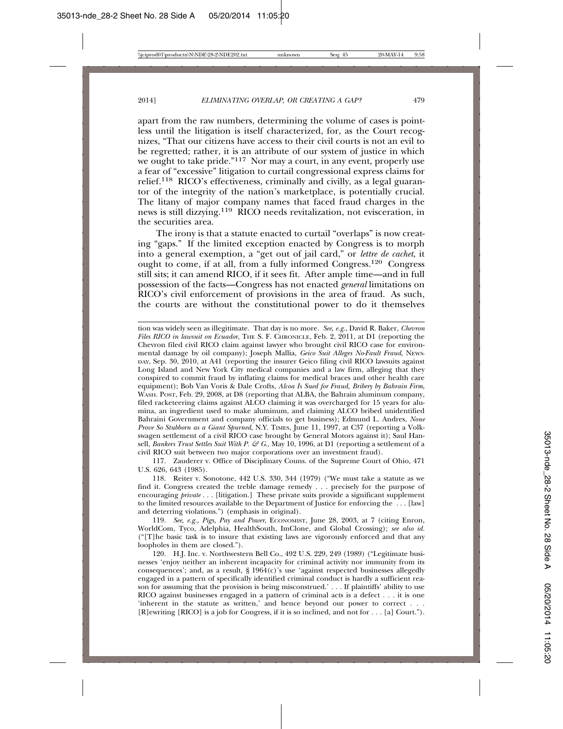apart from the raw numbers, determining the volume of cases is pointless until the litigation is itself characterized, for, as the Court recognizes, "That our citizens have access to their civil courts is not an evil to be regretted; rather, it is an attribute of our system of justice in which we ought to take pride."[117] Nor may a court, in any event, properly use a fear of "excessive" litigation to curtail congressional express claims for relief.[118] RICO's effectiveness, criminally and civilly, as a legal guarantor of the integrity of the nation's marketplace, is potentially crucial. The litany of major company names that faced fraud charges in the news is still dizzying.[119] RICO needs revitalization, not evisceration, in the securities area.

The irony is that a statute enacted to curtail "overlaps" is now creating "gaps." If the limited exception enacted by Congress is to morph into a general exemption, a "get out of jail card," or *lettre de cachet*, it ought to come, if at all, from a fully informed Congress.[120] Congress still sits; it can amend RICO, if it sees fit. After ample time—and in full possession of the facts—Congress has not enacted *general* limitations on RICO's civil enforcement of provisions in the area of fraud. As such, the courts are without the constitutional power to do it themselves

---

tion was widely seen as illegitimate. That day is no more. *See, e.g.*, David R. Baker, *Chevron Files RICO in lawsuit on Ecuador*, THE S. F. CHRONICLE, Feb. 2, 2011, at D1 (reporting the Chevron filed civil RICO claim against lawyer who brought civil RICO case for environmental damage by oil company); Joseph Mallia, *Geico Suit Alleges No-Fault Fraud*, NEWSDAY, Sep. 30, 2010, at A41 (reporting the insurer Geico filing civil RICO lawsuits against Long Island and New York City medical companies and a law firm, alleging that they conspired to commit fraud by inflating claims for medical braces and other health care equipment); Bob Van Voris & Dale Crofts, *Alcoa Is Sued for Fraud, Bribery by Bahrain Firm*, WASH. POST, Feb. 29, 2008, at D8 (reporting that ALBA, the Bahrain aluminum company, filed racketeering claims against ALCO claiming it was overcharged for 15 years for alumina, an ingredient used to make aluminum, and claiming ALCO bribed unidentified Bahraini Government and company officials to get business); Edmund L. Andres, *None Prove So Stubborn as a Giant Spurned*, N.Y. TIMES, June 11, 1997, at C37 (reporting a Volkswagen settlement of a civil RICO case brought by General Motors against it); Saul Hansell, *Bankers Trust Settles Suit With P. & G.*, May 10, 1996, at D1 (reporting a settlement of a civil RICO suit between two major corporations over an investment fraud).

117. Zauderer v. Office of Disciplinary Couns. of the Supreme Court of Ohio, 471 U.S. 626, 643 (1985).

118. Reiter v. Sonotone, 442 U.S. 330, 344 (1979) ("We must take a statute as we find it. Congress created the treble damage remedy . . . precisely for the purpose of encouraging *private* . . . [litigation.] These private suits provide a significant supplement to the limited resources available to the Department of Justice for enforcing the . . . [law] and deterring violations.") (emphasis in original).

119. *See, e.g., Pigs, Pay and Power*, ECONOMIST, June 28, 2003, at 7 (citing Enron, WorldCom, Tyco, Adelphia, HealthSouth, ImClone, and Global Crossing); *see also id.* ("[T]he basic task is to insure that existing laws are vigorously enforced and that any loopholes in them are closed.").

120. H.J. Inc. v. Northwestern Bell Co., 492 U.S. 229, 249 (1989) ("Legitimate businesses 'enjoy neither an inherent incapacity for criminal activity nor immunity from its consequences'; and, as a result, § 1964(c)'s use 'against respected businesses allegedly engaged in a pattern of specifically identified criminal conduct is hardly a sufficient reason for assuming that the provision is being misconstrued.' . . . If plaintiffs' ability to use RICO against businesses engaged in a pattern of criminal acts is a defect . . . it is one 'inherent in the statute as written,' and hence beyond our power to correct . . . [R]ewriting [RICO] is a job for Congress, if it is so inclined, and not for . . . [a] Court.").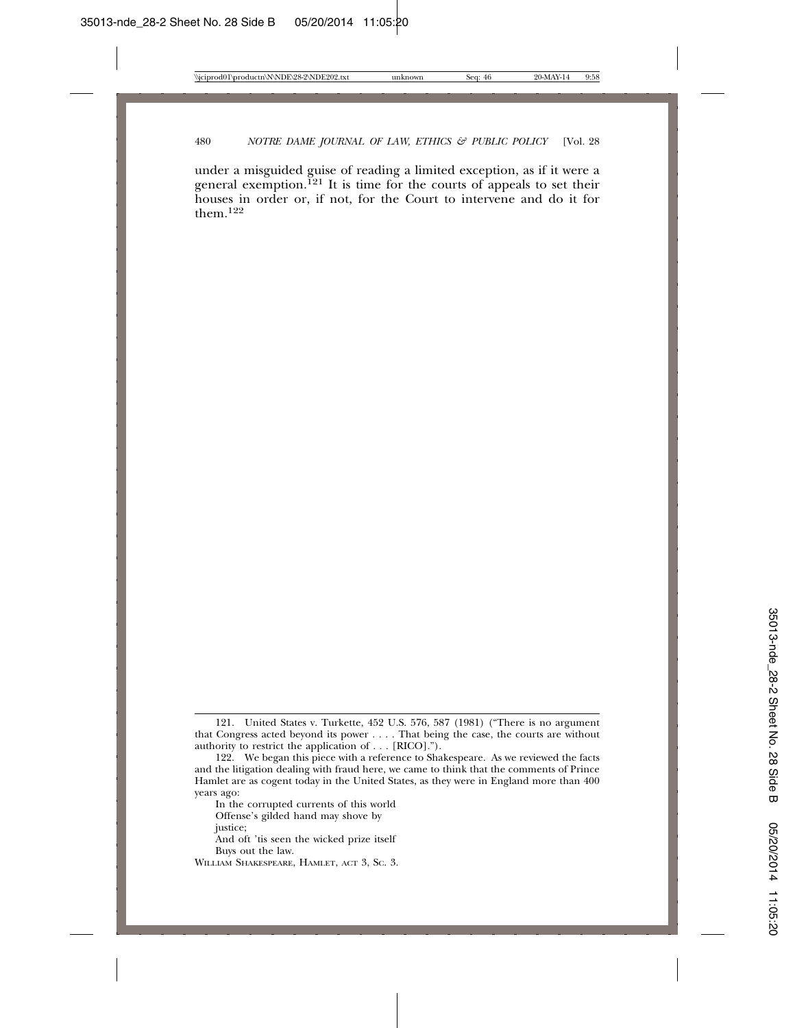under a misguided guise of reading a limited exception, as if it were a general exemption.[121] It is time for the courts of appeals to set their houses in order or, if not, for the Court to intervene and do it for them.[122]

---

121. United States v. Turkette, 452 U.S. 576, 587 (1981) ("There is no argument that Congress acted beyond its power . . . . That being the case, the courts are without authority to restrict the application of . . . [RICO].").

122. We began this piece with a reference to Shakespeare. As we reviewed the facts and the litigation dealing with fraud here, we came to think that the comments of Prince Hamlet are as cogent today in the United States, as they were in England more than 400 years ago:

> In the corrupted currents of this world
> Offense's gilded hand may shove by
> justice;
> And oft 'tis seen the wicked prize itself
> Buys out the law.

WILLIAM SHAKESPEARE, HAMLET, ACT 3, SC. 3.